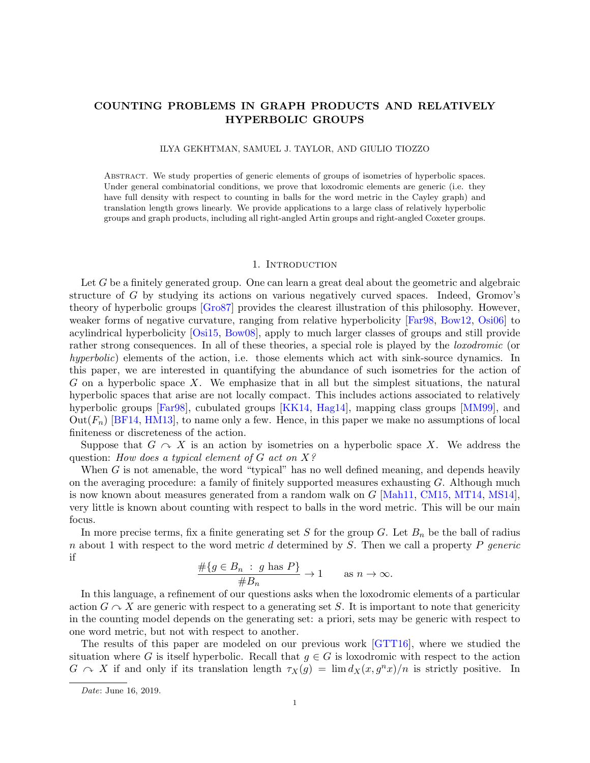# COUNTING PROBLEMS IN GRAPH PRODUCTS AND RELATIVELY HYPERBOLIC GROUPS

ILYA GEKHTMAN, SAMUEL J. TAYLOR, AND GIULIO TIOZZO

Abstract. We study properties of generic elements of groups of isometries of hyperbolic spaces. Under general combinatorial conditions, we prove that loxodromic elements are generic (i.e. they have full density with respect to counting in balls for the word metric in the Cayley graph) and translation length grows linearly. We provide applications to a large class of relatively hyperbolic groups and graph products, including all right-angled Artin groups and right-angled Coxeter groups.

## 1. Introduction

Let $G$ be a finitely generated group. One can learn a great deal about the geometric and algebraic structure of $G$ by studying its actions on various negatively curved spaces. Indeed, Gromov's theory of hyperbolic groups [Gro87] provides the clearest illustration of this philosophy. However, weaker forms of negative curvature, ranging from relative hyperbolicity [Far98, Bow12, Osi06] to acylindrical hyperbolicity [Osi15, Bow08], apply to much larger classes of groups and still provide rather strong consequences. In all of these theories, a special role is played by the *loxodromic* (or *hyperbolic*) elements of the action, i.e. those elements which act with sink-source dynamics. In this paper, we are interested in quantifying the abundance of such isometries for the action of $G$ on a hyperbolic space $X$. We emphasize that in all but the simplest situations, the natural hyperbolic spaces that arise are not locally compact. This includes actions associated to relatively hyperbolic groups [Far98], cubulated groups [KK14, Hag14], mapping class groups [MM99], and $\mathrm{Out}(F_n)$ [BF14, HM13], to name only a few. Hence, in this paper we make no assumptions of local finiteness or discreteness of the action.

Suppose that $G \curvearrowright X$ is an action by isometries on a hyperbolic space $X$. We address the question: *How does a typical element of $G$ act on $X$?*

When $G$ is not amenable, the word "typical" has no well defined meaning, and depends heavily on the averaging procedure: a family of finitely supported measures exhausting $G$. Although much is now known about measures generated from a random walk on $G$ [Mah11, CM15, MT14, MS14], very little is known about counting with respect to balls in the word metric. This will be our main focus.

In more precise terms, fix a finite generating set $S$ for the group $G$. Let $B_n$ be the ball of radius $n$ about 1 with respect to the word metric $d$ determined by $S$. Then we call a property $P$ *generic* if

$$\frac{\#\{g \in B_n \ : \ g \text{ has } P\}}{\#B_n} \to 1 \qquad \text{as } n \to \infty.$$

In this language, a refinement of our questions asks when the loxodromic elements of a particular action $G \curvearrowright X$ are generic with respect to a generating set $S$. It is important to note that genericity in the counting model depends on the generating set: a priori, sets may be generic with respect to one word metric, but not with respect to another.

The results of this paper are modeled on our previous work [GTT16], where we studied the situation where $G$ is itself hyperbolic. Recall that $g \in G$ is loxodromic with respect to the action $G \curvearrowright X$ if and only if its translation length $\tau_X(g) = \lim d_X(x, g^n x)/n$ is strictly positive. In

Date: June 16, 2019.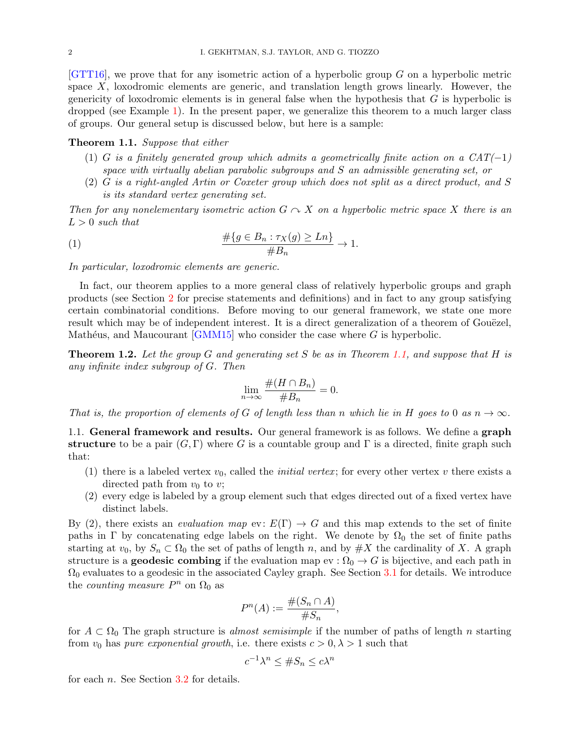[GTT16], we prove that for any isometric action of a hyperbolic group $G$ on a hyperbolic metric space $X$, loxodromic elements are generic, and translation length grows linearly. However, the genericity of loxodromic elements is in general false when the hypothesis that $G$ is hyperbolic is dropped (see Example 1). In the present paper, we generalize this theorem to a much larger class of groups. Our general setup is discussed below, but here is a sample:

**Theorem 1.1.** *Suppose that either*

1. *$G$ is a finitely generated group which admits a geometrically finite action on a CAT($-1$) space with virtually abelian parabolic subgroups and $S$ an admissible generating set, or*
2. *$G$ is a right-angled Artin or Coxeter group which does not split as a direct product, and $S$ is its standard vertex generating set.*

*Then for any nonelementary isometric action $G \curvearrowright X$ on a hyperbolic metric space $X$ there is an $L > 0$ such that*

$$\frac{\#\{g \in B_n : \tau_X(g) \geq Ln\}}{\#B_n} \to 1. \tag{1}$$

*In particular, loxodromic elements are generic.*

In fact, our theorem applies to a more general class of relatively hyperbolic groups and graph products (see Section 2 for precise statements and definitions) and in fact to any group satisfying certain combinatorial conditions. Before moving to our general framework, we state one more result which may be of independent interest. It is a direct generalization of a theorem of Gouëzel, Mathéus, and Maucourant [GMM15] who consider the case where $G$ is hyperbolic.

**Theorem 1.2.** *Let the group $G$ and generating set $S$ be as in Theorem 1.1, and suppose that $H$ is any infinite index subgroup of $G$. Then*

$$\lim_{n\to\infty} \frac{\#(H \cap B_n)}{\#B_n} = 0.$$

*That is, the proportion of elements of $G$ of length less than $n$ which lie in $H$ goes to 0 as $n \to \infty$.*

## 1.1. General framework and results.

Our general framework is as follows. We define a **graph structure** to be a pair $(G, \Gamma)$ where $G$ is a countable group and $\Gamma$ is a directed, finite graph such that:

1. there is a labeled vertex $v_0$, called the *initial vertex*; for every other vertex $v$ there exists a directed path from $v_0$ to $v$;
2. every edge is labeled by a group element such that edges directed out of a fixed vertex have distinct labels.

By (2), there exists an *evaluation map* $\text{ev}: E(\Gamma) \to G$ and this map extends to the set of finite paths in $\Gamma$ by concatenating edge labels on the right. We denote by $\Omega_0$ the set of finite paths starting at $v_0$, by $S_n \subset \Omega_0$ the set of paths of length $n$, and by $\#X$ the cardinality of $X$. A graph structure is a **geodesic combing** if the evaluation map $\text{ev} : \Omega_0 \to G$ is bijective, and each path in $\Omega_0$ evaluates to a geodesic in the associated Cayley graph. See Section 3.1 for details. We introduce the *counting measure* $P^n$ on $\Omega_0$ as

$$P^n(A) := \frac{\#(S_n \cap A)}{\#S_n},$$

for $A \subset \Omega_0$ The graph structure is *almost semisimple* if the number of paths of length $n$ starting from $v_0$ has *pure exponential growth*, i.e. there exists $c > 0, \lambda > 1$ such that

$$c^{-1}\lambda^n \leq \#S_n \leq c\lambda^n$$

for each $n$. See Section 3.2 for details.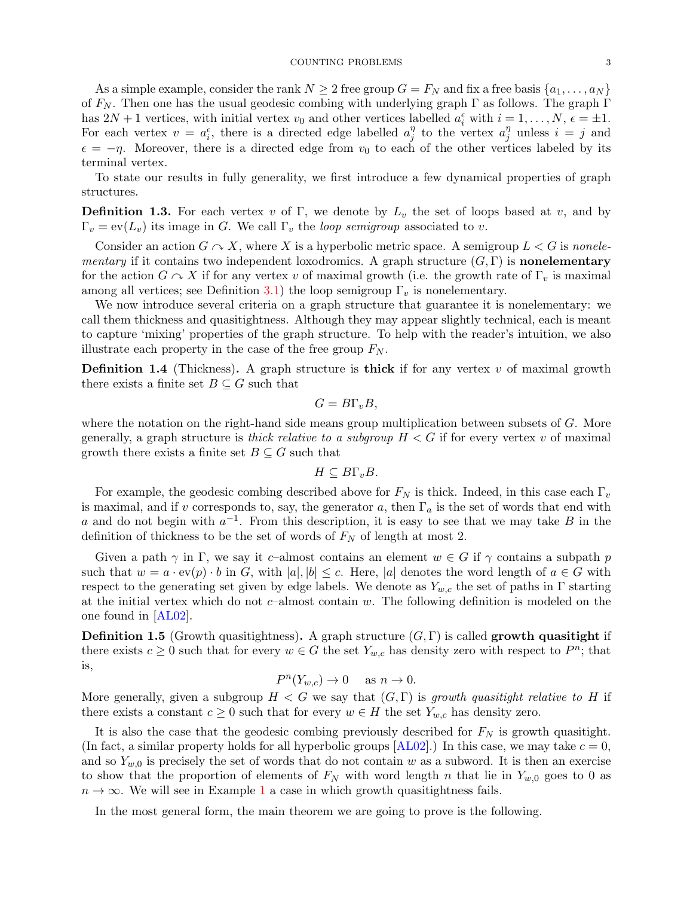As a simple example, consider the rank $N \geq 2$ free group $G = F_N$ and fix a free basis $\{a_1, \dots, a_N\}$ of $F_N$. Then one has the usual geodesic combing with underlying graph $\Gamma$ as follows. The graph $\Gamma$ has $2N+1$ vertices, with initial vertex $v_0$ and other vertices labelled $a_i^\epsilon$ with $i = 1, \dots, N$, $\epsilon = \pm 1$. For each vertex $v = a_i^\epsilon$, there is a directed edge labelled $a_j^\eta$ to the vertex $a_j^\eta$ unless $i = j$ and $\epsilon = -\eta$. Moreover, there is a directed edge from $v_0$ to each of the other vertices labeled by its terminal vertex.

To state our results in fully generality, we first introduce a few dynamical properties of graph structures.

**Definition 1.3.** For each vertex $v$ of $\Gamma$, we denote by $L_v$ the set of loops based at $v$, and by $\Gamma_v = \mathrm{ev}(L_v)$ its image in $G$. We call $\Gamma_v$ the *loop semigroup* associated to $v$.

Consider an action $G \curvearrowright X$, where $X$ is a hyperbolic metric space. A semigroup $L < G$ is *nonelementary* if it contains two independent loxodromics. A graph structure $(G, \Gamma)$ is **nonelementary** for the action $G \curvearrowright X$ if for any vertex $v$ of maximal growth (i.e. the growth rate of $\Gamma_v$ is maximal among all vertices; see Definition 3.1) the loop semigroup $\Gamma_v$ is nonelementary.

We now introduce several criteria on a graph structure that guarantee it is nonelementary: we call them thickness and quasitightness. Although they may appear slightly technical, each is meant to capture 'mixing' properties of the graph structure. To help with the reader's intuition, we also illustrate each property in the case of the free group $F_N$.

**Definition 1.4** (Thickness)**.** A graph structure is **thick** if for any vertex $v$ of maximal growth there exists a finite set $B \subseteq G$ such that

$$G = B\Gamma_v B,$$

where the notation on the right-hand side means group multiplication between subsets of $G$. More generally, a graph structure is *thick relative to a subgroup* $H < G$ if for every vertex $v$ of maximal growth there exists a finite set $B \subseteq G$ such that

$$H \subseteq B\Gamma_v B.$$

For example, the geodesic combing described above for $F_N$ is thick. Indeed, in this case each $\Gamma_v$ is maximal, and if $v$ corresponds to, say, the generator $a$, then $\Gamma_a$ is the set of words that end with $a$ and do not begin with $a^{-1}$. From this description, it is easy to see that we may take $B$ in the definition of thickness to be the set of words of $F_N$ of length at most 2.

Given a path $\gamma$ in $\Gamma$, we say it $c$–almost contains an element $w \in G$ if $\gamma$ contains a subpath $p$ such that $w = a \cdot \mathrm{ev}(p) \cdot b$ in $G$, with $|a|, |b| \leq c$. Here, $|a|$ denotes the word length of $a \in G$ with respect to the generating set given by edge labels. We denote as $Y_{w,c}$ the set of paths in $\Gamma$ starting at the initial vertex which do not $c$–almost contain $w$. The following definition is modeled on the one found in [AL02].

**Definition 1.5** (Growth quasitightness)**.** A graph structure $(G, \Gamma)$ is called **growth quasitight** if there exists $c \geq 0$ such that for every $w \in G$ the set $Y_{w,c}$ has density zero with respect to $P^n$; that is,

$$P^n(Y_{w,c}) \to 0 \quad \text{as } n \to 0.$$

More generally, given a subgroup $H < G$ we say that $(G, \Gamma)$ is *growth quasitight relative to* $H$ if there exists a constant $c \geq 0$ such that for every $w \in H$ the set $Y_{w,c}$ has density zero.

It is also the case that the geodesic combing previously described for $F_N$ is growth quasitight. (In fact, a similar property holds for all hyperbolic groups [AL02].) In this case, we may take $c = 0$, and so $Y_{w,0}$ is precisely the set of words that do not contain $w$ as a subword. It is then an exercise to show that the proportion of elements of $F_N$ with word length $n$ that lie in $Y_{w,0}$ goes to 0 as $n \to \infty$. We will see in Example 1 a case in which growth quasitightness fails.

In the most general form, the main theorem we are going to prove is the following.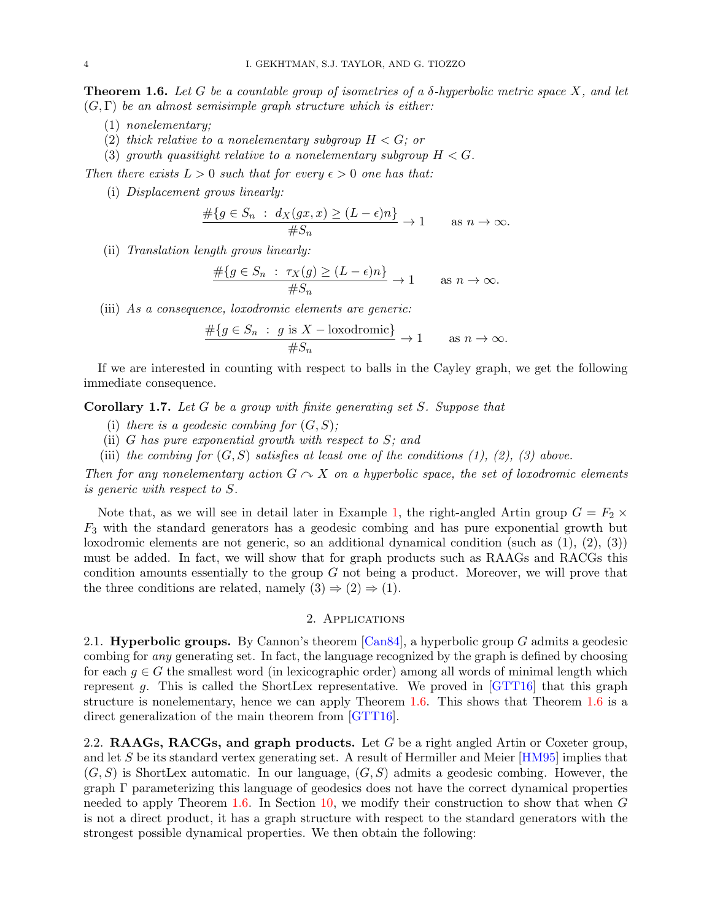**Theorem 1.6.** *Let $G$ be a countable group of isometries of a $\delta$-hyperbolic metric space $X$, and let $(G, \Gamma)$ be an almost semisimple graph structure which is either:*

(1) *nonelementary;*
(2) *thick relative to a nonelementary subgroup $H < G$; or*
(3) *growth quasitight relative to a nonelementary subgroup $H < G$.*

*Then there exists $L > 0$ such that for every $\epsilon > 0$ one has that:*

(i) *Displacement grows linearly:*

$$\frac{\#\{g \in S_n \ : \ d_X(gx, x) \geq (L - \epsilon)n\}}{\#S_n} \to 1 \qquad \text{as } n \to \infty.$$

(ii) *Translation length grows linearly:*

$$\frac{\#\{g \in S_n \ : \ \tau_X(g) \geq (L - \epsilon)n\}}{\#S_n} \to 1 \qquad \text{as } n \to \infty.$$

(iii) *As a consequence, loxodromic elements are generic:*

$$\frac{\#\{g \in S_n \ : \ g \text{ is } X-\text{loxodromic}\}}{\#S_n} \to 1 \qquad \text{as } n \to \infty.$$

If we are interested in counting with respect to balls in the Cayley graph, we get the following immediate consequence.

**Corollary 1.7.** *Let $G$ be a group with finite generating set $S$. Suppose that*

(i) *there is a geodesic combing for $(G, S)$;*
(ii) *$G$ has pure exponential growth with respect to $S$; and*
(iii) *the combing for $(G, S)$ satisfies at least one of the conditions (1), (2), (3) above.*

*Then for any nonelementary action $G \curvearrowright X$ on a hyperbolic space, the set of loxodromic elements is generic with respect to $S$.*

Note that, as we will see in detail later in Example 1, the right-angled Artin group $G = F_2 \times F_3$ with the standard generators has a geodesic combing and has pure exponential growth but loxodromic elements are not generic, so an additional dynamical condition (such as (1), (2), (3)) must be added. In fact, we will show that for graph products such as RAAGs and RACGs this condition amounts essentially to the group $G$ not being a product. Moreover, we will prove that the three conditions are related, namely (3) $\Rightarrow$ (2) $\Rightarrow$ (1).

## 2. Applications

**2.1. Hyperbolic groups.** By Cannon's theorem [Can84], a hyperbolic group $G$ admits a geodesic combing for *any* generating set. In fact, the language recognized by the graph is defined by choosing for each $g \in G$ the smallest word (in lexicographic order) among all words of minimal length which represent $g$. This is called the ShortLex representative. We proved in [GTT16] that this graph structure is nonelementary, hence we can apply Theorem 1.6. This shows that Theorem 1.6 is a direct generalization of the main theorem from [GTT16].

**2.2. RAAGs, RACGs, and graph products.** Let $G$ be a right angled Artin or Coxeter group, and let $S$ be its standard vertex generating set. A result of Hermiller and Meier [HM95] implies that $(G, S)$ is ShortLex automatic. In our language, $(G, S)$ admits a geodesic combing. However, the graph $\Gamma$ parameterizing this language of geodesics does not have the correct dynamical properties needed to apply Theorem 1.6. In Section 10, we modify their construction to show that when $G$ is not a direct product, it has a graph structure with respect to the standard generators with the strongest possible dynamical properties. We then obtain the following: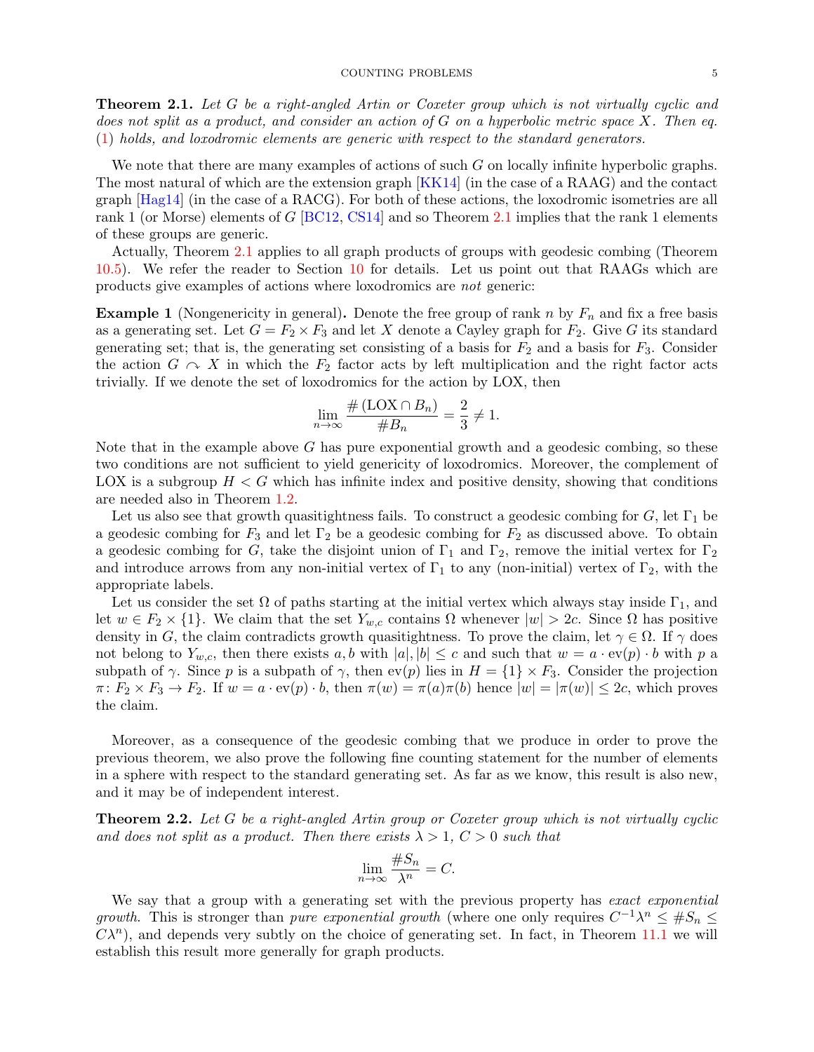**Theorem 2.1.** *Let $G$ be a right-angled Artin or Coxeter group which is not virtually cyclic and does not split as a product, and consider an action of $G$ on a hyperbolic metric space $X$. Then eq. (1) holds, and loxodromic elements are generic with respect to the standard generators.*

We note that there are many examples of actions of such $G$ on locally infinite hyperbolic graphs. The most natural of which are the extension graph [KK14] (in the case of a RAAG) and the contact graph [Hag14] (in the case of a RACG). For both of these actions, the loxodromic isometries are all rank 1 (or Morse) elements of $G$ [BC12, CS14] and so Theorem 2.1 implies that the rank 1 elements of these groups are generic.

Actually, Theorem 2.1 applies to all graph products of groups with geodesic combing (Theorem 10.5). We refer the reader to Section 10 for details. Let us point out that RAAGs which are products give examples of actions where loxodromics are *not* generic:

**Example 1** (Nongenericity in general)**.** Denote the free group of rank $n$ by $F_n$ and fix a free basis as a generating set. Let $G = F_2 \times F_3$ and let $X$ denote a Cayley graph for $F_2$. Give $G$ its standard generating set; that is, the generating set consisting of a basis for $F_2$ and a basis for $F_3$. Consider the action $G \curvearrowright X$ in which the $F_2$ factor acts by left multiplication and the right factor acts trivially. If we denote the set of loxodromics for the action by LOX, then

$$\lim_{n\to\infty} \frac{\#\left(\mathrm{LOX} \cap B_n\right)}{\# B_n} = \frac{2}{3} \neq 1.$$

Note that in the example above $G$ has pure exponential growth and a geodesic combing, so these two conditions are not sufficient to yield genericity of loxodromics. Moreover, the complement of LOX is a subgroup $H < G$ which has infinite index and positive density, showing that conditions are needed also in Theorem 1.2.

Let us also see that growth quasitightness fails. To construct a geodesic combing for $G$, let $\Gamma_1$ be a geodesic combing for $F_3$ and let $\Gamma_2$ be a geodesic combing for $F_2$ as discussed above. To obtain a geodesic combing for $G$, take the disjoint union of $\Gamma_1$ and $\Gamma_2$, remove the initial vertex for $\Gamma_2$ and introduce arrows from any non-initial vertex of $\Gamma_1$ to any (non-initial) vertex of $\Gamma_2$, with the appropriate labels.

Let us consider the set $\Omega$ of paths starting at the initial vertex which always stay inside $\Gamma_1$, and let $w \in F_2 \times \{1\}$. We claim that the set $Y_{w,c}$ contains $\Omega$ whenever $|w| > 2c$. Since $\Omega$ has positive density in $G$, the claim contradicts growth quasitightness. To prove the claim, let $\gamma \in \Omega$. If $\gamma$ does not belong to $Y_{w,c}$, then there exists $a, b$ with $|a|, |b| \leq c$ and such that $w = a \cdot \mathrm{ev}(p) \cdot b$ with $p$ a subpath of $\gamma$. Since $p$ is a subpath of $\gamma$, then $\mathrm{ev}(p)$ lies in $H = \{1\} \times F_3$. Consider the projection $\pi \colon F_2 \times F_3 \to F_2$. If $w = a \cdot \mathrm{ev}(p) \cdot b$, then $\pi(w) = \pi(a)\pi(b)$ hence $|w| = |\pi(w)| \leq 2c$, which proves the claim.

Moreover, as a consequence of the geodesic combing that we produce in order to prove the previous theorem, we also prove the following fine counting statement for the number of elements in a sphere with respect to the standard generating set. As far as we know, this result is also new, and it may be of independent interest.

**Theorem 2.2.** *Let $G$ be a right-angled Artin group or Coxeter group which is not virtually cyclic and does not split as a product. Then there exists $\lambda > 1$, $C > 0$ such that*

$$\lim_{n\to\infty} \frac{\# S_n}{\lambda^n} = C.$$

We say that a group with a generating set with the previous property has *exact exponential growth*. This is stronger than *pure exponential growth* (where one only requires $C^{-1}\lambda^n \leq \# S_n \leq C\lambda^n$), and depends very subtly on the choice of generating set. In fact, in Theorem 11.1 we will establish this result more generally for graph products.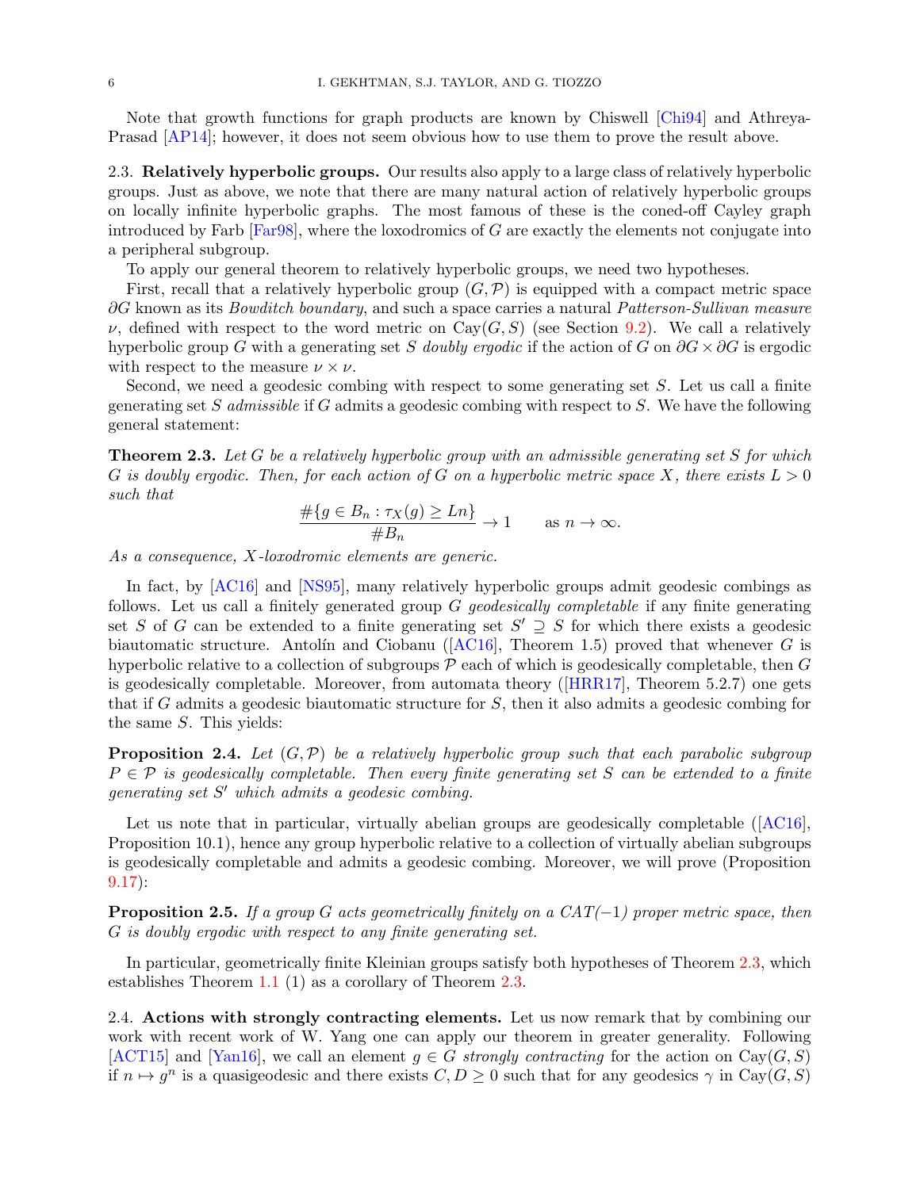Note that growth functions for graph products are known by Chiswell [Chi94] and Athreya-Prasad [AP14]; however, it does not seem obvious how to use them to prove the result above.

### 2.3. Relatively hyperbolic groups.

Our results also apply to a large class of relatively hyperbolic groups. Just as above, we note that there are many natural action of relatively hyperbolic groups on locally infinite hyperbolic graphs. The most famous of these is the coned-off Cayley graph introduced by Farb [Far98], where the loxodromics of $G$ are exactly the elements not conjugate into a peripheral subgroup.

To apply our general theorem to relatively hyperbolic groups, we need two hypotheses.

First, recall that a relatively hyperbolic group $(G, \mathcal{P})$ is equipped with a compact metric space $\partial G$ known as its *Bowditch boundary*, and such a space carries a natural *Patterson-Sullivan measure* $\nu$, defined with respect to the word metric on $\mathrm{Cay}(G, S)$ (see Section 9.2). We call a relatively hyperbolic group $G$ with a generating set $S$ *doubly ergodic* if the action of $G$ on $\partial G \times \partial G$ is ergodic with respect to the measure $\nu \times \nu$.

Second, we need a geodesic combing with respect to some generating set $S$. Let us call a finite generating set $S$ *admissible* if $G$ admits a geodesic combing with respect to $S$. We have the following general statement:

**Theorem 2.3.** *Let $G$ be a relatively hyperbolic group with an admissible generating set $S$ for which $G$ is doubly ergodic. Then, for each action of $G$ on a hyperbolic metric space $X$, there exists $L > 0$ such that*

$$\frac{\#\{g \in B_n : \tau_X(g) \geq Ln\}}{\#B_n} \to 1 \qquad \text{as } n \to \infty.$$

*As a consequence, $X$-loxodromic elements are generic.*

In fact, by [AC16] and [NS95], many relatively hyperbolic groups admit geodesic combings as follows. Let us call a finitely generated group $G$ *geodesically completable* if any finite generating set $S$ of $G$ can be extended to a finite generating set $S' \supseteq S$ for which there exists a geodesic biautomatic structure. Antolín and Ciobanu ([AC16], Theorem 1.5) proved that whenever $G$ is hyperbolic relative to a collection of subgroups $\mathcal{P}$ each of which is geodesically completable, then $G$ is geodesically completable. Moreover, from automata theory ([HRR17], Theorem 5.2.7) one gets that if $G$ admits a geodesic biautomatic structure for $S$, then it also admits a geodesic combing for the same $S$. This yields:

**Proposition 2.4.** *Let $(G, \mathcal{P})$ be a relatively hyperbolic group such that each parabolic subgroup $P \in \mathcal{P}$ is geodesically completable. Then every finite generating set $S$ can be extended to a finite generating set $S'$ which admits a geodesic combing.*

Let us note that in particular, virtually abelian groups are geodesically completable ([AC16], Proposition 10.1), hence any group hyperbolic relative to a collection of virtually abelian subgroups is geodesically completable and admits a geodesic combing. Moreover, we will prove (Proposition 9.17):

**Proposition 2.5.** *If a group $G$ acts geometrically finitely on a CAT$(-1)$ proper metric space, then $G$ is doubly ergodic with respect to any finite generating set.*

In particular, geometrically finite Kleinian groups satisfy both hypotheses of Theorem 2.3, which establishes Theorem 1.1 (1) as a corollary of Theorem 2.3.

### 2.4. Actions with strongly contracting elements.

Let us now remark that by combining our work with recent work of W. Yang one can apply our theorem in greater generality. Following [ACT15] and [Yan16], we call an element $g \in G$ *strongly contracting* for the action on $\mathrm{Cay}(G, S)$ if $n \mapsto g^n$ is a quasigeodesic and there exists $C, D \geq 0$ such that for any geodesics $\gamma$ in $\mathrm{Cay}(G, S)$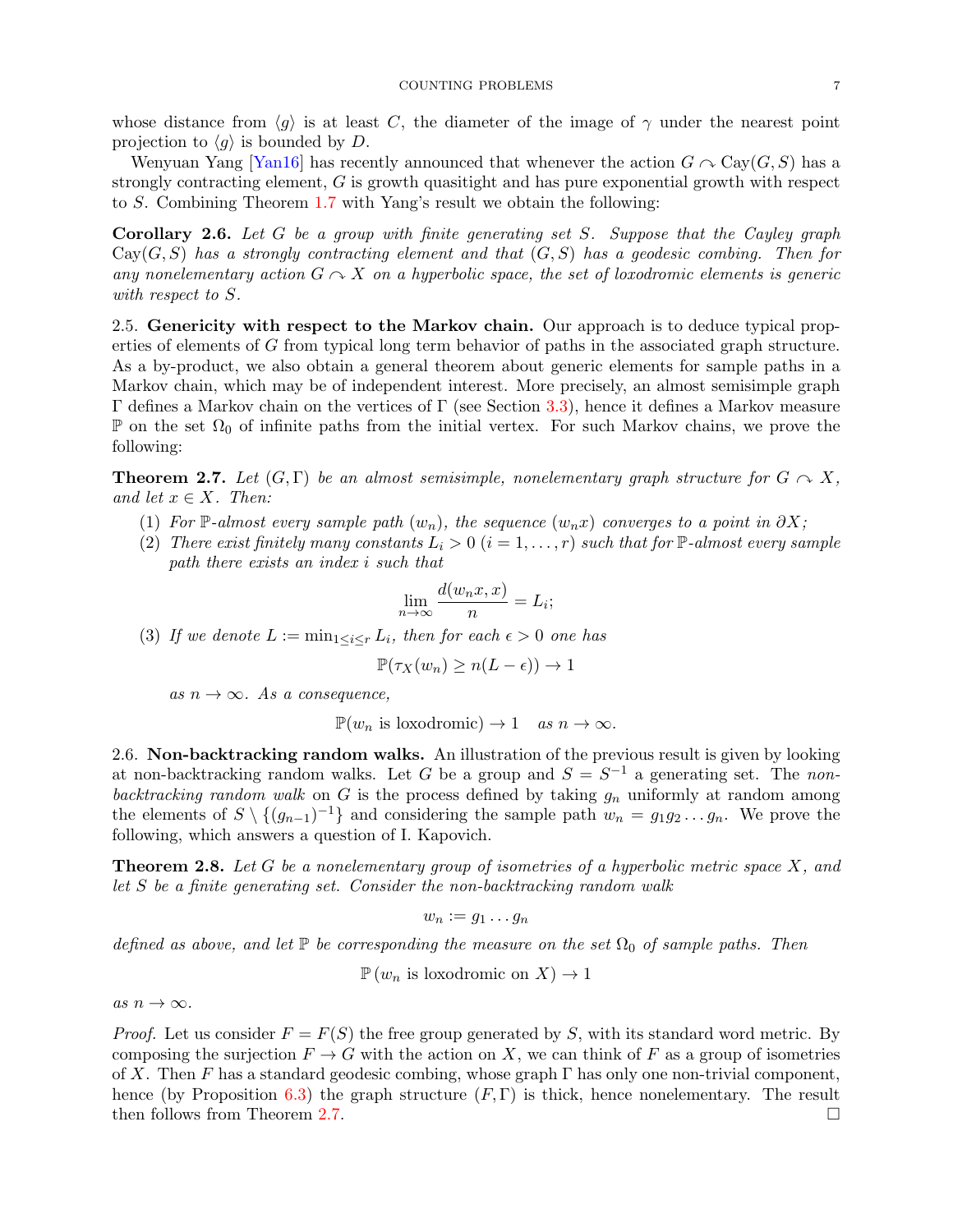whose distance from $\langle g \rangle$ is at least $C$, the diameter of the image of $\gamma$ under the nearest point projection to $\langle g \rangle$ is bounded by $D$.

Wenyuan Yang [Yan16] has recently announced that whenever the action $G \curvearrowright \mathrm{Cay}(G,S)$ has a strongly contracting element, $G$ is growth quasitight and has pure exponential growth with respect to $S$. Combining Theorem 1.7 with Yang's result we obtain the following:

**Corollary 2.6.** *Let $G$ be a group with finite generating set $S$. Suppose that the Cayley graph $\mathrm{Cay}(G,S)$ has a strongly contracting element and that $(G,S)$ has a geodesic combing. Then for any nonelementary action $G \curvearrowright X$ on a hyperbolic space, the set of loxodromic elements is generic with respect to $S$.*

## 2.5. Genericity with respect to the Markov chain.

Our approach is to deduce typical properties of elements of $G$ from typical long term behavior of paths in the associated graph structure. As a by-product, we also obtain a general theorem about generic elements for sample paths in a Markov chain, which may be of independent interest. More precisely, an almost semisimple graph $\Gamma$ defines a Markov chain on the vertices of $\Gamma$ (see Section 3.3), hence it defines a Markov measure $\mathbb{P}$ on the set $\Omega_0$ of infinite paths from the initial vertex. For such Markov chains, we prove the following:

**Theorem 2.7.** *Let $(G,\Gamma)$ be an almost semisimple, nonelementary graph structure for $G \curvearrowright X$, and let $x \in X$. Then:*

1. *For $\mathbb{P}$-almost every sample path $(w_n)$, the sequence $(w_n x)$ converges to a point in $\partial X$;*
2. *There exist finitely many constants $L_i > 0$ $(i = 1, \dots, r)$ such that for $\mathbb{P}$-almost every sample path there exists an index $i$ such that*
$$\lim_{n\to\infty} \frac{d(w_n x, x)}{n} = L_i;$$
3. *If we denote $L := \min_{1 \le i \le r} L_i$, then for each $\epsilon > 0$ one has*
$$\mathbb{P}(\tau_X(w_n) \ge n(L-\epsilon)) \to 1$$
*as $n \to \infty$. As a consequence,*
$$\mathbb{P}(w_n \text{ is loxodromic}) \to 1 \quad \text{as } n \to \infty.$$

## 2.6. Non-backtracking random walks.

An illustration of the previous result is given by looking at non-backtracking random walks. Let $G$ be a group and $S = S^{-1}$ a generating set. The *non-backtracking random walk* on $G$ is the process defined by taking $g_n$ uniformly at random among the elements of $S \setminus \{(g_{n-1})^{-1}\}$ and considering the sample path $w_n = g_1 g_2 \dots g_n$. We prove the following, which answers a question of I. Kapovich.

**Theorem 2.8.** *Let $G$ be a nonelementary group of isometries of a hyperbolic metric space $X$, and let $S$ be a finite generating set. Consider the non-backtracking random walk*
$$w_n := g_1 \dots g_n$$
*defined as above, and let $\mathbb{P}$ be corresponding the measure on the set $\Omega_0$ of sample paths. Then*
$$\mathbb{P}\left(w_n \text{ is loxodromic on } X\right) \to 1$$
*as $n \to \infty$.*

*Proof.* Let us consider $F = F(S)$ the free group generated by $S$, with its standard word metric. By composing the surjection $F \to G$ with the action on $X$, we can think of $F$ as a group of isometries of $X$. Then $F$ has a standard geodesic combing, whose graph $\Gamma$ has only one non-trivial component, hence (by Proposition 6.3) the graph structure $(F,\Gamma)$ is thick, hence nonelementary. The result then follows from Theorem 2.7. □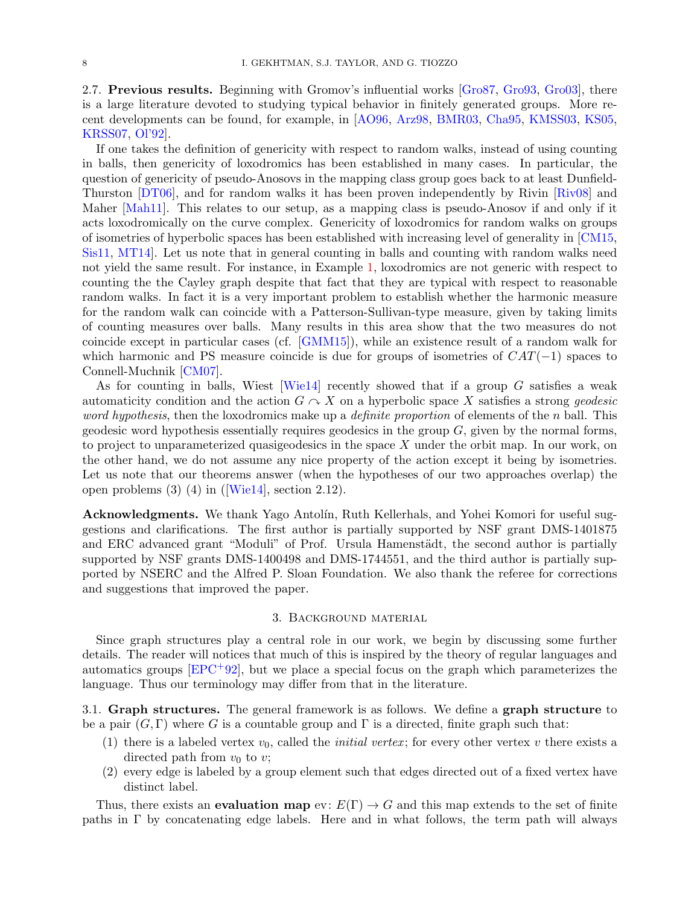**2.7. Previous results.** Beginning with Gromov's influential works [Gro87, Gro93, Gro03], there is a large literature devoted to studying typical behavior in finitely generated groups. More recent developments can be found, for example, in [AO96, Arz98, BMR03, Cha95, KMSS03, KS05, KRSS07, Ol'92].

If one takes the definition of genericity with respect to random walks, instead of using counting in balls, then genericity of loxodromics has been established in many cases. In particular, the question of genericity of pseudo-Anosovs in the mapping class group goes back to at least Dunfield-Thurston [DT06], and for random walks it has been proven independently by Rivin [Riv08] and Maher [Mah11]. This relates to our setup, as a mapping class is pseudo-Anosov if and only if it acts loxodromically on the curve complex. Genericity of loxodromics for random walks on groups of isometries of hyperbolic spaces has been established with increasing level of generality in [CM15, Sis11, MT14]. Let us note that in general counting in balls and counting with random walks need not yield the same result. For instance, in Example 1, loxodromics are not generic with respect to counting the the Cayley graph despite that fact that they are typical with respect to reasonable random walks. In fact it is a very important problem to establish whether the harmonic measure for the random walk can coincide with a Patterson-Sullivan-type measure, given by taking limits of counting measures over balls. Many results in this area show that the two measures do not coincide except in particular cases (cf. [GMM15]), while an existence result of a random walk for which harmonic and PS measure coincide is due for groups of isometries of $CAT(-1)$ spaces to Connell-Muchnik [CM07].

As for counting in balls, Wiest [Wie14] recently showed that if a group $G$ satisfies a weak automaticity condition and the action $G \curvearrowright X$ on a hyperbolic space $X$ satisfies a strong *geodesic word hypothesis*, then the loxodromics make up a *definite proportion* of elements of the $n$ ball. This geodesic word hypothesis essentially requires geodesics in the group $G$, given by the normal forms, to project to unparameterized quasigeodesics in the space $X$ under the orbit map. In our work, on the other hand, we do not assume any nice property of the action except it being by isometries. Let us note that our theorems answer (when the hypotheses of our two approaches overlap) the open problems (3) (4) in ([Wie14], section 2.12).

**Acknowledgments.** We thank Yago Antolín, Ruth Kellerhals, and Yohei Komori for useful suggestions and clarifications. The first author is partially supported by NSF grant DMS-1401875 and ERC advanced grant "Moduli" of Prof. Ursula Hamenstädt, the second author is partially supported by NSF grants DMS-1400498 and DMS-1744551, and the third author is partially supported by NSERC and the Alfred P. Sloan Foundation. We also thank the referee for corrections and suggestions that improved the paper.

## 3. Background material

Since graph structures play a central role in our work, we begin by discussing some further details. The reader will notices that much of this is inspired by the theory of regular languages and automatics groups [EPC[+]92], but we place a special focus on the graph which parameterizes the language. Thus our terminology may differ from that in the literature.

**3.1. Graph structures.** The general framework is as follows. We define a **graph structure** to be a pair $(G, \Gamma)$ where $G$ is a countable group and $\Gamma$ is a directed, finite graph such that:

1. there is a labeled vertex $v_0$, called the *initial vertex*; for every other vertex $v$ there exists a directed path from $v_0$ to $v$;
2. every edge is labeled by a group element such that edges directed out of a fixed vertex have distinct label.

Thus, there exists an **evaluation map** $\mathrm{ev}\colon E(\Gamma) \to G$ and this map extends to the set of finite paths in $\Gamma$ by concatenating edge labels. Here and in what follows, the term path will always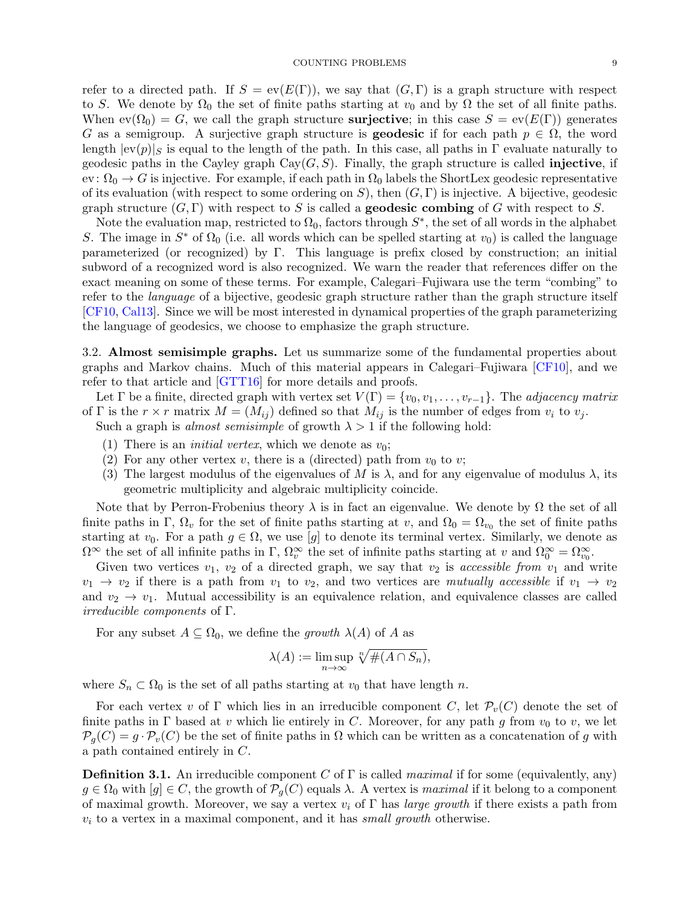refer to a directed path. If $S = \mathrm{ev}(E(\Gamma))$, we say that $(G, \Gamma)$ is a graph structure with respect to $S$. We denote by $\Omega_0$ the set of finite paths starting at $v_0$ and by $\Omega$ the set of all finite paths. When $\mathrm{ev}(\Omega_0) = G$, we call the graph structure **surjective**; in this case $S = \mathrm{ev}(E(\Gamma))$ generates $G$ as a semigroup. A surjective graph structure is **geodesic** if for each path $p \in \Omega$, the word length $|\mathrm{ev}(p)|_S$ is equal to the length of the path. In this case, all paths in $\Gamma$ evaluate naturally to geodesic paths in the Cayley graph $\mathrm{Cay}(G, S)$. Finally, the graph structure is called **injective**, if $\mathrm{ev}\colon \Omega_0 \to G$ is injective. For example, if each path in $\Omega_0$ labels the ShortLex geodesic representative of its evaluation (with respect to some ordering on $S$), then $(G, \Gamma)$ is injective. A bijective, geodesic graph structure $(G, \Gamma)$ with respect to $S$ is called a **geodesic combing** of $G$ with respect to $S$.

Note the evaluation map, restricted to $\Omega_0$, factors through $S^*$, the set of all words in the alphabet $S$. The image in $S^*$ of $\Omega_0$ (i.e. all words which can be spelled starting at $v_0$) is called the language parameterized (or recognized) by $\Gamma$. This language is prefix closed by construction; an initial subword of a recognized word is also recognized. We warn the reader that references differ on the exact meaning on some of these terms. For example, Calegari–Fujiwara use the term "combing" to refer to the *language* of a bijective, geodesic graph structure rather than the graph structure itself [CF10, Cal13]. Since we will be most interested in dynamical properties of the graph parameterizing the language of geodesics, we choose to emphasize the graph structure.

3.2. **Almost semisimple graphs.** Let us summarize some of the fundamental properties about graphs and Markov chains. Much of this material appears in Calegari–Fujiwara [CF10], and we refer to that article and [GTT16] for more details and proofs.

Let $\Gamma$ be a finite, directed graph with vertex set $V(\Gamma) = \{v_0, v_1, \dots, v_{r-1}\}$. The *adjacency matrix* of $\Gamma$ is the $r \times r$ matrix $M = (M_{ij})$ defined so that $M_{ij}$ is the number of edges from $v_i$ to $v_j$.

Such a graph is *almost semisimple* of growth $\lambda > 1$ if the following hold:

1. There is an *initial vertex*, which we denote as $v_0$;
2. For any other vertex $v$, there is a (directed) path from $v_0$ to $v$;
3. The largest modulus of the eigenvalues of $M$ is $\lambda$, and for any eigenvalue of modulus $\lambda$, its geometric multiplicity and algebraic multiplicity coincide.

Note that by Perron-Frobenius theory $\lambda$ is in fact an eigenvalue. We denote by $\Omega$ the set of all finite paths in $\Gamma$, $\Omega_v$ for the set of finite paths starting at $v$, and $\Omega_0 = \Omega_{v_0}$ the set of finite paths starting at $v_0$. For a path $g \in \Omega$, we use $[g]$ to denote its terminal vertex. Similarly, we denote as $\Omega^\infty$ the set of all infinite paths in $\Gamma$, $\Omega_v^\infty$ the set of infinite paths starting at $v$ and $\Omega_0^\infty = \Omega_{v_0}^\infty$.

Given two vertices $v_1$, $v_2$ of a directed graph, we say that $v_2$ is *accessible from* $v_1$ and write $v_1 \to v_2$ if there is a path from $v_1$ to $v_2$, and two vertices are *mutually accessible* if $v_1 \to v_2$ and $v_2 \to v_1$. Mutual accessibility is an equivalence relation, and equivalence classes are called *irreducible components* of $\Gamma$.

For any subset $A \subseteq \Omega_0$, we define the *growth* $\lambda(A)$ of $A$ as

$$\lambda(A) := \limsup_{n \to \infty} \sqrt[n]{\#(A \cap S_n)},$$

where $S_n \subset \Omega_0$ is the set of all paths starting at $v_0$ that have length $n$.

For each vertex $v$ of $\Gamma$ which lies in an irreducible component $C$, let $\mathcal{P}_v(C)$ denote the set of finite paths in $\Gamma$ based at $v$ which lie entirely in $C$. Moreover, for any path $g$ from $v_0$ to $v$, we let $\mathcal{P}_g(C) = g \cdot \mathcal{P}_v(C)$ be the set of finite paths in $\Omega$ which can be written as a concatenation of $g$ with a path contained entirely in $C$.

**Definition 3.1.** An irreducible component $C$ of $\Gamma$ is called *maximal* if for some (equivalently, any) $g \in \Omega_0$ with $[g] \in C$, the growth of $\mathcal{P}_g(C)$ equals $\lambda$. A vertex is *maximal* if it belong to a component of maximal growth. Moreover, we say a vertex $v_i$ of $\Gamma$ has *large growth* if there exists a path from $v_i$ to a vertex in a maximal component, and it has *small growth* otherwise.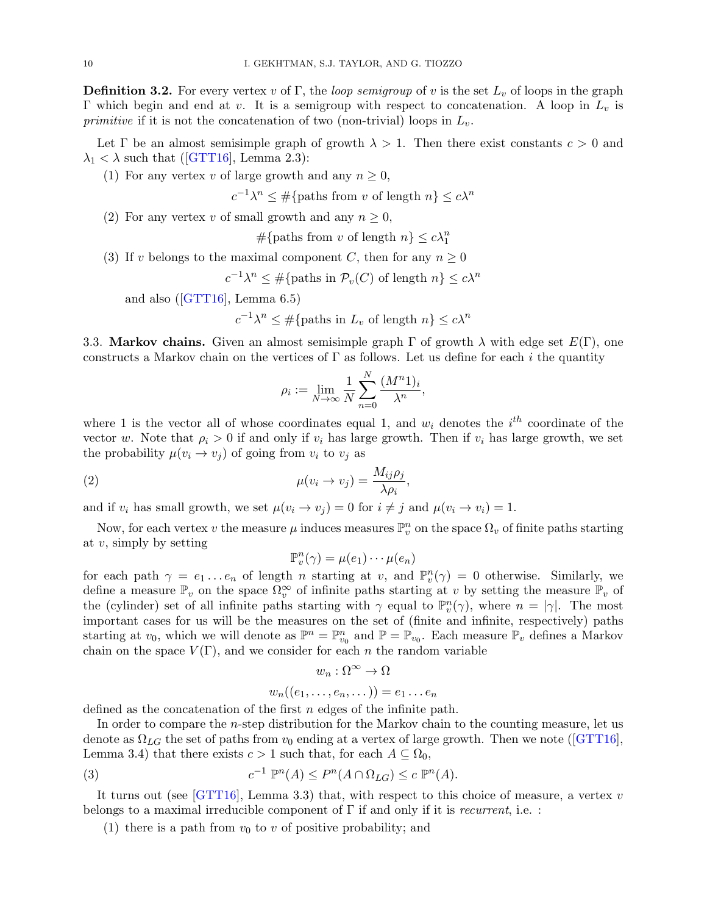**Definition 3.2.** For every vertex $v$ of $\Gamma$, the *loop semigroup* of $v$ is the set $L_v$ of loops in the graph $\Gamma$ which begin and end at $v$. It is a semigroup with respect to concatenation. A loop in $L_v$ is *primitive* if it is not the concatenation of two (non-trivial) loops in $L_v$.

Let $\Gamma$ be an almost semisimple graph of growth $\lambda > 1$. Then there exist constants $c > 0$ and $\lambda_1 < \lambda$ such that ([GTT16], Lemma 2.3):

(1) For any vertex $v$ of large growth and any $n \geq 0$,

$$c^{-1}\lambda^n \leq \#\{\text{paths from } v \text{ of length } n\} \leq c\lambda^n$$

(2) For any vertex $v$ of small growth and any $n \geq 0$,

$$\#\{\text{paths from } v \text{ of length } n\} \leq c\lambda_1^n$$

(3) If $v$ belongs to the maximal component $C$, then for any $n \geq 0$

$$c^{-1}\lambda^n \leq \#\{\text{paths in } \mathcal{P}_v(C) \text{ of length } n\} \leq c\lambda^n$$

and also ([GTT16], Lemma 6.5)

$$c^{-1}\lambda^n \leq \#\{\text{paths in } L_v \text{ of length } n\} \leq c\lambda^n$$

3.3. **Markov chains.** Given an almost semisimple graph $\Gamma$ of growth $\lambda$ with edge set $E(\Gamma)$, one constructs a Markov chain on the vertices of $\Gamma$ as follows. Let us define for each $i$ the quantity

$$\rho_i := \lim_{N\to\infty} \frac{1}{N}\sum_{n=0}^{N} \frac{(M^n 1)_i}{\lambda^n},$$

where 1 is the vector all of whose coordinates equal 1, and $w_i$ denotes the $i^{th}$ coordinate of the vector $w$. Note that $\rho_i > 0$ if and only if $v_i$ has large growth. Then if $v_i$ has large growth, we set the probability $\mu(v_i \to v_j)$ of going from $v_i$ to $v_j$ as

$$\mu(v_i \to v_j) = \frac{M_{ij}\rho_j}{\lambda \rho_i}, \tag{2}$$

and if $v_i$ has small growth, we set $\mu(v_i \to v_j) = 0$ for $i \neq j$ and $\mu(v_i \to v_i) = 1$.

Now, for each vertex $v$ the measure $\mu$ induces measures $\mathbb{P}_v^n$ on the space $\Omega_v$ of finite paths starting at $v$, simply by setting

$$\mathbb{P}_v^n(\gamma) = \mu(e_1)\cdots\mu(e_n)$$

for each path $\gamma = e_1 \dots e_n$ of length $n$ starting at $v$, and $\mathbb{P}_v^n(\gamma) = 0$ otherwise. Similarly, we define a measure $\mathbb{P}_v$ on the space $\Omega_v^\infty$ of infinite paths starting at $v$ by setting the measure $\mathbb{P}_v$ of the (cylinder) set of all infinite paths starting with $\gamma$ equal to $\mathbb{P}_v^n(\gamma)$, where $n = |\gamma|$. The most important cases for us will be the measures on the set of (finite and infinite, respectively) paths starting at $v_0$, which we will denote as $\mathbb{P}^n = \mathbb{P}_{v_0}^n$ and $\mathbb{P} = \mathbb{P}_{v_0}$. Each measure $\mathbb{P}_v$ defines a Markov chain on the space $V(\Gamma)$, and we consider for each $n$ the random variable

$$w_n : \Omega^\infty \to \Omega$$

$$w_n((e_1, \dots, e_n, \dots)) = e_1 \dots e_n$$

defined as the concatenation of the first $n$ edges of the infinite path.

In order to compare the $n$-step distribution for the Markov chain to the counting measure, let us denote as $\Omega_{LG}$ the set of paths from $v_0$ ending at a vertex of large growth. Then we note ([GTT16], Lemma 3.4) that there exists $c > 1$ such that, for each $A \subseteq \Omega_0$,

$$c^{-1}\, \mathbb{P}^n(A) \leq P^n(A \cap \Omega_{LG}) \leq c\, \mathbb{P}^n(A). \tag{3}$$

It turns out (see [GTT16], Lemma 3.3) that, with respect to this choice of measure, a vertex $v$ belongs to a maximal irreducible component of $\Gamma$ if and only if it is *recurrent*, i.e. :

(1) there is a path from $v_0$ to $v$ of positive probability; and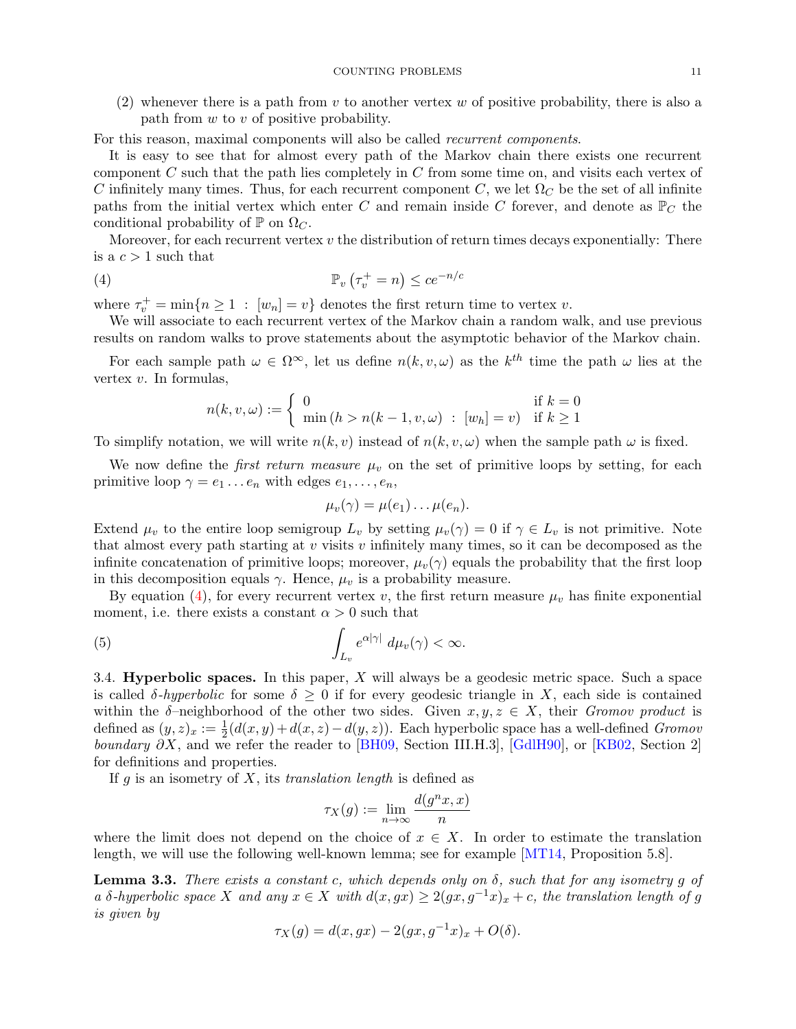(2) whenever there is a path from $v$ to another vertex $w$ of positive probability, there is also a path from $w$ to $v$ of positive probability.

For this reason, maximal components will also be called *recurrent components*.

It is easy to see that for almost every path of the Markov chain there exists one recurrent component $C$ such that the path lies completely in $C$ from some time on, and visits each vertex of $C$ infinitely many times. Thus, for each recurrent component $C$, we let $\Omega_C$ be the set of all infinite paths from the initial vertex which enter $C$ and remain inside $C$ forever, and denote as $\mathbb{P}_C$ the conditional probability of $\mathbb{P}$ on $\Omega_C$.

Moreover, for each recurrent vertex $v$ the distribution of return times decays exponentially: There is a $c > 1$ such that

$$\mathbb{P}_v\left(\tau_v^+ = n\right) \leq c e^{-n/c} \tag{4}$$

where $\tau_v^+ = \min\{n \geq 1 \ : \ [w_n] = v\}$ denotes the first return time to vertex $v$.

We will associate to each recurrent vertex of the Markov chain a random walk, and use previous results on random walks to prove statements about the asymptotic behavior of the Markov chain.

For each sample path $\omega \in \Omega^\infty$, let us define $n(k, v, \omega)$ as the $k^{th}$ time the path $\omega$ lies at the vertex $v$. In formulas,

$$n(k, v, \omega) := \begin{cases} 0 & \text{if } k = 0 \\ \min\left(h > n(k-1, v, \omega) \ : \ [w_h] = v\right) & \text{if } k \geq 1 \end{cases}$$

To simplify notation, we will write $n(k, v)$ instead of $n(k, v, \omega)$ when the sample path $\omega$ is fixed.

We now define the *first return measure* $\mu_v$ on the set of primitive loops by setting, for each primitive loop $\gamma = e_1 \dots e_n$ with edges $e_1, \dots, e_n$,

$$\mu_v(\gamma) = \mu(e_1) \dots \mu(e_n).$$

Extend $\mu_v$ to the entire loop semigroup $L_v$ by setting $\mu_v(\gamma) = 0$ if $\gamma \in L_v$ is not primitive. Note that almost every path starting at $v$ visits $v$ infinitely many times, so it can be decomposed as the infinite concatenation of primitive loops; moreover, $\mu_v(\gamma)$ equals the probability that the first loop in this decomposition equals $\gamma$. Hence, $\mu_v$ is a probability measure.

By equation (4), for every recurrent vertex $v$, the first return measure $\mu_v$ has finite exponential moment, i.e. there exists a constant $\alpha > 0$ such that

$$\int_{L_v} e^{\alpha|\gamma|} \, d\mu_v(\gamma) < \infty. \tag{5}$$

### 3.4. Hyperbolic spaces.

In this paper, $X$ will always be a geodesic metric space. Such a space is called *$\delta$-hyperbolic* for some $\delta \geq 0$ if for every geodesic triangle in $X$, each side is contained within the $\delta$–neighborhood of the other two sides. Given $x, y, z \in X$, their *Gromov product* is defined as $(y, z)_x := \frac{1}{2}(d(x, y) + d(x, z) - d(y, z))$. Each hyperbolic space has a well-defined *Gromov boundary* $\partial X$, and we refer the reader to [BH09, Section III.H.3], [GdlH90], or [KB02, Section 2] for definitions and properties.

If $g$ is an isometry of $X$, its *translation length* is defined as

$$\tau_X(g) := \lim_{n \to \infty} \frac{d(g^n x, x)}{n}$$

where the limit does not depend on the choice of $x \in X$. In order to estimate the translation length, we will use the following well-known lemma; see for example [MT14, Proposition 5.8].

**Lemma 3.3.** *There exists a constant $c$, which depends only on $\delta$, such that for any isometry $g$ of a $\delta$-hyperbolic space $X$ and any $x \in X$ with $d(x, gx) \geq 2(gx, g^{-1}x)_x + c$, the translation length of $g$ is given by*

$$\tau_X(g) = d(x, gx) - 2(gx, g^{-1}x)_x + O(\delta).$$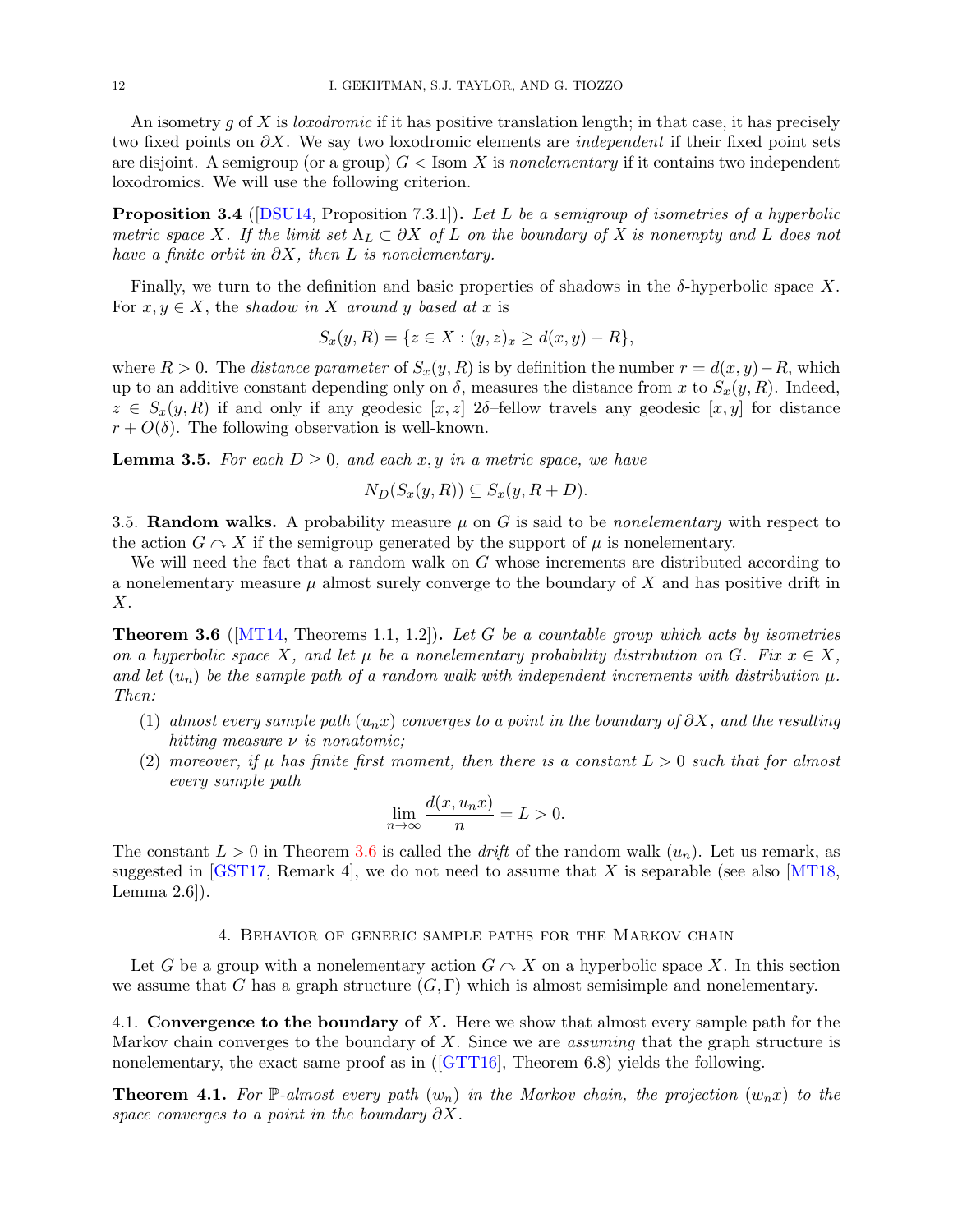An isometry $g$ of $X$ is *loxodromic* if it has positive translation length; in that case, it has precisely two fixed points on $\partial X$. We say two loxodromic elements are *independent* if their fixed point sets are disjoint. A semigroup (or a group) $G < \mathrm{Isom}\, X$ is *nonelementary* if it contains two independent loxodromics. We will use the following criterion.

**Proposition 3.4** ([DSU14, Proposition 7.3.1]). *Let $L$ be a semigroup of isometries of a hyperbolic metric space $X$. If the limit set $\Lambda_L \subset \partial X$ of $L$ on the boundary of $X$ is nonempty and $L$ does not have a finite orbit in $\partial X$, then $L$ is nonelementary.*

Finally, we turn to the definition and basic properties of shadows in the $\delta$-hyperbolic space $X$. For $x, y \in X$, the *shadow in $X$ around $y$ based at $x$* is

$$S_x(y, R) = \{z \in X : (y, z)_x \geq d(x, y) - R\},$$

where $R > 0$. The *distance parameter* of $S_x(y, R)$ is by definition the number $r = d(x, y) - R$, which up to an additive constant depending only on $\delta$, measures the distance from $x$ to $S_x(y, R)$. Indeed, $z \in S_x(y, R)$ if and only if any geodesic $[x, z]$ $2\delta$–fellow travels any geodesic $[x, y]$ for distance $r + O(\delta)$. The following observation is well-known.

**Lemma 3.5.** *For each $D \geq 0$, and each $x, y$ in a metric space, we have*

$$N_D(S_x(y, R)) \subseteq S_x(y, R + D).$$

3.5. **Random walks.** A probability measure $\mu$ on $G$ is said to be *nonelementary* with respect to the action $G \curvearrowright X$ if the semigroup generated by the support of $\mu$ is nonelementary.

We will need the fact that a random walk on $G$ whose increments are distributed according to a nonelementary measure $\mu$ almost surely converge to the boundary of $X$ and has positive drift in $X$.

**Theorem 3.6** ([MT14, Theorems 1.1, 1.2]). *Let $G$ be a countable group which acts by isometries on a hyperbolic space $X$, and let $\mu$ be a nonelementary probability distribution on $G$. Fix $x \in X$, and let $(u_n)$ be the sample path of a random walk with independent increments with distribution $\mu$. Then:*

1. *almost every sample path $(u_n x)$ converges to a point in the boundary of $\partial X$, and the resulting hitting measure $\nu$ is nonatomic;*
2. *moreover, if $\mu$ has finite first moment, then there is a constant $L > 0$ such that for almost every sample path*

$$\lim_{n \to \infty} \frac{d(x, u_n x)}{n} = L > 0.$$

The constant $L > 0$ in Theorem 3.6 is called the *drift* of the random walk $(u_n)$. Let us remark, as suggested in [GST17, Remark 4], we do not need to assume that $X$ is separable (see also [MT18, Lemma 2.6]).

## 4. Behavior of generic sample paths for the Markov chain

Let $G$ be a group with a nonelementary action $G \curvearrowright X$ on a hyperbolic space $X$. In this section we assume that $G$ has a graph structure $(G, \Gamma)$ which is almost semisimple and nonelementary.

4.1. **Convergence to the boundary of $X$.** Here we show that almost every sample path for the Markov chain converges to the boundary of $X$. Since we are *assuming* that the graph structure is nonelementary, the exact same proof as in ([GTT16], Theorem 6.8) yields the following.

**Theorem 4.1.** *For $\mathbb{P}$-almost every path $(w_n)$ in the Markov chain, the projection $(w_n x)$ to the space converges to a point in the boundary $\partial X$.*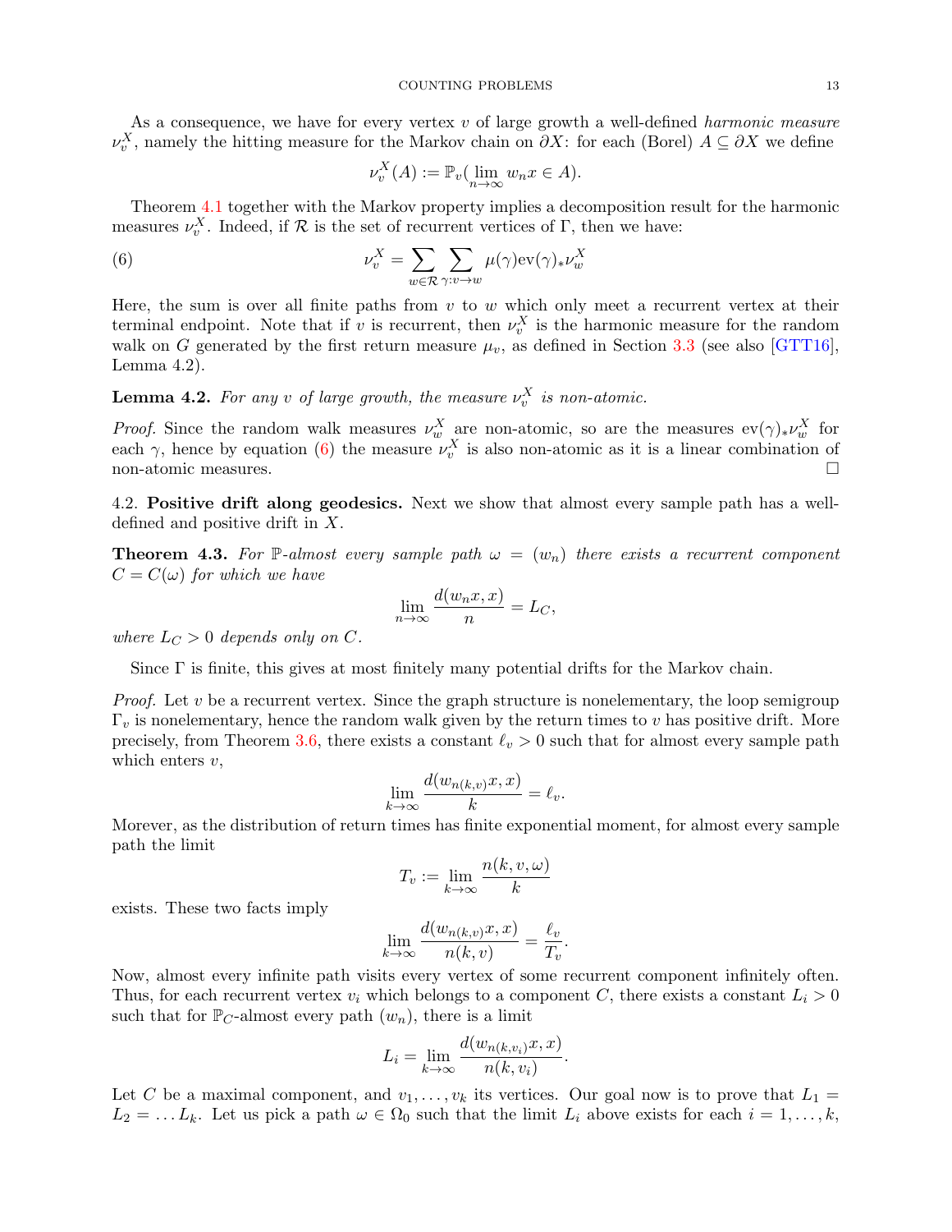As a consequence, we have for every vertex $v$ of large growth a well-defined *harmonic measure* $\nu_v^X$, namely the hitting measure for the Markov chain on $\partial X$: for each (Borel) $A \subseteq \partial X$ we define

$$\nu_v^X(A) := \mathbb{P}_v(\lim_{n\to\infty} w_n x \in A).$$

Theorem 4.1 together with the Markov property implies a decomposition result for the harmonic measures $\nu_v^X$. Indeed, if $\mathcal{R}$ is the set of recurrent vertices of $\Gamma$, then we have:

$$\nu_v^X = \sum_{w \in \mathcal{R}} \sum_{\gamma : v \to w} \mu(\gamma) \mathrm{ev}(\gamma)_* \nu_w^X \tag{6}$$

Here, the sum is over all finite paths from $v$ to $w$ which only meet a recurrent vertex at their terminal endpoint. Note that if $v$ is recurrent, then $\nu_v^X$ is the harmonic measure for the random walk on $G$ generated by the first return measure $\mu_v$, as defined in Section 3.3 (see also [GTT16], Lemma 4.2).

**Lemma 4.2.** *For any $v$ of large growth, the measure $\nu_v^X$ is non-atomic.*

*Proof.* Since the random walk measures $\nu_w^X$ are non-atomic, so are the measures $\mathrm{ev}(\gamma)_* \nu_w^X$ for each $\gamma$, hence by equation (6) the measure $\nu_v^X$ is also non-atomic as it is a linear combination of non-atomic measures. □

4.2. **Positive drift along geodesics.** Next we show that almost every sample path has a well-defined and positive drift in $X$.

**Theorem 4.3.** *For $\mathbb{P}$-almost every sample path $\omega = (w_n)$ there exists a recurrent component $C = C(\omega)$ for which we have*

$$\lim_{n\to\infty} \frac{d(w_n x, x)}{n} = L_C,$$

*where $L_C > 0$ depends only on $C$.*

Since $\Gamma$ is finite, this gives at most finitely many potential drifts for the Markov chain.

*Proof.* Let $v$ be a recurrent vertex. Since the graph structure is nonelementary, the loop semigroup $\Gamma_v$ is nonelementary, hence the random walk given by the return times to $v$ has positive drift. More precisely, from Theorem 3.6, there exists a constant $\ell_v > 0$ such that for almost every sample path which enters $v$,

$$\lim_{k\to\infty} \frac{d(w_{n(k,v)} x, x)}{k} = \ell_v.$$

Morever, as the distribution of return times has finite exponential moment, for almost every sample path the limit

$$T_v := \lim_{k\to\infty} \frac{n(k, v, \omega)}{k}$$

exists. These two facts imply

$$\lim_{k\to\infty} \frac{d(w_{n(k,v)} x, x)}{n(k,v)} = \frac{\ell_v}{T_v}.$$

Now, almost every infinite path visits every vertex of some recurrent component infinitely often. Thus, for each recurrent vertex $v_i$ which belongs to a component $C$, there exists a constant $L_i > 0$ such that for $\mathbb{P}_C$-almost every path $(w_n)$, there is a limit

$$L_i = \lim_{k\to\infty} \frac{d(w_{n(k,v_i)} x, x)}{n(k, v_i)}.$$

Let $C$ be a maximal component, and $v_1, \dots, v_k$ its vertices. Our goal now is to prove that $L_1 = L_2 = \dots L_k$. Let us pick a path $\omega \in \Omega_0$ such that the limit $L_i$ above exists for each $i = 1, \dots, k$,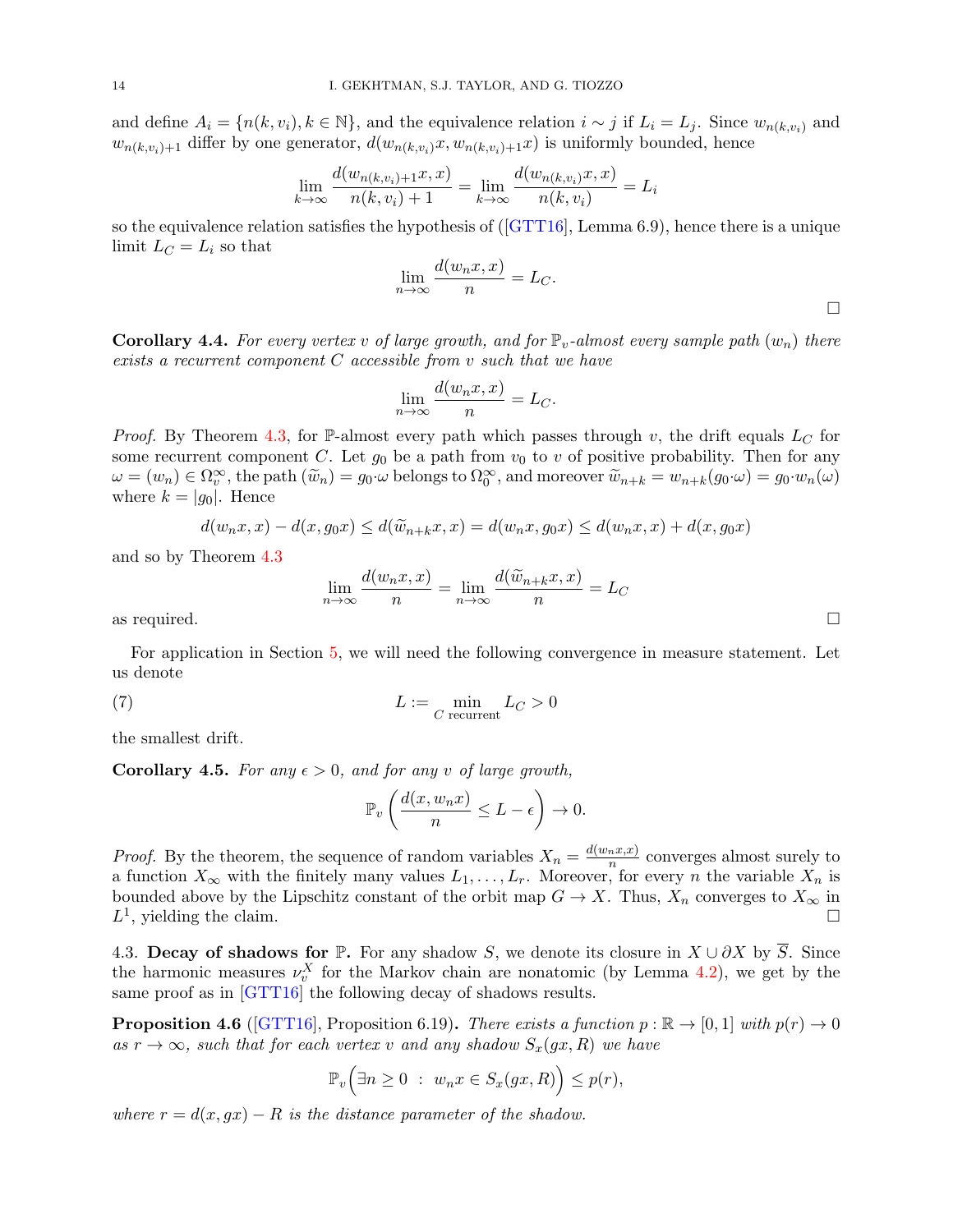and define $A_i = \{n(k, v_i), k \in \mathbb{N}\}$, and the equivalence relation $i \sim j$ if $L_i = L_j$. Since $w_{n(k,v_i)}$ and $w_{n(k,v_i)+1}$ differ by one generator, $d(w_{n(k,v_i)}x, w_{n(k,v_i)+1}x)$ is uniformly bounded, hence

$$\lim_{k\to\infty} \frac{d(w_{n(k,v_i)+1}x, x)}{n(k, v_i) + 1} = \lim_{k\to\infty} \frac{d(w_{n(k,v_i)}x, x)}{n(k, v_i)} = L_i$$

so the equivalence relation satisfies the hypothesis of ([GTT16], Lemma 6.9), hence there is a unique limit $L_C = L_i$ so that

$$\lim_{n\to\infty} \frac{d(w_n x, x)}{n} = L_C.$$

□

**Corollary 4.4.** *For every vertex $v$ of large growth, and for $\mathbb{P}_v$-almost every sample path $(w_n)$ there exists a recurrent component $C$ accessible from $v$ such that we have*

$$\lim_{n\to\infty} \frac{d(w_n x, x)}{n} = L_C.$$

*Proof.* By Theorem 4.3, for $\mathbb{P}$-almost every path which passes through $v$, the drift equals $L_C$ for some recurrent component $C$. Let $g_0$ be a path from $v_0$ to $v$ of positive probability. Then for any $\omega = (w_n) \in \Omega_v^\infty$, the path $(\widetilde{w}_n) = g_0 \cdot \omega$ belongs to $\Omega_0^\infty$, and moreover $\widetilde{w}_{n+k} = w_{n+k}(g_0 \cdot \omega) = g_0 \cdot w_n(\omega)$ where $k = |g_0|$. Hence

$$d(w_n x, x) - d(x, g_0 x) \le d(\widetilde{w}_{n+k}x, x) = d(w_n x, g_0 x) \le d(w_n x, x) + d(x, g_0 x)$$

and so by Theorem 4.3

$$\lim_{n\to\infty} \frac{d(w_n x, x)}{n} = \lim_{n\to\infty} \frac{d(\widetilde{w}_{n+k}x, x)}{n} = L_C$$

as required. □

For application in Section 5, we will need the following convergence in measure statement. Let us denote

$$L := \min_{C \text{ recurrent}} L_C > 0 \tag{7}$$

the smallest drift.

**Corollary 4.5.** *For any $\epsilon > 0$, and for any $v$ of large growth,*

$$\mathbb{P}_v\left(\frac{d(x, w_n x)}{n} \le L - \epsilon\right) \to 0.$$

*Proof.* By the theorem, the sequence of random variables $X_n = \frac{d(w_n x, x)}{n}$ converges almost surely to a function $X_\infty$ with the finitely many values $L_1, \dots, L_r$. Moreover, for every $n$ the variable $X_n$ is bounded above by the Lipschitz constant of the orbit map $G \to X$. Thus, $X_n$ converges to $X_\infty$ in $L^1$, yielding the claim. □

4.3. **Decay of shadows for $\mathbb{P}$.** For any shadow $S$, we denote its closure in $X \cup \partial X$ by $\overline{S}$. Since the harmonic measures $\nu_v^X$ for the Markov chain are nonatomic (by Lemma 4.2), we get by the same proof as in [GTT16] the following decay of shadows results.

**Proposition 4.6** ([GTT16], Proposition 6.19)**.** *There exists a function $p : \mathbb{R} \to [0, 1]$ with $p(r) \to 0$ as $r \to \infty$, such that for each vertex $v$ and any shadow $S_x(gx, R)$ we have*

$$\mathbb{P}_v\Big(\exists n \ge 0 \ : \ w_n x \in S_x(gx, R)\Big) \le p(r),$$

*where $r = d(x, gx) - R$ is the distance parameter of the shadow.*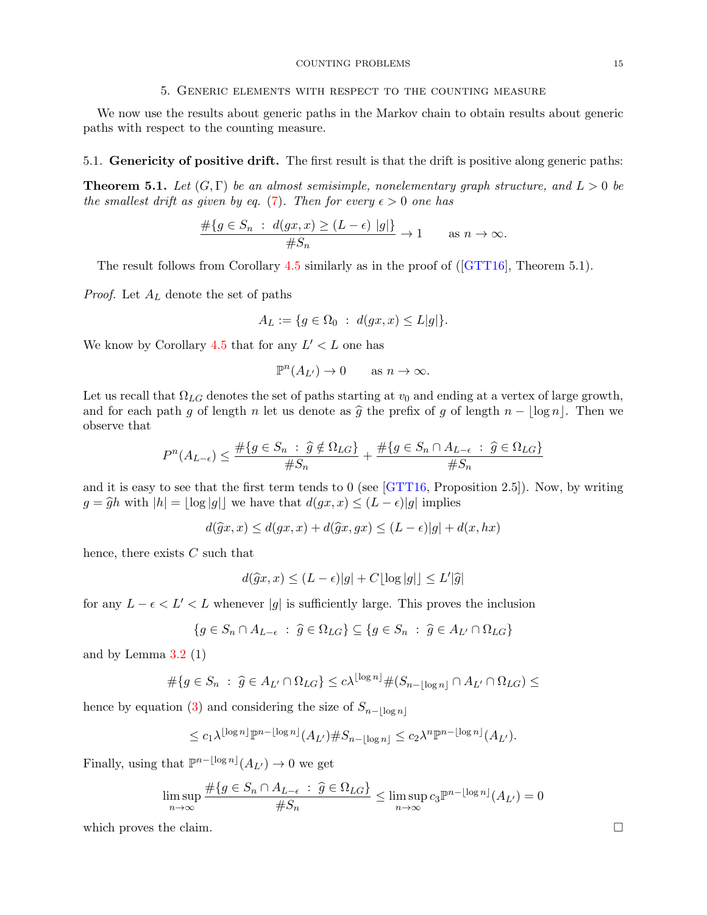## 5. Generic elements with respect to the counting measure

We now use the results about generic paths in the Markov chain to obtain results about generic paths with respect to the counting measure.

### 5.1. Genericity of positive drift.

The first result is that the drift is positive along generic paths:

**Theorem 5.1.** *Let $(G, \Gamma)$ be an almost semisimple, nonelementary graph structure, and $L > 0$ be the smallest drift as given by eq. (7). Then for every $\epsilon > 0$ one has*

$$\frac{\#\{g \in S_n \ : \ d(gx, x) \geq (L - \epsilon) \ |g|\}}{\#S_n} \to 1 \qquad \text{as } n \to \infty.$$

The result follows from Corollary 4.5 similarly as in the proof of ([GTT16], Theorem 5.1).

*Proof.* Let $A_L$ denote the set of paths

$$A_L := \{g \in \Omega_0 \ : \ d(gx, x) \leq L|g|\}.$$

We know by Corollary 4.5 that for any $L' < L$ one has

$$\mathbb{P}^n(A_{L'}) \to 0 \qquad \text{as } n \to \infty.$$

Let us recall that $\Omega_{LG}$ denotes the set of paths starting at $v_0$ and ending at a vertex of large growth, and for each path $g$ of length $n$ let us denote as $\widehat{g}$ the prefix of $g$ of length $n - \lfloor \log n \rfloor$. Then we observe that

$$P^n(A_{L-\epsilon}) \leq \frac{\#\{g \in S_n \ : \ \widehat{g} \notin \Omega_{LG}\}}{\#S_n} + \frac{\#\{g \in S_n \cap A_{L-\epsilon} \ : \ \widehat{g} \in \Omega_{LG}\}}{\#S_n}$$

and it is easy to see that the first term tends to 0 (see [GTT16, Proposition 2.5]). Now, by writing $g = \widehat{g}h$ with $|h| = \lfloor \log |g| \rfloor$ we have that $d(gx, x) \leq (L - \epsilon)|g|$ implies

$$d(\widehat{g}x, x) \leq d(gx, x) + d(\widehat{g}x, gx) \leq (L - \epsilon)|g| + d(x, hx)$$

hence, there exists $C$ such that

$$d(\widehat{g}x, x) \leq (L - \epsilon)|g| + C\lfloor \log |g| \rfloor \leq L'|\widehat{g}|$$

for any $L - \epsilon < L' < L$ whenever $|g|$ is sufficiently large. This proves the inclusion

$$\{g \in S_n \cap A_{L-\epsilon} \ : \ \widehat{g} \in \Omega_{LG}\} \subseteq \{g \in S_n \ : \ \widehat{g} \in A_{L'} \cap \Omega_{LG}\}$$

and by Lemma 3.2 (1)

$$\#\{g \in S_n \ : \ \widehat{g} \in A_{L'} \cap \Omega_{LG}\} \leq c\lambda^{\lfloor \log n \rfloor} \#(S_{n - \lfloor \log n \rfloor} \cap A_{L'} \cap \Omega_{LG}) \leq$$

hence by equation (3) and considering the size of $S_{n - \lfloor \log n \rfloor}$

$$\leq c_1 \lambda^{\lfloor \log n \rfloor} \mathbb{P}^{n - \lfloor \log n \rfloor}(A_{L'}) \#S_{n - \lfloor \log n \rfloor} \leq c_2 \lambda^n \mathbb{P}^{n - \lfloor \log n \rfloor}(A_{L'}).$$

Finally, using that $\mathbb{P}^{n - \lfloor \log n \rfloor}(A_{L'}) \to 0$ we get

$$\limsup_{n \to \infty} \frac{\#\{g \in S_n \cap A_{L-\epsilon} \ : \ \widehat{g} \in \Omega_{LG}\}}{\#S_n} \leq \limsup_{n \to \infty} c_3 \mathbb{P}^{n - \lfloor \log n \rfloor}(A_{L'}) = 0$$

which proves the claim. $\square$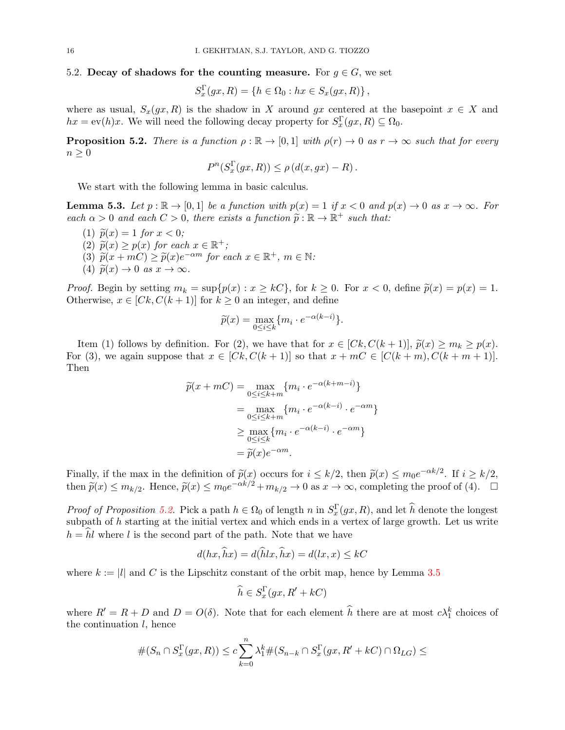5.2. **Decay of shadows for the counting measure.** For $g \in G$, we set

$$S_x^\Gamma(gx, R) = \{h \in \Omega_0 : hx \in S_x(gx, R)\},$$

where as usual, $S_x(gx, R)$ is the shadow in $X$ around $gx$ centered at the basepoint $x \in X$ and $hx = \mathrm{ev}(h)x$. We will need the following decay property for $S_x^\Gamma(gx, R) \subseteq \Omega_0$.

**Proposition 5.2.** *There is a function $\rho : \mathbb{R} \to [0, 1]$ with $\rho(r) \to 0$ as $r \to \infty$ such that for every $n \geq 0$*

$$P^n(S_x^\Gamma(gx, R)) \leq \rho\,(d(x, gx) - R)\,.$$

We start with the following lemma in basic calculus.

**Lemma 5.3.** *Let $p : \mathbb{R} \to [0, 1]$ be a function with $p(x) = 1$ if $x < 0$ and $p(x) \to 0$ as $x \to \infty$. For each $\alpha > 0$ and each $C > 0$, there exists a function $\widetilde{p} : \mathbb{R} \to \mathbb{R}^+$ such that:*

1. *$\widetilde{p}(x) = 1$ for $x < 0$;*
2. *$\widetilde{p}(x) \geq p(x)$ for each $x \in \mathbb{R}^+$;*
3. *$\widetilde{p}(x + mC) \geq \widetilde{p}(x)e^{-\alpha m}$ for each $x \in \mathbb{R}^+$, $m \in \mathbb{N}$:*
4. *$\widetilde{p}(x) \to 0$ as $x \to \infty$.*

*Proof.* Begin by setting $m_k = \sup\{p(x) : x \geq kC\}$, for $k \geq 0$. For $x < 0$, define $\widetilde{p}(x) = p(x) = 1$. Otherwise, $x \in [Ck, C(k+1)]$ for $k \geq 0$ an integer, and define

$$\widetilde{p}(x) = \max_{0 \leq i \leq k}\{m_i \cdot e^{-\alpha(k-i)}\}.$$

Item (1) follows by definition. For (2), we have that for $x \in [Ck, C(k+1)]$, $\widetilde{p}(x) \geq m_k \geq p(x)$. For (3), we again suppose that $x \in [Ck, C(k+1)]$ so that $x + mC \in [C(k+m), C(k+m+1)]$. Then

$$\begin{aligned}
\widetilde{p}(x + mC) &= \max_{0 \leq i \leq k+m}\{m_i \cdot e^{-\alpha(k+m-i)}\} \\
&= \max_{0 \leq i \leq k+m}\{m_i \cdot e^{-\alpha(k-i)} \cdot e^{-\alpha m}\} \\
&\geq \max_{0 \leq i \leq k}\{m_i \cdot e^{-\alpha(k-i)} \cdot e^{-\alpha m}\} \\
&= \widetilde{p}(x)e^{-\alpha m}.
\end{aligned}$$

Finally, if the max in the definition of $\widetilde{p}(x)$ occurs for $i \leq k/2$, then $\widetilde{p}(x) \leq m_0 e^{-\alpha k/2}$. If $i \geq k/2$, then $\widetilde{p}(x) \leq m_{k/2}$. Hence, $\widetilde{p}(x) \leq m_0 e^{-\alpha k/2} + m_{k/2} \to 0$ as $x \to \infty$, completing the proof of (4). $\square$

*Proof of Proposition 5.2.* Pick a path $h \in \Omega_0$ of length $n$ in $S_x^\Gamma(gx, R)$, and let $\widehat{h}$ denote the longest subpath of $h$ starting at the initial vertex and which ends in a vertex of large growth. Let us write $h = \widehat{h}l$ where $l$ is the second part of the path. Note that we have

$$d(hx, \widehat{h}x) = d(\widehat{h}lx, \widehat{h}x) = d(lx, x) \leq kC$$

where $k := |l|$ and $C$ is the Lipschitz constant of the orbit map, hence by Lemma 3.5

$$\widehat{h} \in S_x^\Gamma(gx, R' + kC)$$

where $R' = R + D$ and $D = O(\delta)$. Note that for each element $\widehat{h}$ there are at most $c\lambda_1^k$ choices of the continuation $l$, hence

$$\#(S_n \cap S_x^\Gamma(gx, R)) \leq c \sum_{k=0}^{n} \lambda_1^k \#(S_{n-k} \cap S_x^\Gamma(gx, R' + kC) \cap \Omega_{LG}) \leq$$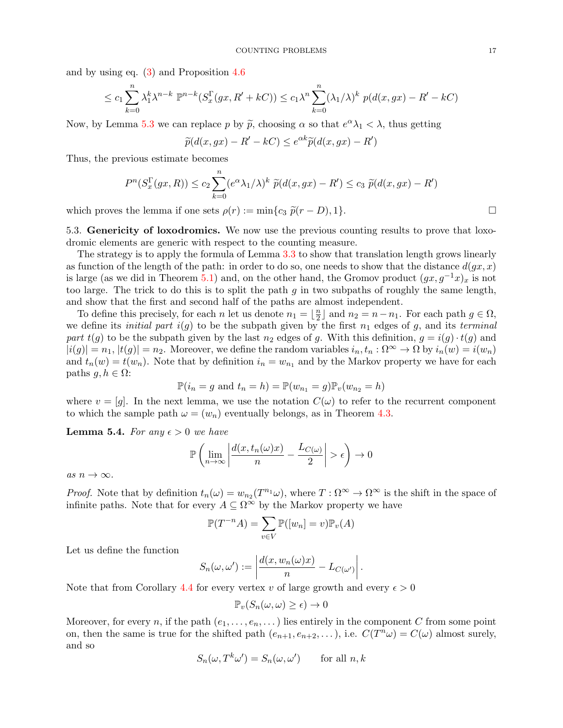and by using eq. (3) and Proposition 4.6

$$\leq c_1 \sum_{k=0}^{n} \lambda_1^k \lambda^{n-k} \ \mathbb{P}^{n-k}(S_x^\Gamma(gx, R' + kC)) \leq c_1 \lambda^n \sum_{k=0}^{n} (\lambda_1/\lambda)^k \ p(d(x, gx) - R' - kC)$$

Now, by Lemma 5.3 we can replace $p$ by $\widetilde{p}$, choosing $\alpha$ so that $e^\alpha \lambda_1 < \lambda$, thus getting

$$\widetilde{p}(d(x, gx) - R' - kC) \leq e^{\alpha k} \widetilde{p}(d(x, gx) - R')$$

Thus, the previous estimate becomes

$$P^n(S_x^\Gamma(gx, R)) \leq c_2 \sum_{k=0}^{n} (e^\alpha \lambda_1/\lambda)^k \ \widetilde{p}(d(x, gx) - R') \leq c_3 \ \widetilde{p}(d(x, gx) - R')$$

which proves the lemma if one sets $\rho(r) := \min\{c_3 \ \widetilde{p}(r - D), 1\}$. □

5.3. **Genericity of loxodromics.** We now use the previous counting results to prove that loxodromic elements are generic with respect to the counting measure.

The strategy is to apply the formula of Lemma 3.3 to show that translation length grows linearly as function of the length of the path: in order to do so, one needs to show that the distance $d(gx, x)$ is large (as we did in Theorem 5.1) and, on the other hand, the Gromov product $(gx, g^{-1}x)_x$ is not too large. The trick to do this is to split the path $g$ in two subpaths of roughly the same length, and show that the first and second half of the paths are almost independent.

To define this precisely, for each $n$ let us denote $n_1 = \lfloor \frac{n}{2} \rfloor$ and $n_2 = n - n_1$. For each path $g \in \Omega$, we define its *initial part* $i(g)$ to be the subpath given by the first $n_1$ edges of $g$, and its *terminal part* $t(g)$ to be the subpath given by the last $n_2$ edges of $g$. With this definition, $g = i(g) \cdot t(g)$ and $|i(g)| = n_1$, $|t(g)| = n_2$. Moreover, we define the random variables $i_n, t_n : \Omega^\infty \to \Omega$ by $i_n(w) = i(w_n)$ and $t_n(w) = t(w_n)$. Note that by definition $i_n = w_{n_1}$ and by the Markov property we have for each paths $g, h \in \Omega$:

$$\mathbb{P}(i_n = g \text{ and } t_n = h) = \mathbb{P}(w_{n_1} = g)\mathbb{P}_v(w_{n_2} = h)$$

where $v = [g]$. In the next lemma, we use the notation $C(\omega)$ to refer to the recurrent component to which the sample path $\omega = (w_n)$ eventually belongs, as in Theorem 4.3.

**Lemma 5.4.** *For any $\epsilon > 0$ we have*

$$\mathbb{P}\left( \lim_{n\to\infty} \left| \frac{d(x, t_n(\omega)x)}{n} - \frac{L_{C(\omega)}}{2} \right| > \epsilon \right) \to 0$$

*as $n \to \infty$.*

*Proof.* Note that by definition $t_n(\omega) = w_{n_2}(T^{n_1}\omega)$, where $T : \Omega^\infty \to \Omega^\infty$ is the shift in the space of infinite paths. Note that for every $A \subseteq \Omega^\infty$ by the Markov property we have

$$\mathbb{P}(T^{-n}A) = \sum_{v \in V} \mathbb{P}([w_n] = v)\mathbb{P}_v(A)$$

Let us define the function

$$S_n(\omega, \omega') := \left| \frac{d(x, w_n(\omega)x)}{n} - L_{C(\omega')} \right|.$$

Note that from Corollary 4.4 for every vertex $v$ of large growth and every $\epsilon > 0$

$$\mathbb{P}_v(S_n(\omega, \omega) \geq \epsilon) \to 0$$

Moreover, for every $n$, if the path $(e_1, \dots, e_n, \dots)$ lies entirely in the component $C$ from some point on, then the same is true for the shifted path $(e_{n+1}, e_{n+2}, \dots)$, i.e. $C(T^n\omega) = C(\omega)$ almost surely, and so

$$S_n(\omega, T^k\omega') = S_n(\omega, \omega') \qquad \text{for all } n, k$$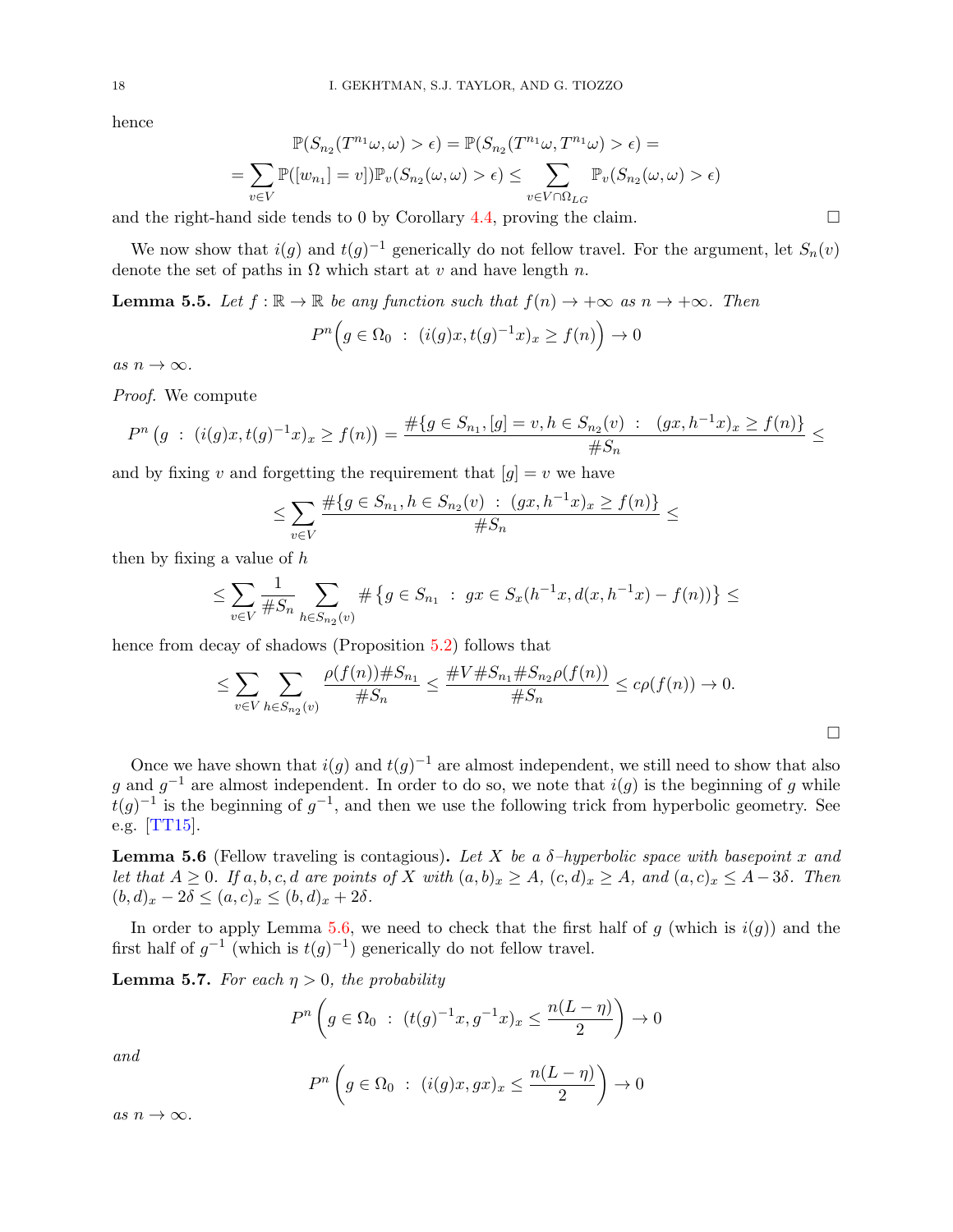hence

$$\mathbb{P}(S_{n_2}(T^{n_1}\omega, \omega) > \epsilon) = \mathbb{P}(S_{n_2}(T^{n_1}\omega, T^{n_1}\omega) > \epsilon) =$$

$$= \sum_{v \in V} \mathbb{P}([w_{n_1}] = v])\mathbb{P}_v(S_{n_2}(\omega, \omega) > \epsilon) \leq \sum_{v \in V \cap \Omega_{LG}} \mathbb{P}_v(S_{n_2}(\omega, \omega) > \epsilon)$$

and the right-hand side tends to 0 by Corollary 4.4, proving the claim. □

We now show that $i(g)$ and $t(g)^{-1}$ generically do not fellow travel. For the argument, let $S_n(v)$ denote the set of paths in $\Omega$ which start at $v$ and have length $n$.

**Lemma 5.5.** *Let $f : \mathbb{R} \to \mathbb{R}$ be any function such that $f(n) \to +\infty$ as $n \to +\infty$. Then*

$$P^n\Big(g \in \Omega_0 \ : \ (i(g)x, t(g)^{-1}x)_x \geq f(n)\Big) \to 0$$

*as $n \to \infty$.*

*Proof.* We compute

$$P^n\left(g \ : \ (i(g)x, t(g)^{-1}x)_x \geq f(n)\right) = \frac{\#\{g \in S_{n_1}, [g] = v, h \in S_{n_2}(v) \ : \ (gx, h^{-1}x)_x \geq f(n)\}}{\#S_n} \leq$$

and by fixing $v$ and forgetting the requirement that $[g] = v$ we have

$$\leq \sum_{v \in V} \frac{\#\{g \in S_{n_1}, h \in S_{n_2}(v) \ : \ (gx, h^{-1}x)_x \geq f(n)\}}{\#S_n} \leq$$

then by fixing a value of $h$

$$\leq \sum_{v \in V} \frac{1}{\#S_n} \sum_{h \in S_{n_2}(v)} \#\left\{g \in S_{n_1} \ : \ gx \in S_x(h^{-1}x, d(x, h^{-1}x) - f(n))\right\} \leq$$

hence from decay of shadows (Proposition 5.2) follows that

$$\leq \sum_{v \in V} \sum_{h \in S_{n_2}(v)} \frac{\rho(f(n))\#S_{n_1}}{\#S_n} \leq \frac{\#V\#S_{n_1}\#S_{n_2}\rho(f(n))}{\#S_n} \leq c\rho(f(n)) \to 0.$$

□

Once we have shown that $i(g)$ and $t(g)^{-1}$ are almost independent, we still need to show that also $g$ and $g^{-1}$ are almost independent. In order to do so, we note that $i(g)$ is the beginning of $g$ while $t(g)^{-1}$ is the beginning of $g^{-1}$, and then we use the following trick from hyperbolic geometry. See e.g. [TT15].

**Lemma 5.6** (Fellow traveling is contagious)**.** *Let $X$ be a $\delta$–hyperbolic space with basepoint $x$ and let that $A \geq 0$. If $a, b, c, d$ are points of $X$ with $(a, b)_x \geq A$, $(c, d)_x \geq A$, and $(a, c)_x \leq A - 3\delta$. Then $(b, d)_x - 2\delta \leq (a, c)_x \leq (b, d)_x + 2\delta$.*

In order to apply Lemma 5.6, we need to check that the first half of $g$ (which is $i(g)$) and the first half of $g^{-1}$ (which is $t(g)^{-1}$) generically do not fellow travel.

**Lemma 5.7.** *For each $\eta > 0$, the probability*

$$P^n\left(g \in \Omega_0 \ : \ (t(g)^{-1}x, g^{-1}x)_x \leq \frac{n(L-\eta)}{2}\right) \to 0$$

*and*

$$P^n\left(g \in \Omega_0 \ : \ (i(g)x, gx)_x \leq \frac{n(L-\eta)}{2}\right) \to 0$$

*as $n \to \infty$.*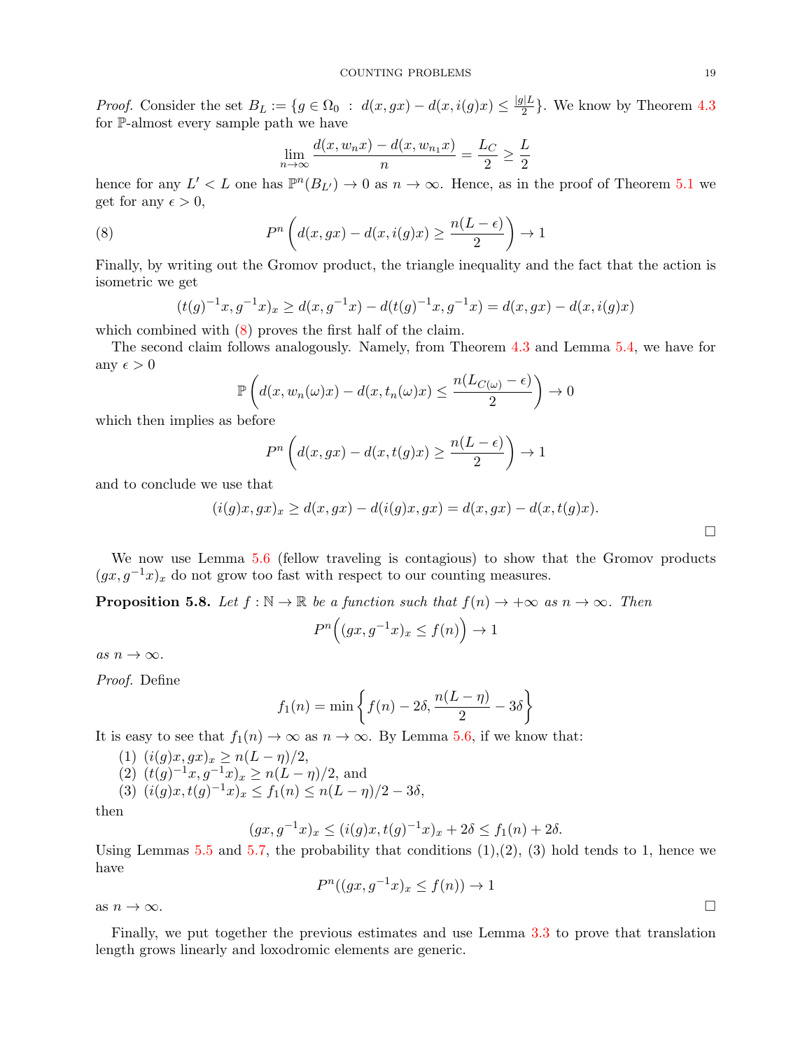*Proof.* Consider the set $B_L := \{g \in \Omega_0 \,:\, d(x,gx) - d(x,i(g)x) \le \frac{|g|L}{2}\}$. We know by Theorem 4.3 for $\mathbb{P}$-almost every sample path we have

$$\lim_{n\to\infty} \frac{d(x,w_n x) - d(x,w_{n_1}x)}{n} = \frac{L_C}{2} \ge \frac{L}{2}$$

hence for any $L' < L$ one has $\mathbb{P}^n(B_{L'}) \to 0$ as $n \to \infty$. Hence, as in the proof of Theorem 5.1 we get for any $\epsilon > 0$,

$$P^n\left(d(x,gx) - d(x,i(g)x) \ge \frac{n(L-\epsilon)}{2}\right) \to 1 \tag{8}$$

Finally, by writing out the Gromov product, the triangle inequality and the fact that the action is isometric we get

$$(t(g)^{-1}x, g^{-1}x)_x \ge d(x,g^{-1}x) - d(t(g)^{-1}x, g^{-1}x) = d(x,gx) - d(x,i(g)x)$$

which combined with (8) proves the first half of the claim.

The second claim follows analogously. Namely, from Theorem 4.3 and Lemma 5.4, we have for any $\epsilon > 0$

$$\mathbb{P}\left(d(x,w_n(\omega)x) - d(x,t_n(\omega)x) \le \frac{n(L_{C(\omega)}-\epsilon)}{2}\right) \to 0$$

which then implies as before

$$P^n\left(d(x,gx) - d(x,t(g)x) \ge \frac{n(L-\epsilon)}{2}\right) \to 1$$

and to conclude we use that

$$(i(g)x, gx)_x \ge d(x,gx) - d(i(g)x, gx) = d(x,gx) - d(x,t(g)x).$$

∎

We now use Lemma 5.6 (fellow traveling is contagious) to show that the Gromov products $(gx, g^{-1}x)_x$ do not grow too fast with respect to our counting measures.

**Proposition 5.8.** *Let $f : \mathbb{N} \to \mathbb{R}$ be a function such that $f(n) \to +\infty$ as $n \to \infty$. Then*

$$P^n\Big((gx, g^{-1}x)_x \le f(n)\Big) \to 1$$

*as $n \to \infty$.*

*Proof.* Define

$$f_1(n) = \min\left\{f(n) - 2\delta, \frac{n(L-\eta)}{2} - 3\delta\right\}$$

It is easy to see that $f_1(n) \to \infty$ as $n \to \infty$. By Lemma 5.6, if we know that:

1. $(i(g)x, gx)_x \ge n(L-\eta)/2$,
2. $(t(g)^{-1}x, g^{-1}x)_x \ge n(L-\eta)/2$, and
3. $(i(g)x, t(g)^{-1}x)_x \le f_1(n) \le n(L-\eta)/2 - 3\delta$,

then

$$(gx, g^{-1}x)_x \le (i(g)x, t(g)^{-1}x)_x + 2\delta \le f_1(n) + 2\delta.$$

Using Lemmas 5.5 and 5.7, the probability that conditions (1),(2), (3) hold tends to 1, hence we have

$$P^n((gx, g^{-1}x)_x \le f(n)) \to 1$$

as $n \to \infty$. ∎

Finally, we put together the previous estimates and use Lemma 3.3 to prove that translation length grows linearly and loxodromic elements are generic.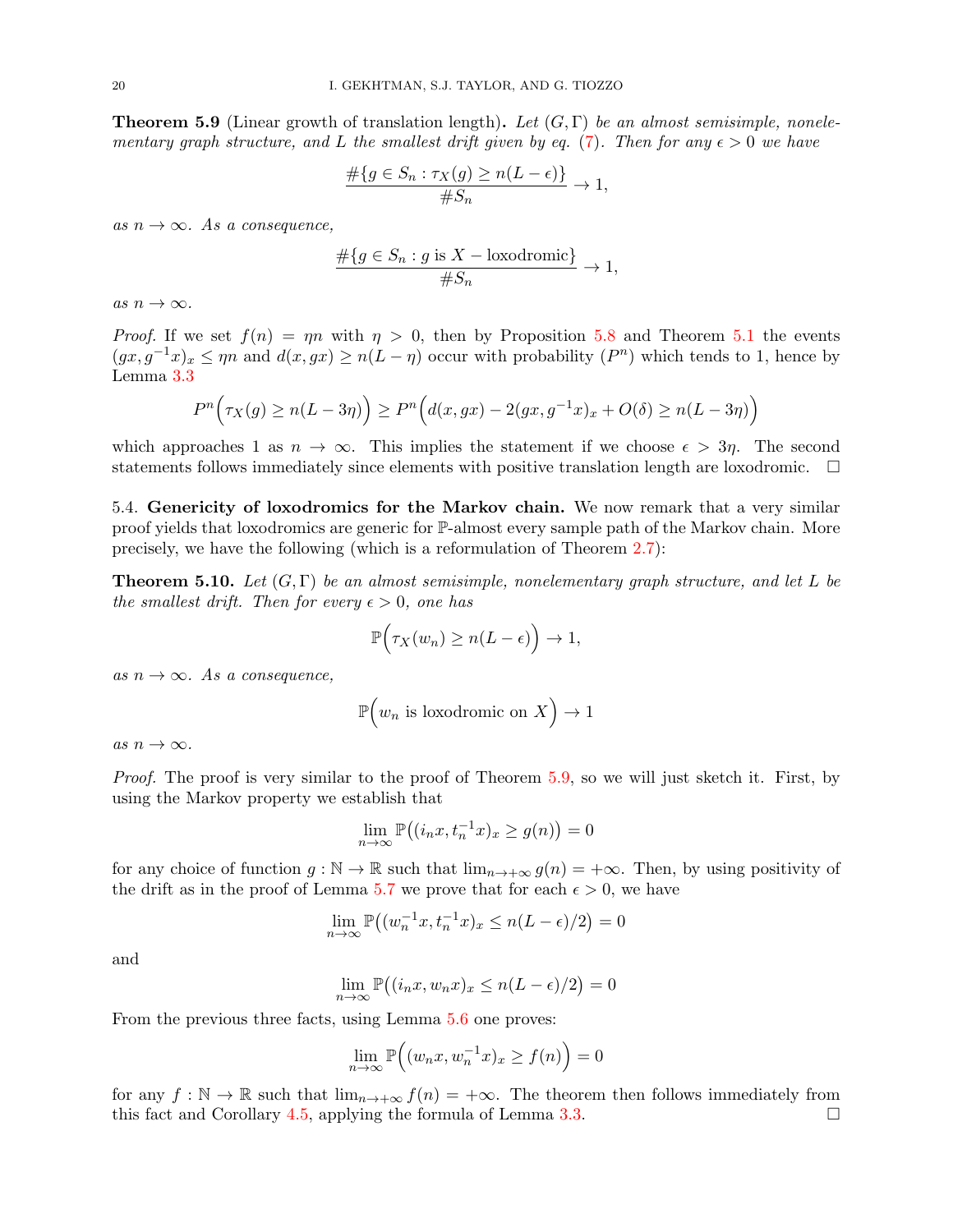**Theorem 5.9** (Linear growth of translation length)**.** *Let $(G, \Gamma)$ be an almost semisimple, nonelementary graph structure, and $L$ the smallest drift given by eq. (7). Then for any $\epsilon > 0$ we have*

$$\frac{\#\{g \in S_n : \tau_X(g) \geq n(L - \epsilon)\}}{\# S_n} \to 1,$$

*as $n \to \infty$. As a consequence,*

$$\frac{\#\{g \in S_n : g \text{ is } X-\text{loxodromic}\}}{\# S_n} \to 1,$$

*as $n \to \infty$.*

*Proof.* If we set $f(n) = \eta n$ with $\eta > 0$, then by Proposition 5.8 and Theorem 5.1 the events $(gx, g^{-1}x)_x \leq \eta n$ and $d(x, gx) \geq n(L - \eta)$ occur with probability $(P^n)$ which tends to 1, hence by Lemma 3.3

$$P^n\Big(\tau_X(g) \geq n(L - 3\eta)\Big) \geq P^n\Big(d(x, gx) - 2(gx, g^{-1}x)_x + O(\delta) \geq n(L - 3\eta)\Big)$$

which approaches 1 as $n \to \infty$. This implies the statement if we choose $\epsilon > 3\eta$. The second statements follows immediately since elements with positive translation length are loxodromic. □

## 5.4. Genericity of loxodromics for the Markov chain.

We now remark that a very similar proof yields that loxodromics are generic for $\mathbb{P}$-almost every sample path of the Markov chain. More precisely, we have the following (which is a reformulation of Theorem 2.7):

**Theorem 5.10.** *Let $(G, \Gamma)$ be an almost semisimple, nonelementary graph structure, and let $L$ be the smallest drift. Then for every $\epsilon > 0$, one has*

$$\mathbb{P}\Big(\tau_X(w_n) \geq n(L - \epsilon)\Big) \to 1,$$

*as $n \to \infty$. As a consequence,*

$$\mathbb{P}\Big(w_n \text{ is loxodromic on } X\Big) \to 1$$

*as $n \to \infty$.*

*Proof.* The proof is very similar to the proof of Theorem 5.9, so we will just sketch it. First, by using the Markov property we establish that

$$\lim_{n \to \infty} \mathbb{P}\big((i_n x, t_n^{-1} x)_x \geq g(n)\big) = 0$$

for any choice of function $g : \mathbb{N} \to \mathbb{R}$ such that $\lim_{n \to +\infty} g(n) = +\infty$. Then, by using positivity of the drift as in the proof of Lemma 5.7 we prove that for each $\epsilon > 0$, we have

$$\lim_{n \to \infty} \mathbb{P}\big((w_n^{-1} x, t_n^{-1} x)_x \leq n(L - \epsilon)/2\big) = 0$$

and

$$\lim_{n \to \infty} \mathbb{P}\big((i_n x, w_n x)_x \leq n(L - \epsilon)/2\big) = 0$$

From the previous three facts, using Lemma 5.6 one proves:

$$\lim_{n \to \infty} \mathbb{P}\Big((w_n x, w_n^{-1} x)_x \geq f(n)\Big) = 0$$

for any $f : \mathbb{N} \to \mathbb{R}$ such that $\lim_{n \to +\infty} f(n) = +\infty$. The theorem then follows immediately from this fact and Corollary 4.5, applying the formula of Lemma 3.3. □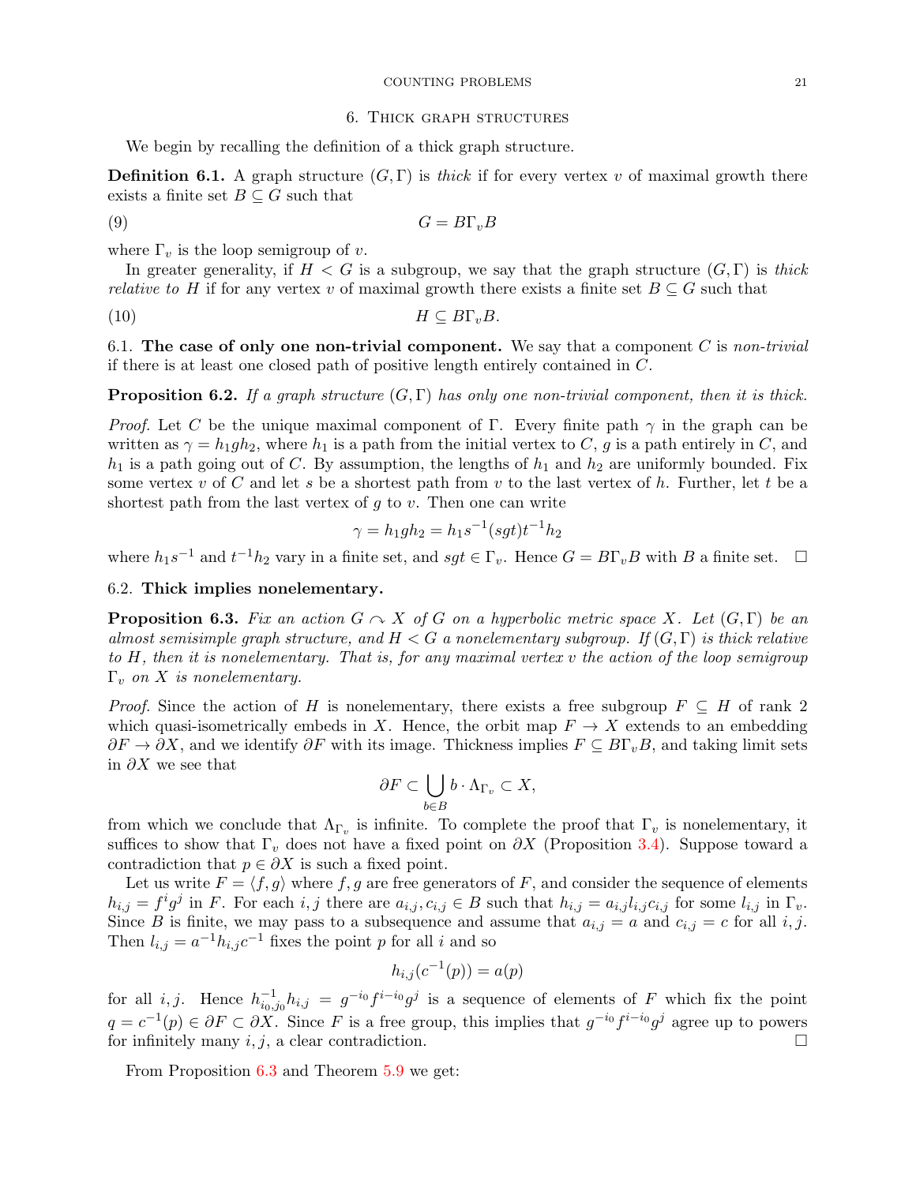## 6. Thick graph structures

We begin by recalling the definition of a thick graph structure.

**Definition 6.1.** A graph structure $(G, \Gamma)$ is *thick* if for every vertex $v$ of maximal growth there exists a finite set $B \subseteq G$ such that

$$G = B\Gamma_v B \tag{9}$$

where $\Gamma_v$ is the loop semigroup of $v$.

In greater generality, if $H < G$ is a subgroup, we say that the graph structure $(G, \Gamma)$ is *thick relative to* $H$ if for any vertex $v$ of maximal growth there exists a finite set $B \subseteq G$ such that

$$H \subseteq B\Gamma_v B. \tag{10}$$

### 6.1. The case of only one non-trivial component.

We say that a component $C$ is *non-trivial* if there is at least one closed path of positive length entirely contained in $C$.

**Proposition 6.2.** *If a graph structure $(G, \Gamma)$ has only one non-trivial component, then it is thick.*

*Proof.* Let $C$ be the unique maximal component of $\Gamma$. Every finite path $\gamma$ in the graph can be written as $\gamma = h_1 g h_2$, where $h_1$ is a path from the initial vertex to $C$, $g$ is a path entirely in $C$, and $h_1$ is a path going out of $C$. By assumption, the lengths of $h_1$ and $h_2$ are uniformly bounded. Fix some vertex $v$ of $C$ and let $s$ be a shortest path from $v$ to the last vertex of $h$. Further, let $t$ be a shortest path from the last vertex of $g$ to $v$. Then one can write

$$\gamma = h_1 g h_2 = h_1 s^{-1}(sgt)t^{-1}h_2$$

where $h_1 s^{-1}$ and $t^{-1}h_2$ vary in a finite set, and $sgt \in \Gamma_v$. Hence $G = B\Gamma_v B$ with $B$ a finite set. □

### 6.2. Thick implies nonelementary.

**Proposition 6.3.** *Fix an action $G \curvearrowright X$ of $G$ on a hyperbolic metric space $X$. Let $(G, \Gamma)$ be an almost semisimple graph structure, and $H < G$ a nonelementary subgroup. If $(G, \Gamma)$ is thick relative to $H$, then it is nonelementary. That is, for any maximal vertex $v$ the action of the loop semigroup $\Gamma_v$ on $X$ is nonelementary.*

*Proof.* Since the action of $H$ is nonelementary, there exists a free subgroup $F \subseteq H$ of rank 2 which quasi-isometrically embeds in $X$. Hence, the orbit map $F \to X$ extends to an embedding $\partial F \to \partial X$, and we identify $\partial F$ with its image. Thickness implies $F \subseteq B\Gamma_v B$, and taking limit sets in $\partial X$ we see that

$$\partial F \subset \bigcup_{b \in B} b \cdot \Lambda_{\Gamma_v} \subset X,$$

from which we conclude that $\Lambda_{\Gamma_v}$ is infinite. To complete the proof that $\Gamma_v$ is nonelementary, it suffices to show that $\Gamma_v$ does not have a fixed point on $\partial X$ (Proposition 3.4). Suppose toward a contradiction that $p \in \partial X$ is such a fixed point.

Let us write $F = \langle f, g \rangle$ where $f, g$ are free generators of $F$, and consider the sequence of elements $h_{i,j} = f^i g^j$ in $F$. For each $i, j$ there are $a_{i,j}, c_{i,j} \in B$ such that $h_{i,j} = a_{i,j} l_{i,j} c_{i,j}$ for some $l_{i,j}$ in $\Gamma_v$. Since $B$ is finite, we may pass to a subsequence and assume that $a_{i,j} = a$ and $c_{i,j} = c$ for all $i, j$. Then $l_{i,j} = a^{-1} h_{i,j} c^{-1}$ fixes the point $p$ for all $i$ and so

$$h_{i,j}(c^{-1}(p)) = a(p)$$

for all $i, j$. Hence $h_{i_0,j_0}^{-1} h_{i,j} = g^{-i_0} f^{i-i_0} g^j$ is a sequence of elements of $F$ which fix the point $q = c^{-1}(p) \in \partial F \subset \partial X$. Since $F$ is a free group, this implies that $g^{-i_0} f^{i-i_0} g^j$ agree up to powers for infinitely many $i, j$, a clear contradiction. □

From Proposition 6.3 and Theorem 5.9 we get: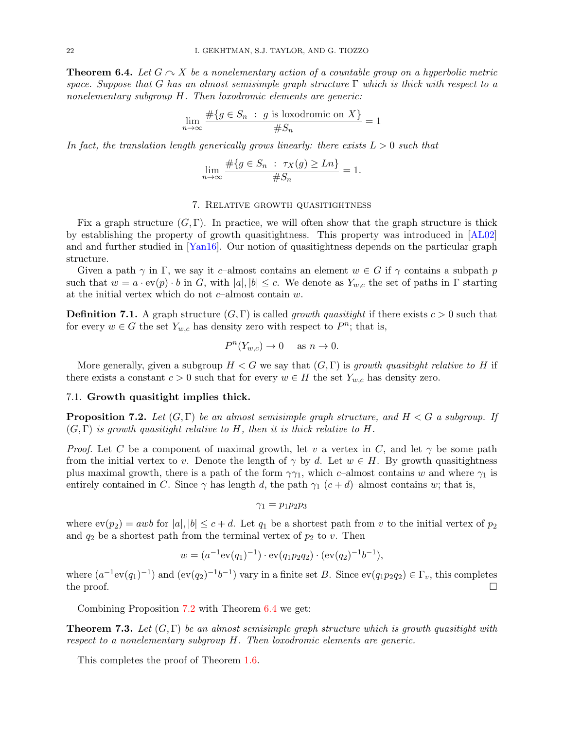**Theorem 6.4.** *Let $G \curvearrowright X$ be a nonelementary action of a countable group on a hyperbolic metric space. Suppose that $G$ has an almost semisimple graph structure $\Gamma$ which is thick with respect to a nonelementary subgroup $H$. Then loxodromic elements are generic:*

$$\lim_{n\to\infty} \frac{\#\{g \in S_n \ : \ g \text{ is loxodromic on } X\}}{\# S_n} = 1$$

*In fact, the translation length generically grows linearly: there exists $L > 0$ such that*

$$\lim_{n\to\infty} \frac{\#\{g \in S_n \ : \ \tau_X(g) \geq Ln\}}{\# S_n} = 1.$$

## 7. Relative growth quasitightness

Fix a graph structure $(G, \Gamma)$. In practice, we will often show that the graph structure is thick by establishing the property of growth quasitightness. This property was introduced in [AL02] and and further studied in [Yan16]. Our notion of quasitightness depends on the particular graph structure.

Given a path $\gamma$ in $\Gamma$, we say it $c$–almost contains an element $w \in G$ if $\gamma$ contains a subpath $p$ such that $w = a \cdot \mathrm{ev}(p) \cdot b$ in $G$, with $|a|, |b| \leq c$. We denote as $Y_{w,c}$ the set of paths in $\Gamma$ starting at the initial vertex which do not $c$–almost contain $w$.

**Definition 7.1.** A graph structure $(G, \Gamma)$ is called *growth quasitight* if there exists $c > 0$ such that for every $w \in G$ the set $Y_{w,c}$ has density zero with respect to $P^n$; that is,

$$P^n(Y_{w,c}) \to 0 \quad \text{ as } n \to 0.$$

More generally, given a subgroup $H < G$ we say that $(G, \Gamma)$ is *growth quasitight relative to $H$* if there exists a constant $c > 0$ such that for every $w \in H$ the set $Y_{w,c}$ has density zero.

### 7.1. Growth quasitight implies thick.

**Proposition 7.2.** *Let $(G, \Gamma)$ be an almost semisimple graph structure, and $H < G$ a subgroup. If $(G, \Gamma)$ is growth quasitight relative to $H$, then it is thick relative to $H$.*

*Proof.* Let $C$ be a component of maximal growth, let $v$ a vertex in $C$, and let $\gamma$ be some path from the initial vertex to $v$. Denote the length of $\gamma$ by $d$. Let $w \in H$. By growth quasitightness plus maximal growth, there is a path of the form $\gamma\gamma_1$, which $c$–almost contains $w$ and where $\gamma_1$ is entirely contained in $C$. Since $\gamma$ has length $d$, the path $\gamma_1$ $(c + d)$–almost contains $w$; that is,

$$\gamma_1 = p_1 p_2 p_3$$

where $\mathrm{ev}(p_2) = awb$ for $|a|, |b| \leq c + d$. Let $q_1$ be a shortest path from $v$ to the initial vertex of $p_2$ and $q_2$ be a shortest path from the terminal vertex of $p_2$ to $v$. Then

$$w = (a^{-1}\mathrm{ev}(q_1)^{-1}) \cdot \mathrm{ev}(q_1 p_2 q_2) \cdot (\mathrm{ev}(q_2)^{-1} b^{-1}),$$

where $(a^{-1}\mathrm{ev}(q_1)^{-1})$ and $(\mathrm{ev}(q_2)^{-1}b^{-1})$ vary in a finite set $B$. Since $\mathrm{ev}(q_1 p_2 q_2) \in \Gamma_v$, this completes the proof. □

Combining Proposition 7.2 with Theorem 6.4 we get:

**Theorem 7.3.** *Let $(G, \Gamma)$ be an almost semisimple graph structure which is growth quasitight with respect to a nonelementary subgroup $H$. Then loxodromic elements are generic.*

This completes the proof of Theorem 1.6.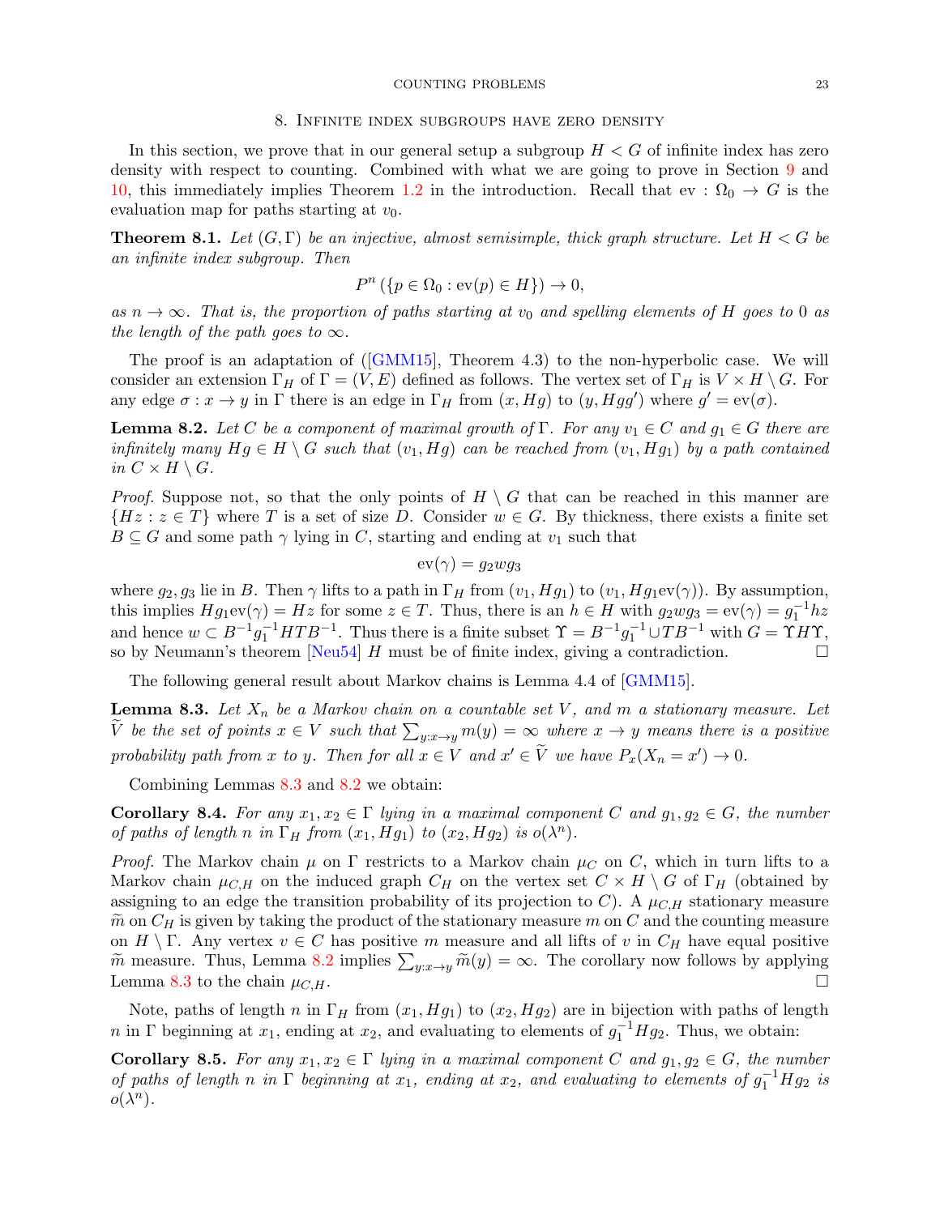## 8. Infinite index subgroups have zero density

In this section, we prove that in our general setup a subgroup $H < G$ of infinite index has zero density with respect to counting. Combined with what we are going to prove in Section 9 and 10, this immediately implies Theorem 1.2 in the introduction. Recall that $\mathrm{ev} : \Omega_0 \to G$ is the evaluation map for paths starting at $v_0$.

**Theorem 8.1.** *Let $(G, \Gamma)$ be an injective, almost semisimple, thick graph structure. Let $H < G$ be an infinite index subgroup. Then*

$$P^n(\{p \in \Omega_0 : \mathrm{ev}(p) \in H\}) \to 0,$$

*as $n \to \infty$. That is, the proportion of paths starting at $v_0$ and spelling elements of $H$ goes to 0 as the length of the path goes to $\infty$.*

The proof is an adaptation of ([GMM15], Theorem 4.3) to the non-hyperbolic case. We will consider an extension $\Gamma_H$ of $\Gamma = (V, E)$ defined as follows. The vertex set of $\Gamma_H$ is $V \times H \setminus G$. For any edge $\sigma : x \to y$ in $\Gamma$ there is an edge in $\Gamma_H$ from $(x, Hg)$ to $(y, Hgg')$ where $g' = \mathrm{ev}(\sigma)$.

**Lemma 8.2.** *Let $C$ be a component of maximal growth of $\Gamma$. For any $v_1 \in C$ and $g_1 \in G$ there are infinitely many $Hg \in H \setminus G$ such that $(v_1, Hg)$ can be reached from $(v_1, Hg_1)$ by a path contained in $C \times H \setminus G$.*

*Proof.* Suppose not, so that the only points of $H \setminus G$ that can be reached in this manner are $\{Hz : z \in T\}$ where $T$ is a set of size $D$. Consider $w \in G$. By thickness, there exists a finite set $B \subseteq G$ and some path $\gamma$ lying in $C$, starting and ending at $v_1$ such that

$$\mathrm{ev}(\gamma) = g_2 w g_3$$

where $g_2, g_3$ lie in $B$. Then $\gamma$ lifts to a path in $\Gamma_H$ from $(v_1, Hg_1)$ to $(v_1, Hg_1\mathrm{ev}(\gamma))$. By assumption, this implies $Hg_1\mathrm{ev}(\gamma) = Hz$ for some $z \in T$. Thus, there is an $h \in H$ with $g_2 w g_3 = \mathrm{ev}(\gamma) = g_1^{-1} h z$ and hence $w \subset B^{-1} g_1^{-1} H T B^{-1}$. Thus there is a finite subset $\Upsilon = B^{-1} g_1^{-1} \cup T B^{-1}$ with $G = \Upsilon H \Upsilon$, so by Neumann's theorem [Neu54] $H$ must be of finite index, giving a contradiction. $\square$

The following general result about Markov chains is Lemma 4.4 of [GMM15].

**Lemma 8.3.** *Let $X_n$ be a Markov chain on a countable set $V$, and $m$ a stationary measure. Let $\widetilde{V}$ be the set of points $x \in V$ such that $\sum_{y : x \to y} m(y) = \infty$ where $x \to y$ means there is a positive probability path from $x$ to $y$. Then for all $x \in V$ and $x' \in \widetilde{V}$ we have $P_x(X_n = x') \to 0$.*

Combining Lemmas 8.3 and 8.2 we obtain:

**Corollary 8.4.** *For any $x_1, x_2 \in \Gamma$ lying in a maximal component $C$ and $g_1, g_2 \in G$, the number of paths of length $n$ in $\Gamma_H$ from $(x_1, Hg_1)$ to $(x_2, Hg_2)$ is $o(\lambda^n)$.*

*Proof.* The Markov chain $\mu$ on $\Gamma$ restricts to a Markov chain $\mu_C$ on $C$, which in turn lifts to a Markov chain $\mu_{C,H}$ on the induced graph $C_H$ on the vertex set $C \times H \setminus G$ of $\Gamma_H$ (obtained by assigning to an edge the transition probability of its projection to $C$). A $\mu_{C,H}$ stationary measure $\widetilde{m}$ on $C_H$ is given by taking the product of the stationary measure $m$ on $C$ and the counting measure on $H \setminus \Gamma$. Any vertex $v \in C$ has positive $m$ measure and all lifts of $v$ in $C_H$ have equal positive $\widetilde{m}$ measure. Thus, Lemma 8.2 implies $\sum_{y : x \to y} \widetilde{m}(y) = \infty$. The corollary now follows by applying Lemma 8.3 to the chain $\mu_{C,H}$. $\square$

Note, paths of length $n$ in $\Gamma_H$ from $(x_1, Hg_1)$ to $(x_2, Hg_2)$ are in bijection with paths of length $n$ in $\Gamma$ beginning at $x_1$, ending at $x_2$, and evaluating to elements of $g_1^{-1} H g_2$. Thus, we obtain:

**Corollary 8.5.** *For any $x_1, x_2 \in \Gamma$ lying in a maximal component $C$ and $g_1, g_2 \in G$, the number of paths of length $n$ in $\Gamma$ beginning at $x_1$, ending at $x_2$, and evaluating to elements of $g_1^{-1} H g_2$ is $o(\lambda^n)$.*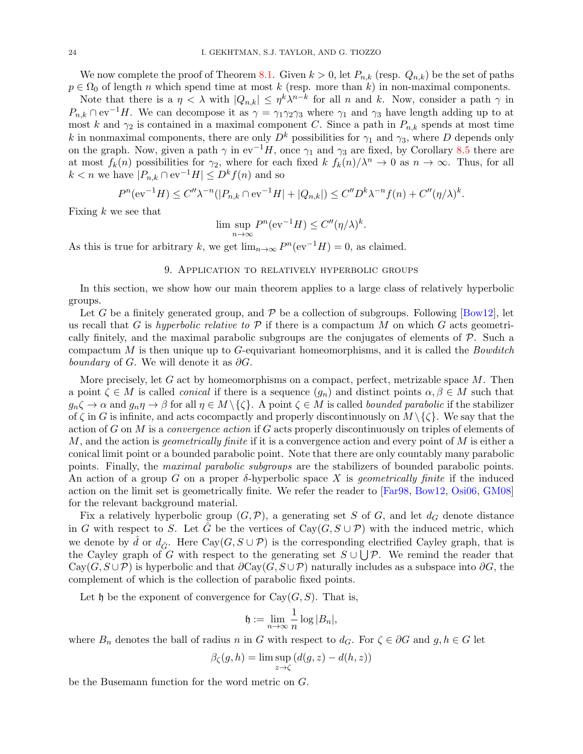We now complete the proof of Theorem 8.1. Given $k > 0$, let $P_{n,k}$ (resp. $Q_{n,k}$) be the set of paths $p \in \Omega_0$ of length $n$ which spend time at most $k$ (resp. more than $k$) in non-maximal components.

Note that there is a $\eta < \lambda$ with $|Q_{n,k}| \leq \eta^k \lambda^{n-k}$ for all $n$ and $k$. Now, consider a path $\gamma$ in $P_{n,k} \cap \mathrm{ev}^{-1} H$. We can decompose it as $\gamma = \gamma_1\gamma_2\gamma_3$ where $\gamma_1$ and $\gamma_3$ have length adding up to at most $k$ and $\gamma_2$ is contained in a maximal component $C$. Since a path in $P_{n,k}$ spends at most time $k$ in nonmaximal components, there are only $D^k$ possibilities for $\gamma_1$ and $\gamma_3$, where $D$ depends only on the graph. Now, given a path $\gamma$ in $\mathrm{ev}^{-1} H$, once $\gamma_1$ and $\gamma_3$ are fixed, by Corollary 8.5 there are at most $f_k(n)$ possibilities for $\gamma_2$, where for each fixed $k$ $f_k(n)/\lambda^n \to 0$ as $n \to \infty$. Thus, for all $k < n$ we have $|P_{n,k} \cap \mathrm{ev}^{-1} H| \leq D^k f(n)$ and so

$$P^n(\mathrm{ev}^{-1}H) \leq C''\lambda^{-n}(|P_{n,k} \cap \mathrm{ev}^{-1}H| + |Q_{n,k}|) \leq C''D^k\lambda^{-n}f(n) + C''(\eta/\lambda)^k.$$

Fixing $k$ we see that

$$\limsup_{n\to\infty} P^n(\mathrm{ev}^{-1}H) \leq C''(\eta/\lambda)^k.$$

As this is true for arbitrary $k$, we get $\lim_{n\to\infty} P^n(\mathrm{ev}^{-1}H) = 0$, as claimed.

## 9. Application to relatively hyperbolic groups

In this section, we show how our main theorem applies to a large class of relatively hyperbolic groups.

Let $G$ be a finitely generated group, and $\mathcal{P}$ be a collection of subgroups. Following [Bow12], let us recall that $G$ is *hyperbolic relative to* $\mathcal{P}$ if there is a compactum $M$ on which $G$ acts geometrically finitely, and the maximal parabolic subgroups are the conjugates of elements of $\mathcal{P}$. Such a compactum $M$ is then unique up to $G$-equivariant homeomorphisms, and it is called the *Bowditch boundary* of $G$. We will denote it as $\partial G$.

More precisely, let $G$ act by homeomorphisms on a compact, perfect, metrizable space $M$. Then a point $\zeta \in M$ is called *conical* if there is a sequence $(g_n)$ and distinct points $\alpha, \beta \in M$ such that $g_n\zeta \to \alpha$ and $g_n\eta \to \beta$ for all $\eta \in M \setminus \{\zeta\}$. A point $\zeta \in M$ is called *bounded parabolic* if the stabilizer of $\zeta$ in $G$ is infinite, and acts cocompactly and properly discontinuously on $M \setminus \{\zeta\}$. We say that the action of $G$ on $M$ is a *convergence action* if $G$ acts properly discontinuously on triples of elements of $M$, and the action is *geometrically finite* if it is a convergence action and every point of $M$ is either a conical limit point or a bounded parabolic point. Note that there are only countably many parabolic points. Finally, the *maximal parabolic subgroups* are the stabilizers of bounded parabolic points. An action of a group $G$ on a proper $\delta$-hyperbolic space $X$ is *geometrically finite* if the induced action on the limit set is geometrically finite. We refer the reader to [Far98, Bow12, Osi06, GM08] for the relevant background material.

Fix a relatively hyperbolic group $(G, \mathcal{P})$, a generating set $S$ of $G$, and let $d_G$ denote distance in $G$ with respect to $S$. Let $\hat{G}$ be the vertices of $\mathrm{Cay}(G, S \cup \mathcal{P})$ with the induced metric, which we denote by $\hat{d}$ or $d_{\hat{G}}$. Here $\mathrm{Cay}(G, S \cup \mathcal{P})$ is the corresponding electrified Cayley graph, that is the Cayley graph of $G$ with respect to the generating set $S \cup \bigcup \mathcal{P}$. We remind the reader that $\mathrm{Cay}(G, S \cup \mathcal{P})$ is hyperbolic and that $\partial \mathrm{Cay}(G, S \cup \mathcal{P})$ naturally includes as a subspace into $\partial G$, the complement of which is the collection of parabolic fixed points.

Let $\mathfrak{h}$ be the exponent of convergence for $\mathrm{Cay}(G, S)$. That is,

$$\mathfrak{h} := \lim_{n\to\infty} \frac{1}{n} \log |B_n|,$$

where $B_n$ denotes the ball of radius $n$ in $G$ with respect to $d_G$. For $\zeta \in \partial G$ and $g, h \in G$ let

$$\beta_\zeta(g, h) = \limsup_{z\to\zeta} \left(d(g, z) - d(h, z)\right)$$

be the Busemann function for the word metric on $G$.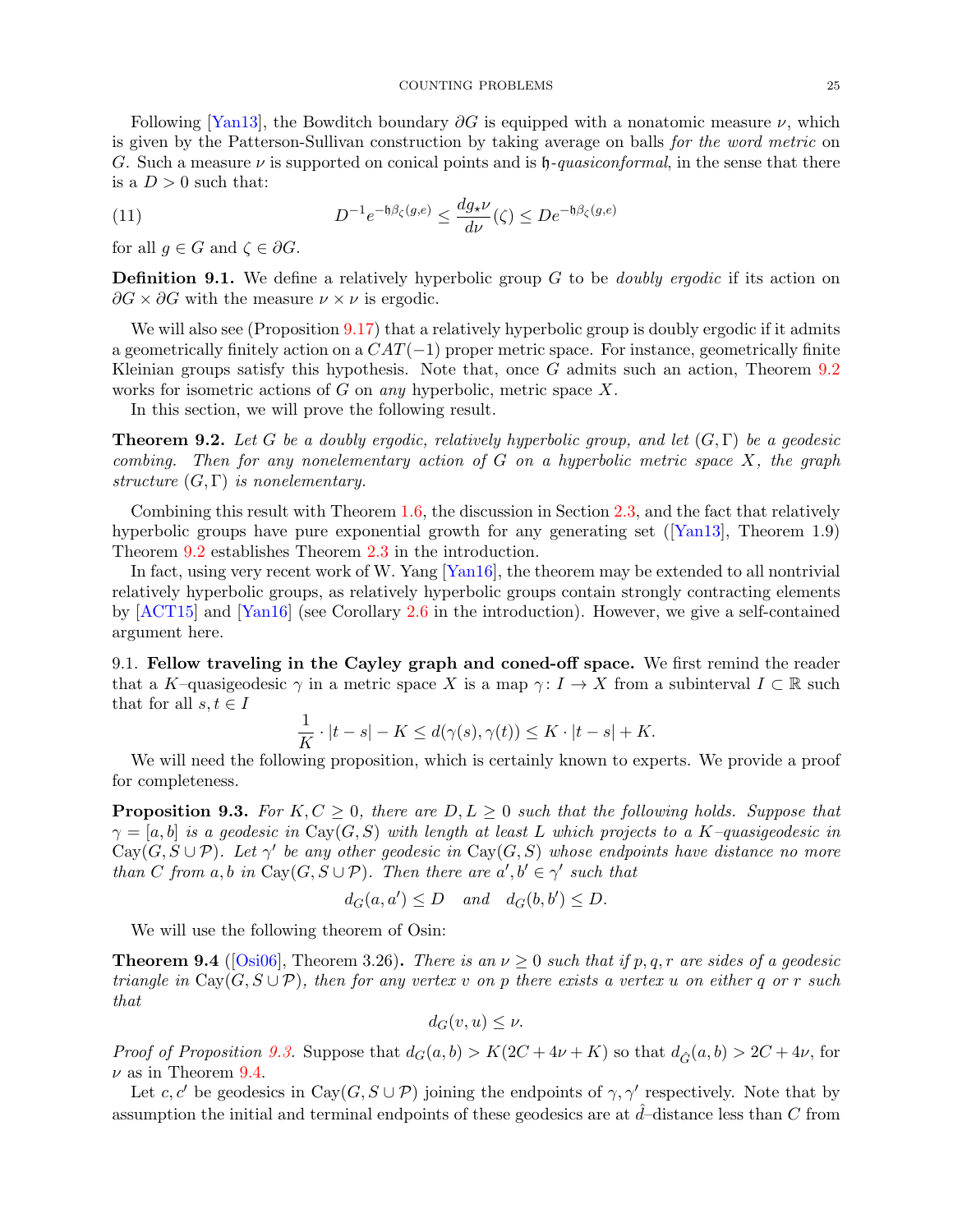Following [Yan13], the Bowditch boundary $\partial G$ is equipped with a nonatomic measure $\nu$, which is given by the Patterson-Sullivan construction by taking average on balls *for the word metric* on $G$. Such a measure $\nu$ is supported on conical points and is $\mathfrak{h}$*-quasiconformal*, in the sense that there is a $D > 0$ such that:

$$D^{-1} e^{-\mathfrak{h}\beta_\zeta(g,e)} \le \frac{dg_\star \nu}{d\nu}(\zeta) \le D e^{-\mathfrak{h}\beta_\zeta(g,e)} \tag{11}$$

for all $g \in G$ and $\zeta \in \partial G$.

**Definition 9.1.** We define a relatively hyperbolic group $G$ to be *doubly ergodic* if its action on $\partial G \times \partial G$ with the measure $\nu \times \nu$ is ergodic.

We will also see (Proposition 9.17) that a relatively hyperbolic group is doubly ergodic if it admits a geometrically finitely action on a $CAT(-1)$ proper metric space. For instance, geometrically finite Kleinian groups satisfy this hypothesis. Note that, once $G$ admits such an action, Theorem 9.2 works for isometric actions of $G$ on *any* hyperbolic, metric space $X$.

In this section, we will prove the following result.

**Theorem 9.2.** *Let $G$ be a doubly ergodic, relatively hyperbolic group, and let $(G, \Gamma)$ be a geodesic combing. Then for any nonelementary action of $G$ on a hyperbolic metric space $X$, the graph structure $(G, \Gamma)$ is nonelementary.*

Combining this result with Theorem 1.6, the discussion in Section 2.3, and the fact that relatively hyperbolic groups have pure exponential growth for any generating set ([Yan13], Theorem 1.9) Theorem 9.2 establishes Theorem 2.3 in the introduction.

In fact, using very recent work of W. Yang [Yan16], the theorem may be extended to all nontrivial relatively hyperbolic groups, as relatively hyperbolic groups contain strongly contracting elements by [ACT15] and [Yan16] (see Corollary 2.6 in the introduction). However, we give a self-contained argument here.

## 9.1. Fellow traveling in the Cayley graph and coned-off space.

We first remind the reader that a $K$–quasigeodesic $\gamma$ in a metric space $X$ is a map $\gamma \colon I \to X$ from a subinterval $I \subset \mathbb{R}$ such that for all $s, t \in I$

$$\frac{1}{K} \cdot |t - s| - K \le d(\gamma(s), \gamma(t)) \le K \cdot |t - s| + K.$$

We will need the following proposition, which is certainly known to experts. We provide a proof for completeness.

**Proposition 9.3.** *For $K, C \ge 0$, there are $D, L \ge 0$ such that the following holds. Suppose that $\gamma = [a, b]$ is a geodesic in $\mathrm{Cay}(G, S)$ with length at least $L$ which projects to a $K$–quasigeodesic in $\mathrm{Cay}(G, S \cup \mathcal{P})$. Let $\gamma'$ be any other geodesic in $\mathrm{Cay}(G, S)$ whose endpoints have distance no more than $C$ from $a, b$ in $\mathrm{Cay}(G, S \cup \mathcal{P})$. Then there are $a', b' \in \gamma'$ such that*

$$d_G(a, a') \le D \quad \text{and} \quad d_G(b, b') \le D.$$

We will use the following theorem of Osin:

**Theorem 9.4** ([Osi06], Theorem 3.26)**.** *There is an $\nu \ge 0$ such that if $p, q, r$ are sides of a geodesic triangle in $\mathrm{Cay}(G, S \cup \mathcal{P})$, then for any vertex $v$ on $p$ there exists a vertex $u$ on either $q$ or $r$ such that*

$$d_G(v, u) \le \nu.$$

*Proof of Proposition 9.3.* Suppose that $d_G(a, b) > K(2C + 4\nu + K)$ so that $d_{\hat{G}}(a, b) > 2C + 4\nu$, for $\nu$ as in Theorem 9.4.

Let $c, c'$ be geodesics in $\mathrm{Cay}(G, S \cup \mathcal{P})$ joining the endpoints of $\gamma, \gamma'$ respectively. Note that by assumption the initial and terminal endpoints of these geodesics are at $\hat{d}$–distance less than $C$ from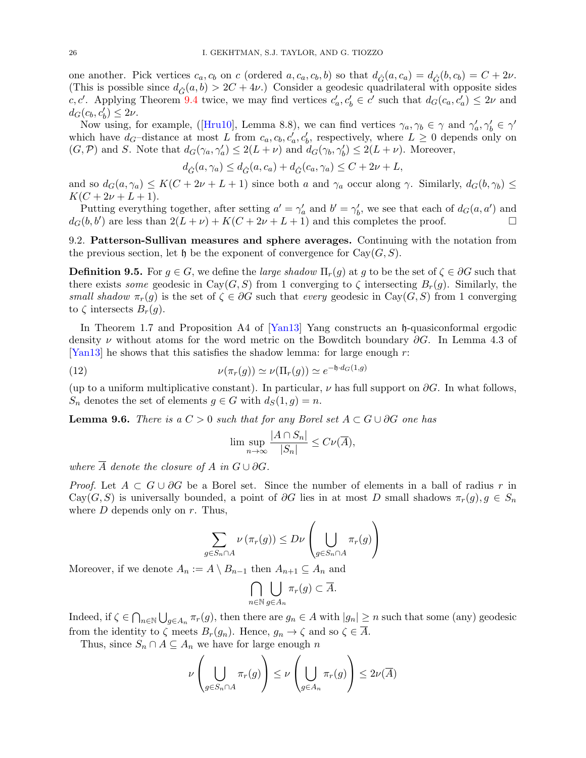one another. Pick vertices $c_a, c_b$ on $c$ (ordered $a, c_a, c_b, b$) so that $d_{\hat{G}}(a, c_a) = d_{\hat{G}}(b, c_b) = C + 2\nu$. (This is possible since $d_{\hat{G}}(a, b) > 2C + 4\nu$.) Consider a geodesic quadrilateral with opposite sides $c, c'$. Applying Theorem 9.4 twice, we may find vertices $c'_a, c'_b \in c'$ such that $d_G(c_a, c'_a) \le 2\nu$ and $d_G(c_b, c'_b) \le 2\nu$.

Now using, for example, ([Hru10], Lemma 8.8), we can find vertices $\gamma_a, \gamma_b \in \gamma$ and $\gamma'_a, \gamma'_b \in \gamma'$ which have $d_G$–distance at most $L$ from $c_a, c_b, c'_a, c'_b$, respectively, where $L \ge 0$ depends only on $(G, \mathcal{P})$ and $S$. Note that $d_G(\gamma_a, \gamma'_a) \le 2(L + \nu)$ and $d_G(\gamma_b, \gamma'_b) \le 2(L + \nu)$. Moreover,

$$d_{\hat{G}}(a, \gamma_a) \le d_{\hat{G}}(a, c_a) + d_{\hat{G}}(c_a, \gamma_a) \le C + 2\nu + L,$$

and so $d_G(a, \gamma_a) \le K(C + 2\nu + L + 1)$ since both $a$ and $\gamma_a$ occur along $\gamma$. Similarly, $d_G(b, \gamma_b) \le K(C + 2\nu + L + 1)$.

Putting everything together, after setting $a' = \gamma'_a$ and $b' = \gamma'_b$, we see that each of $d_G(a, a')$ and $d_G(b, b')$ are less than $2(L + \nu) + K(C + 2\nu + L + 1)$ and this completes the proof. □

## 9.2. Patterson-Sullivan measures and sphere averages.

Continuing with the notation from the previous section, let $\mathfrak{h}$ be the exponent of convergence for $\mathrm{Cay}(G, S)$.

**Definition 9.5.** For $g \in G$, we define the *large shadow* $\Pi_r(g)$ at $g$ to be the set of $\zeta \in \partial G$ such that there exists *some* geodesic in $\mathrm{Cay}(G, S)$ from 1 converging to $\zeta$ intersecting $B_r(g)$. Similarly, the *small shadow* $\pi_r(g)$ is the set of $\zeta \in \partial G$ such that *every* geodesic in $\mathrm{Cay}(G, S)$ from 1 converging to $\zeta$ intersects $B_r(g)$.

In Theorem 1.7 and Proposition A4 of [Yan13] Yang constructs an $\mathfrak{h}$-quasiconformal ergodic density $\nu$ without atoms for the word metric on the Bowditch boundary $\partial G$. In Lemma 4.3 of [Yan13] he shows that this satisfies the shadow lemma: for large enough $r$:

$$\nu(\pi_r(g)) \simeq \nu(\Pi_r(g)) \simeq e^{-\mathfrak{h} \cdot d_G(1,g)} \tag{12}$$

(up to a uniform multiplicative constant). In particular, $\nu$ has full support on $\partial G$. In what follows, $S_n$ denotes the set of elements $g \in G$ with $d_S(1, g) = n$.

**Lemma 9.6.** *There is a $C > 0$ such that for any Borel set $A \subset G \cup \partial G$ one has*

$$\limsup_{n \to \infty} \frac{|A \cap S_n|}{|S_n|} \le C \nu(\overline{A}),$$

*where $\overline{A}$ denote the closure of $A$ in $G \cup \partial G$.*

*Proof.* Let $A \subset G \cup \partial G$ be a Borel set. Since the number of elements in a ball of radius $r$ in $\mathrm{Cay}(G, S)$ is universally bounded, a point of $\partial G$ lies in at most $D$ small shadows $\pi_r(g), g \in S_n$ where $D$ depends only on $r$. Thus,

$$\sum_{g \in S_n \cap A} \nu\left(\pi_r(g)\right) \le D \nu\left(\bigcup_{g \in S_n \cap A} \pi_r(g)\right)$$

Moreover, if we denote $A_n := A \setminus B_{n-1}$ then $A_{n+1} \subseteq A_n$ and

$$\bigcap_{n \in \mathbb{N}} \bigcup_{g \in A_n} \pi_r(g) \subset \overline{A}.$$

Indeed, if $\zeta \in \bigcap_{n \in \mathbb{N}} \bigcup_{g \in A_n} \pi_r(g)$, then there are $g_n \in A$ with $|g_n| \ge n$ such that some (any) geodesic from the identity to $\zeta$ meets $B_r(g_n)$. Hence, $g_n \to \zeta$ and so $\zeta \in \overline{A}$.

Thus, since $S_n \cap A \subseteq A_n$ we have for large enough $n$

$$\nu\left(\bigcup_{g \in S_n \cap A} \pi_r(g)\right) \le \nu\left(\bigcup_{g \in A_n} \pi_r(g)\right) \le 2\nu(\overline{A})$$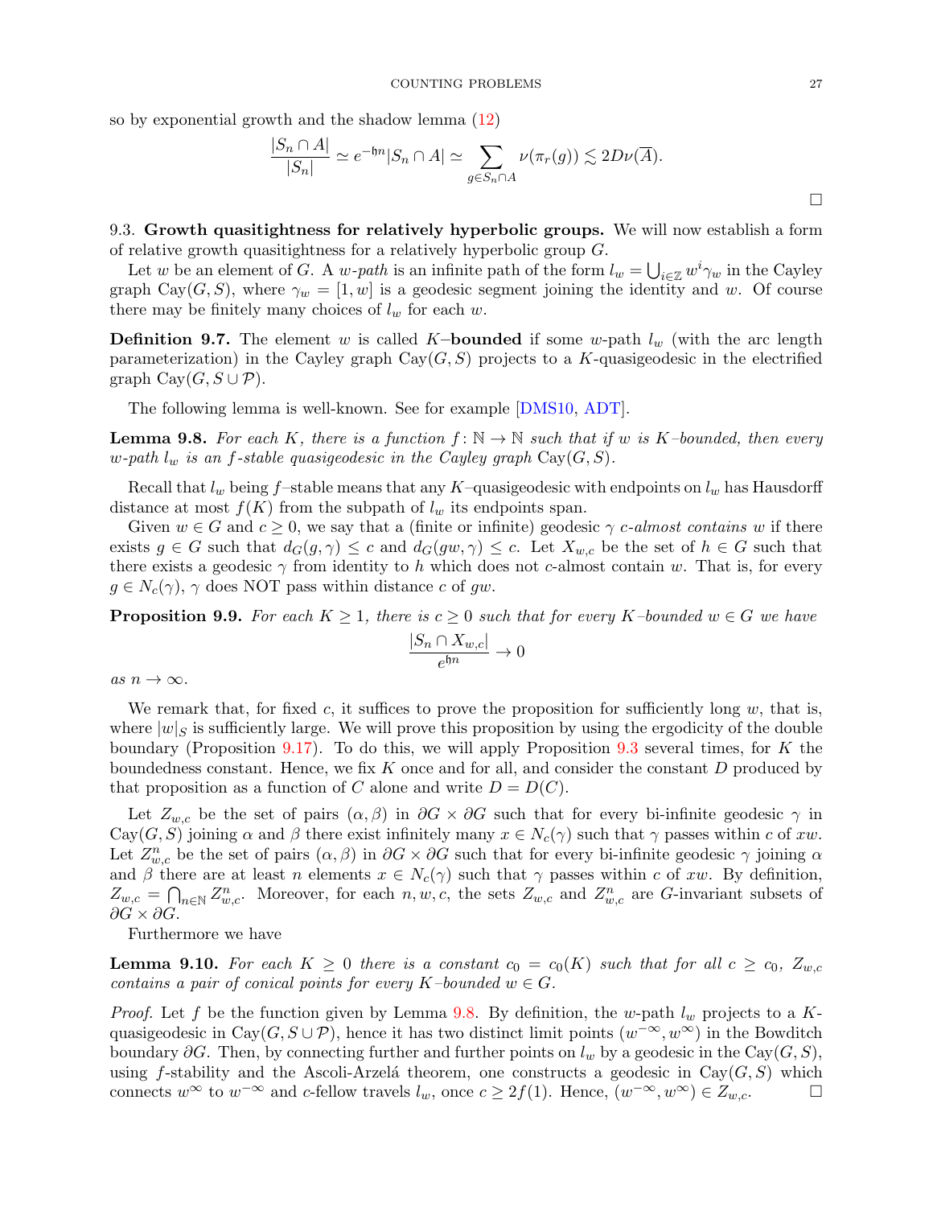so by exponential growth and the shadow lemma (12)

$$\frac{|S_n \cap A|}{|S_n|} \simeq e^{-\mathfrak{h}n}|S_n \cap A| \simeq \sum_{g \in S_n \cap A} \nu(\pi_r(g)) \lesssim 2D\nu(\overline{A}).$$

□

9.3. **Growth quasitightness for relatively hyperbolic groups.** We will now establish a form of relative growth quasitightness for a relatively hyperbolic group $G$.

Let $w$ be an element of $G$. A *$w$-path* is an infinite path of the form $l_w = \bigcup_{i \in \mathbb{Z}} w^i \gamma_w$ in the Cayley graph $\mathrm{Cay}(G, S)$, where $\gamma_w = [1, w]$ is a geodesic segment joining the identity and $w$. Of course there may be finitely many choices of $l_w$ for each $w$.

**Definition 9.7.** The element $w$ is called $K$–**bounded** if some $w$-path $l_w$ (with the arc length parameterization) in the Cayley graph $\mathrm{Cay}(G, S)$ projects to a $K$-quasigeodesic in the electrified graph $\mathrm{Cay}(G, S \cup \mathcal{P})$.

The following lemma is well-known. See for example [DMS10, ADT].

**Lemma 9.8.** *For each $K$, there is a function $f \colon \mathbb{N} \to \mathbb{N}$ such that if $w$ is $K$–bounded, then every $w$-path $l_w$ is an $f$-stable quasigeodesic in the Cayley graph $\mathrm{Cay}(G, S)$.*

Recall that $l_w$ being $f$–stable means that any $K$–quasigeodesic with endpoints on $l_w$ has Hausdorff distance at most $f(K)$ from the subpath of $l_w$ its endpoints span.

Given $w \in G$ and $c \geq 0$, we say that a (finite or infinite) geodesic $\gamma$ *$c$-almost contains* $w$ if there exists $g \in G$ such that $d_G(g, \gamma) \leq c$ and $d_G(gw, \gamma) \leq c$. Let $X_{w,c}$ be the set of $h \in G$ such that there exists a geodesic $\gamma$ from identity to $h$ which does not $c$-almost contain $w$. That is, for every $g \in N_c(\gamma)$, $\gamma$ does NOT pass within distance $c$ of $gw$.

**Proposition 9.9.** *For each $K \geq 1$, there is $c \geq 0$ such that for every $K$–bounded $w \in G$ we have*

$$\frac{|S_n \cap X_{w,c}|}{e^{\mathfrak{h}n}} \to 0$$

*as $n \to \infty$.*

We remark that, for fixed $c$, it suffices to prove the proposition for sufficiently long $w$, that is, where $|w|_S$ is sufficiently large. We will prove this proposition by using the ergodicity of the double boundary (Proposition 9.17). To do this, we will apply Proposition 9.3 several times, for $K$ the boundedness constant. Hence, we fix $K$ once and for all, and consider the constant $D$ produced by that proposition as a function of $C$ alone and write $D = D(C)$.

Let $Z_{w,c}$ be the set of pairs $(\alpha, \beta)$ in $\partial G \times \partial G$ such that for every bi-infinite geodesic $\gamma$ in $\mathrm{Cay}(G, S)$ joining $\alpha$ and $\beta$ there exist infinitely many $x \in N_c(\gamma)$ such that $\gamma$ passes within $c$ of $xw$. Let $Z^n_{w,c}$ be the set of pairs $(\alpha, \beta)$ in $\partial G \times \partial G$ such that for every bi-infinite geodesic $\gamma$ joining $\alpha$ and $\beta$ there are at least $n$ elements $x \in N_c(\gamma)$ such that $\gamma$ passes within $c$ of $xw$. By definition, $Z_{w,c} = \bigcap_{n \in \mathbb{N}} Z^n_{w,c}$. Moreover, for each $n, w, c$, the sets $Z_{w,c}$ and $Z^n_{w,c}$ are $G$-invariant subsets of $\partial G \times \partial G$.

Furthermore we have

**Lemma 9.10.** *For each $K \geq 0$ there is a constant $c_0 = c_0(K)$ such that for all $c \geq c_0$, $Z_{w,c}$ contains a pair of conical points for every $K$–bounded $w \in G$.*

*Proof.* Let $f$ be the function given by Lemma 9.8. By definition, the $w$-path $l_w$ projects to a $K$-quasigeodesic in $\mathrm{Cay}(G, S \cup \mathcal{P})$, hence it has two distinct limit points $(w^{-\infty}, w^{\infty})$ in the Bowditch boundary $\partial G$. Then, by connecting further and further points on $l_w$ by a geodesic in the $\mathrm{Cay}(G, S)$, using $f$-stability and the Ascoli-Arzelá theorem, one constructs a geodesic in $\mathrm{Cay}(G, S)$ which connects $w^{\infty}$ to $w^{-\infty}$ and $c$-fellow travels $l_w$, once $c \geq 2f(1)$. Hence, $(w^{-\infty}, w^{\infty}) \in Z_{w,c}$. □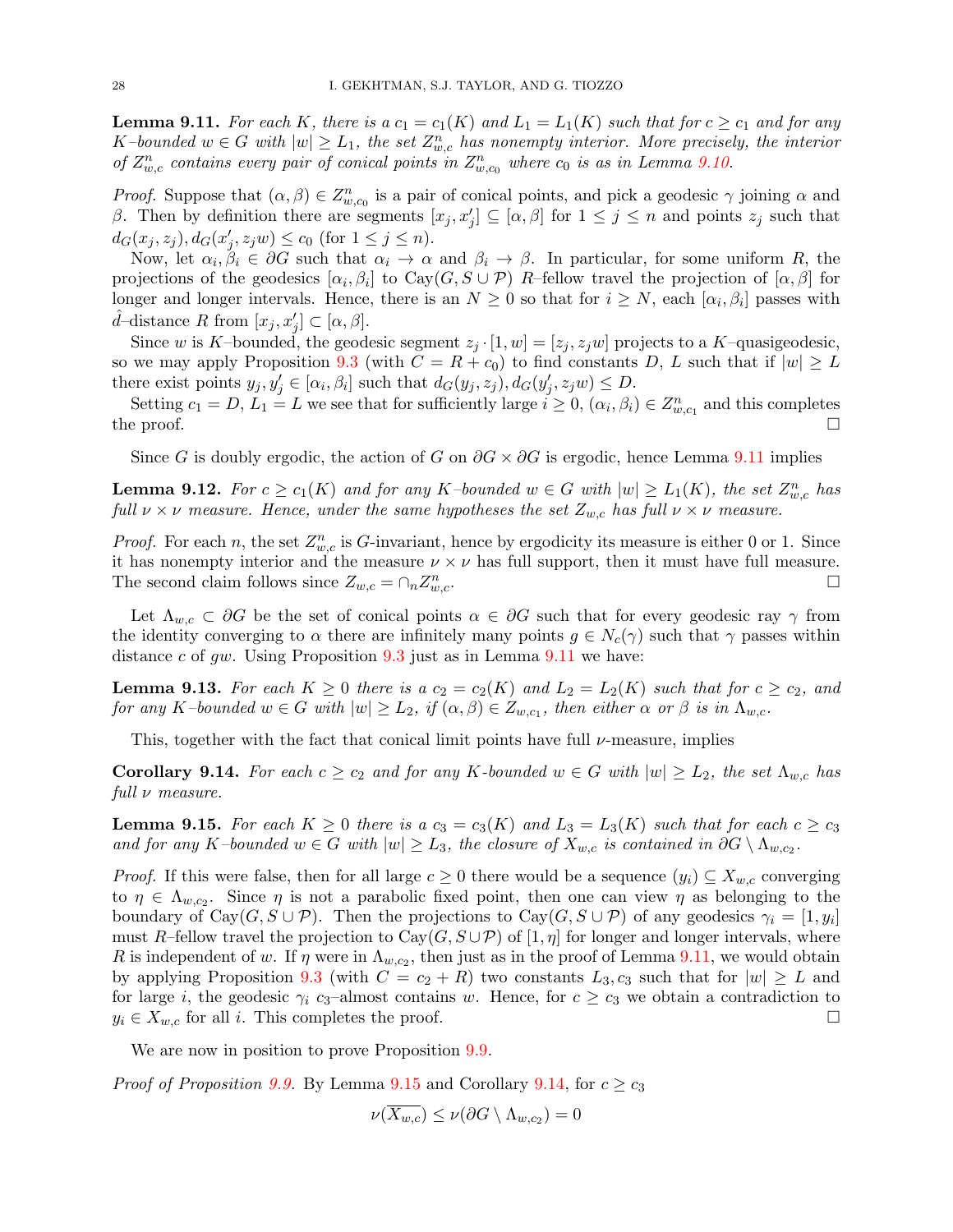**Lemma 9.11.** *For each $K$, there is a $c_1 = c_1(K)$ and $L_1 = L_1(K)$ such that for $c \geq c_1$ and for any $K$–bounded $w \in G$ with $|w| \geq L_1$, the set $Z^n_{w,c}$ has nonempty interior. More precisely, the interior of $Z^n_{w,c}$ contains every pair of conical points in $Z^n_{w,c_0}$ where $c_0$ is as in Lemma 9.10.*

*Proof.* Suppose that $(\alpha, \beta) \in Z^n_{w,c_0}$ is a pair of conical points, and pick a geodesic $\gamma$ joining $\alpha$ and $\beta$. Then by definition there are segments $[x_j, x'_j] \subseteq [\alpha, \beta]$ for $1 \leq j \leq n$ and points $z_j$ such that $d_G(x_j, z_j), d_G(x'_j, z_j w) \leq c_0$ (for $1 \leq j \leq n$).

Now, let $\alpha_i, \beta_i \in \partial G$ such that $\alpha_i \to \alpha$ and $\beta_i \to \beta$. In particular, for some uniform $R$, the projections of the geodesics $[\alpha_i, \beta_i]$ to $\mathrm{Cay}(G, S \cup \mathcal{P})$ $R$–fellow travel the projection of $[\alpha, \beta]$ for longer and longer intervals. Hence, there is an $N \geq 0$ so that for $i \geq N$, each $[\alpha_i, \beta_i]$ passes with $\hat{d}$–distance $R$ from $[x_j, x'_j] \subset [\alpha, \beta]$.

Since $w$ is $K$–bounded, the geodesic segment $z_j \cdot [1, w] = [z_j, z_j w]$ projects to a $K$–quasigeodesic, so we may apply Proposition 9.3 (with $C = R + c_0$) to find constants $D$, $L$ such that if $|w| \geq L$ there exist points $y_j, y'_j \in [\alpha_i, \beta_i]$ such that $d_G(y_j, z_j), d_G(y'_j, z_j w) \leq D$.

Setting $c_1 = D$, $L_1 = L$ we see that for sufficiently large $i \geq 0$, $(\alpha_i, \beta_i) \in Z^n_{w,c_1}$ and this completes the proof. $\square$

Since $G$ is doubly ergodic, the action of $G$ on $\partial G \times \partial G$ is ergodic, hence Lemma 9.11 implies

**Lemma 9.12.** *For $c \geq c_1(K)$ and for any $K$–bounded $w \in G$ with $|w| \geq L_1(K)$, the set $Z^n_{w,c}$ has full $\nu \times \nu$ measure. Hence, under the same hypotheses the set $Z_{w,c}$ has full $\nu \times \nu$ measure.*

*Proof.* For each $n$, the set $Z^n_{w,c}$ is $G$-invariant, hence by ergodicity its measure is either 0 or 1. Since it has nonempty interior and the measure $\nu \times \nu$ has full support, then it must have full measure. The second claim follows since $Z_{w,c} = \cap_n Z^n_{w,c}$. $\square$

Let $\Lambda_{w,c} \subset \partial G$ be the set of conical points $\alpha \in \partial G$ such that for every geodesic ray $\gamma$ from the identity converging to $\alpha$ there are infinitely many points $g \in N_c(\gamma)$ such that $\gamma$ passes within distance $c$ of $gw$. Using Proposition 9.3 just as in Lemma 9.11 we have:

**Lemma 9.13.** *For each $K \geq 0$ there is a $c_2 = c_2(K)$ and $L_2 = L_2(K)$ such that for $c \geq c_2$, and for any $K$–bounded $w \in G$ with $|w| \geq L_2$, if $(\alpha, \beta) \in Z_{w,c_1}$, then either $\alpha$ or $\beta$ is in $\Lambda_{w,c}$.*

This, together with the fact that conical limit points have full $\nu$-measure, implies

**Corollary 9.14.** *For each $c \geq c_2$ and for any $K$-bounded $w \in G$ with $|w| \geq L_2$, the set $\Lambda_{w,c}$ has full $\nu$ measure.*

**Lemma 9.15.** *For each $K \geq 0$ there is a $c_3 = c_3(K)$ and $L_3 = L_3(K)$ such that for each $c \geq c_3$ and for any $K$–bounded $w \in G$ with $|w| \geq L_3$, the closure of $X_{w,c}$ is contained in $\partial G \setminus \Lambda_{w,c_2}$.*

*Proof.* If this were false, then for all large $c \geq 0$ there would be a sequence $(y_i) \subseteq X_{w,c}$ converging to $\eta \in \Lambda_{w,c_2}$. Since $\eta$ is not a parabolic fixed point, then one can view $\eta$ as belonging to the boundary of $\mathrm{Cay}(G, S \cup \mathcal{P})$. Then the projections to $\mathrm{Cay}(G, S \cup \mathcal{P})$ of any geodesics $\gamma_i = [1, y_i]$ must $R$–fellow travel the projection to $\mathrm{Cay}(G, S \cup \mathcal{P})$ of $[1, \eta]$ for longer and longer intervals, where $R$ is independent of $w$. If $\eta$ were in $\Lambda_{w,c_2}$, then just as in the proof of Lemma 9.11, we would obtain by applying Proposition 9.3 (with $C = c_2 + R$) two constants $L_3, c_3$ such that for $|w| \geq L$ and for large $i$, the geodesic $\gamma_i$ $c_3$–almost contains $w$. Hence, for $c \geq c_3$ we obtain a contradiction to $y_i \in X_{w,c}$ for all $i$. This completes the proof. $\square$

We are now in position to prove Proposition 9.9.

*Proof of Proposition 9.9.* By Lemma 9.15 and Corollary 9.14, for $c \geq c_3$

$$\nu(\overline{X_{w,c}}) \leq \nu(\partial G \setminus \Lambda_{w,c_2}) = 0$$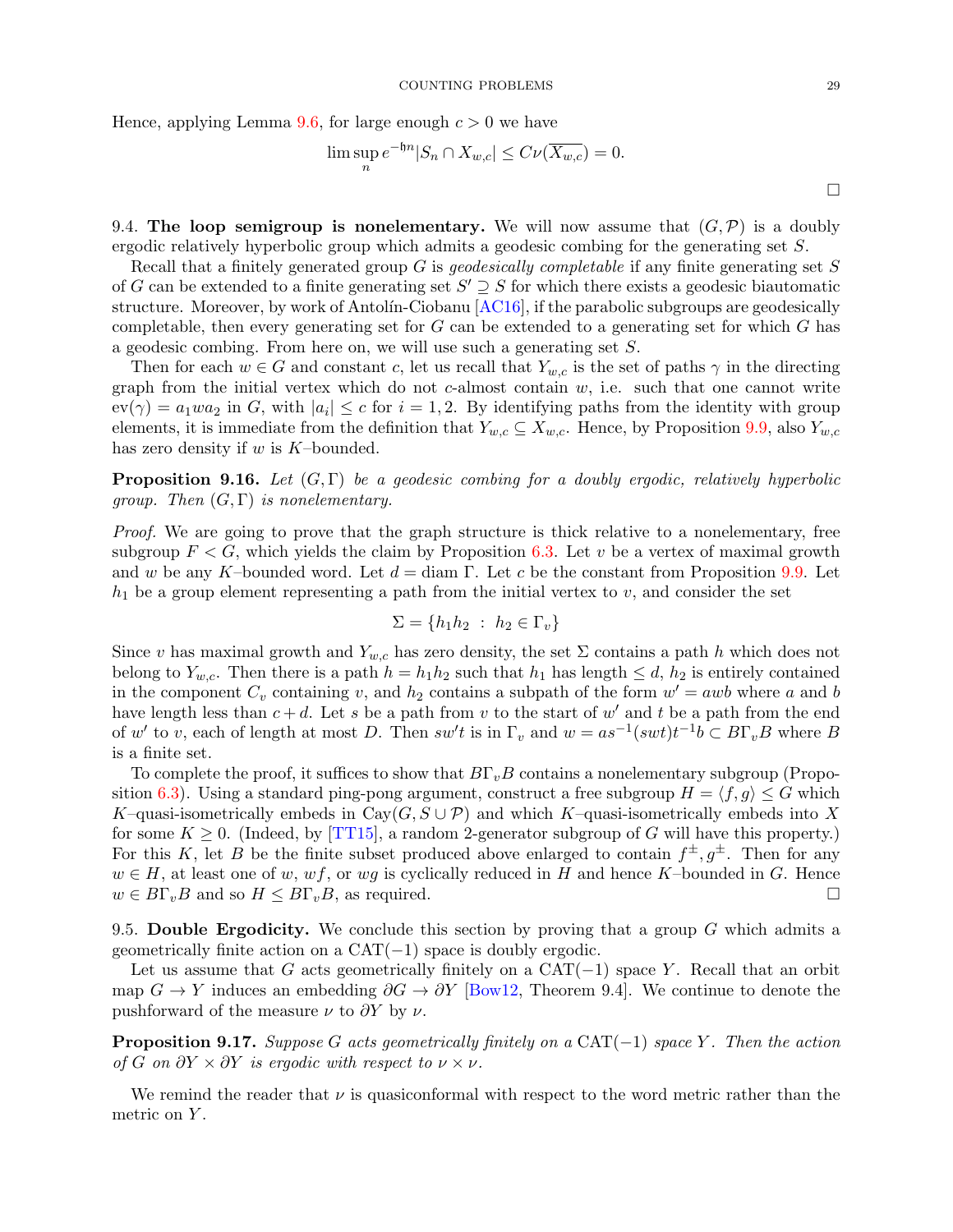Hence, applying Lemma 9.6, for large enough $c > 0$ we have

$$\limsup_n e^{-\mathfrak{h}n} |S_n \cap X_{w,c}| \leq C\nu(\overline{X_{w,c}}) = 0.$$

□

**9.4. The loop semigroup is nonelementary.** We will now assume that $(G, \mathcal{P})$ is a doubly ergodic relatively hyperbolic group which admits a geodesic combing for the generating set $S$.

Recall that a finitely generated group $G$ is *geodesically completable* if any finite generating set $S$ of $G$ can be extended to a finite generating set $S' \supseteq S$ for which there exists a geodesic biautomatic structure. Moreover, by work of Antolín-Ciobanu [AC16], if the parabolic subgroups are geodesically completable, then every generating set for $G$ can be extended to a generating set for which $G$ has a geodesic combing. From here on, we will use such a generating set $S$.

Then for each $w \in G$ and constant $c$, let us recall that $Y_{w,c}$ is the set of paths $\gamma$ in the directing graph from the initial vertex which do not $c$-almost contain $w$, i.e. such that one cannot write $\mathrm{ev}(\gamma) = a_1 w a_2$ in $G$, with $|a_i| \leq c$ for $i = 1, 2$. By identifying paths from the identity with group elements, it is immediate from the definition that $Y_{w,c} \subseteq X_{w,c}$. Hence, by Proposition 9.9, also $Y_{w,c}$ has zero density if $w$ is $K$–bounded.

**Proposition 9.16.** *Let $(G, \Gamma)$ be a geodesic combing for a doubly ergodic, relatively hyperbolic group. Then $(G, \Gamma)$ is nonelementary.*

*Proof.* We are going to prove that the graph structure is thick relative to a nonelementary, free subgroup $F < G$, which yields the claim by Proposition 6.3. Let $v$ be a vertex of maximal growth and $w$ be any $K$–bounded word. Let $d = \operatorname{diam} \Gamma$. Let $c$ be the constant from Proposition 9.9. Let $h_1$ be a group element representing a path from the initial vertex to $v$, and consider the set

$$\Sigma = \{h_1 h_2 \ : \ h_2 \in \Gamma_v\}$$

Since $v$ has maximal growth and $Y_{w,c}$ has zero density, the set $\Sigma$ contains a path $h$ which does not belong to $Y_{w,c}$. Then there is a path $h = h_1 h_2$ such that $h_1$ has length $\leq d$, $h_2$ is entirely contained in the component $C_v$ containing $v$, and $h_2$ contains a subpath of the form $w' = awb$ where $a$ and $b$ have length less than $c + d$. Let $s$ be a path from $v$ to the start of $w'$ and $t$ be a path from the end of $w'$ to $v$, each of length at most $D$. Then $sw't$ is in $\Gamma_v$ and $w = as^{-1}(swt)t^{-1}b \subset B\Gamma_v B$ where $B$ is a finite set.

To complete the proof, it suffices to show that $B\Gamma_v B$ contains a nonelementary subgroup (Proposition 6.3). Using a standard ping-pong argument, construct a free subgroup $H = \langle f, g \rangle \leq G$ which $K$–quasi-isometrically embeds in $\mathrm{Cay}(G, S \cup \mathcal{P})$ and which $K$–quasi-isometrically embeds into $X$ for some $K \geq 0$. (Indeed, by [TT15], a random 2-generator subgroup of $G$ will have this property.) For this $K$, let $B$ be the finite subset produced above enlarged to contain $f^{\pm}, g^{\pm}$. Then for any $w \in H$, at least one of $w$, $wf$, or $wg$ is cyclically reduced in $H$ and hence $K$–bounded in $G$. Hence $w \in B\Gamma_v B$ and so $H \leq B\Gamma_v B$, as required. □

**9.5. Double Ergodicity.** We conclude this section by proving that a group $G$ which admits a geometrically finite action on a CAT$(-1)$ space is doubly ergodic.

Let us assume that $G$ acts geometrically finitely on a CAT$(-1)$ space $Y$. Recall that an orbit map $G \to Y$ induces an embedding $\partial G \to \partial Y$ [Bow12, Theorem 9.4]. We continue to denote the pushforward of the measure $\nu$ to $\partial Y$ by $\nu$.

**Proposition 9.17.** *Suppose $G$ acts geometrically finitely on a CAT$(-1)$ space $Y$. Then the action of $G$ on $\partial Y \times \partial Y$ is ergodic with respect to $\nu \times \nu$.*

We remind the reader that $\nu$ is quasiconformal with respect to the word metric rather than the metric on $Y$.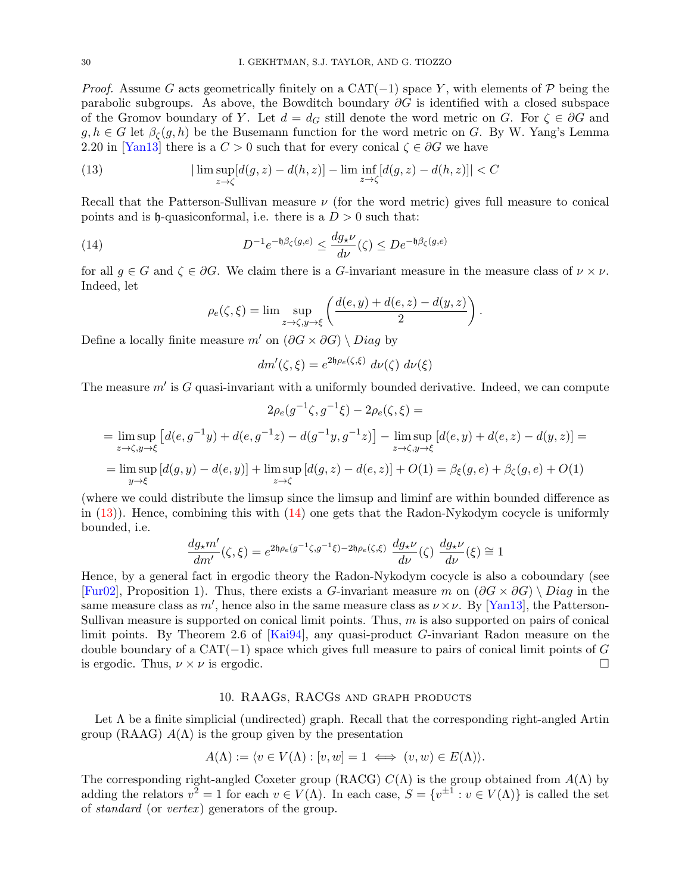*Proof.* Assume $G$ acts geometrically finitely on a CAT$(-1)$ space $Y$, with elements of $\mathcal{P}$ being the parabolic subgroups. As above, the Bowditch boundary $\partial G$ is identified with a closed subspace of the Gromov boundary of $Y$. Let $d = d_G$ still denote the word metric on $G$. For $\zeta \in \partial G$ and $g, h \in G$ let $\beta_\zeta(g, h)$ be the Busemann function for the word metric on $G$. By W. Yang's Lemma 2.20 in [Yan13] there is a $C > 0$ such that for every conical $\zeta \in \partial G$ we have

$$|\limsup_{z \to \zeta}[d(g,z) - d(h,z)] - \liminf_{z \to \zeta}[d(g,z) - d(h,z)]| < C \tag{13}$$

Recall that the Patterson-Sullivan measure $\nu$ (for the word metric) gives full measure to conical points and is $\mathfrak{h}$-quasiconformal, i.e. there is a $D > 0$ such that:

$$D^{-1} e^{-\mathfrak{h}\beta_\zeta(g,e)} \leq \frac{dg_\star \nu}{d\nu}(\zeta) \leq D e^{-\mathfrak{h}\beta_\zeta(g,e)} \tag{14}$$

for all $g \in G$ and $\zeta \in \partial G$. We claim there is a $G$-invariant measure in the measure class of $\nu \times \nu$. Indeed, let

$$\rho_e(\zeta, \xi) = \limsup_{z \to \zeta, y \to \xi} \left( \frac{d(e,y) + d(e,z) - d(y,z)}{2} \right).$$

Define a locally finite measure $m'$ on $(\partial G \times \partial G) \setminus Diag$ by

$$dm'(\zeta, \xi) = e^{2\mathfrak{h}\rho_e(\zeta,\xi)} \; d\nu(\zeta) \; d\nu(\xi)$$

The measure $m'$ is $G$ quasi-invariant with a uniformly bounded derivative. Indeed, we can compute

$$2\rho_e(g^{-1}\zeta, g^{-1}\xi) - 2\rho_e(\zeta, \xi) =$$

$$= \limsup_{z \to \zeta, y \to \xi} \left[ d(e, g^{-1}y) + d(e, g^{-1}z) - d(g^{-1}y, g^{-1}z) \right] - \limsup_{z \to \zeta, y \to \xi} \left[ d(e,y) + d(e,z) - d(y,z) \right] =$$

$$= \limsup_{y \to \xi} \left[ d(g,y) - d(e,y) \right] + \limsup_{z \to \zeta} \left[ d(g,z) - d(e,z) \right] + O(1) = \beta_\xi(g,e) + \beta_\zeta(g,e) + O(1)$$

(where we could distribute the limsup since the limsup and liminf are within bounded difference as in (13)). Hence, combining this with (14) one gets that the Radon-Nykodym cocycle is uniformly bounded, i.e.

$$\frac{dg_\star m'}{dm'}(\zeta, \xi) = e^{2\mathfrak{h}\rho_e(g^{-1}\zeta, g^{-1}\xi) - 2\mathfrak{h}\rho_e(\zeta,\xi)} \; \frac{dg_\star \nu}{d\nu}(\zeta) \; \frac{dg_\star \nu}{d\nu}(\xi) \cong 1$$

Hence, by a general fact in ergodic theory the Radon-Nykodym cocycle is also a coboundary (see [Fur02], Proposition 1). Thus, there exists a $G$-invariant measure $m$ on $(\partial G \times \partial G) \setminus Diag$ in the same measure class as $m'$, hence also in the same measure class as $\nu \times \nu$. By [Yan13], the Patterson-Sullivan measure is supported on conical limit points. Thus, $m$ is also supported on pairs of conical limit points. By Theorem 2.6 of [Kai94], any quasi-product $G$-invariant Radon measure on the double boundary of a CAT$(-1)$ space which gives full measure to pairs of conical limit points of $G$ is ergodic. Thus, $\nu \times \nu$ is ergodic. □

## 10. RAAGs, RACGs and graph products

Let $\Lambda$ be a finite simplicial (undirected) graph. Recall that the corresponding right-angled Artin group (RAAG) $A(\Lambda)$ is the group given by the presentation

$$A(\Lambda) := \langle v \in V(\Lambda) : [v,w] = 1 \iff (v,w) \in E(\Lambda) \rangle.$$

The corresponding right-angled Coxeter group (RACG) $C(\Lambda)$ is the group obtained from $A(\Lambda)$ by adding the relators $v^2 = 1$ for each $v \in V(\Lambda)$. In each case, $S = \{v^{\pm 1} : v \in V(\Lambda)\}$ is called the set of *standard* (or *vertex*) generators of the group.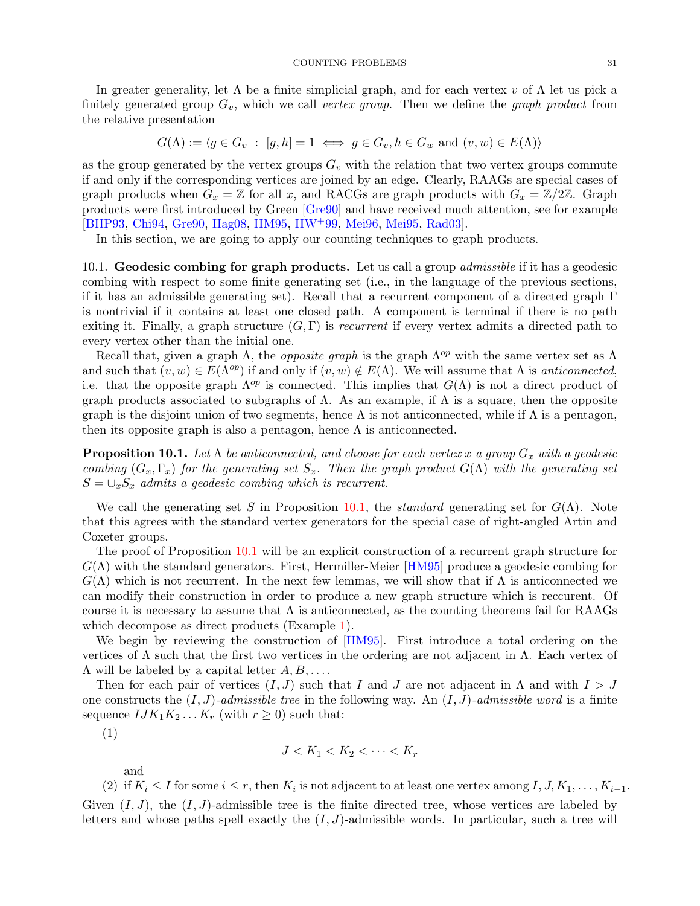In greater generality, let $\Lambda$ be a finite simplicial graph, and for each vertex $v$ of $\Lambda$ let us pick a finitely generated group $G_v$, which we call *vertex group*. Then we define the *graph product* from the relative presentation

$$G(\Lambda) := \langle g \in G_v \ : \ [g, h] = 1 \iff g \in G_v, h \in G_w \text{ and } (v, w) \in E(\Lambda) \rangle$$

as the group generated by the vertex groups $G_v$ with the relation that two vertex groups commute if and only if the corresponding vertices are joined by an edge. Clearly, RAAGs are special cases of graph products when $G_x = \mathbb{Z}$ for all $x$, and RACGs are graph products with $G_x = \mathbb{Z}/2\mathbb{Z}$. Graph products were first introduced by Green [Gre90] and have received much attention, see for example [BHP93, Chi94, Gre90, Hag08, HM95, HW+99, Mei96, Mei95, Rad03].

In this section, we are going to apply our counting techniques to graph products.

10.1. **Geodesic combing for graph products.** Let us call a group *admissible* if it has a geodesic combing with respect to some finite generating set (i.e., in the language of the previous sections, if it has an admissible generating set). Recall that a recurrent component of a directed graph $\Gamma$ is nontrivial if it contains at least one closed path. A component is terminal if there is no path exiting it. Finally, a graph structure $(G, \Gamma)$ is *recurrent* if every vertex admits a directed path to every vertex other than the initial one.

Recall that, given a graph $\Lambda$, the *opposite graph* is the graph $\Lambda^{op}$ with the same vertex set as $\Lambda$ and such that $(v, w) \in E(\Lambda^{op})$ if and only if $(v, w) \notin E(\Lambda)$. We will assume that $\Lambda$ is *anticonnected*, i.e. that the opposite graph $\Lambda^{op}$ is connected. This implies that $G(\Lambda)$ is not a direct product of graph products associated to subgraphs of $\Lambda$. As an example, if $\Lambda$ is a square, then the opposite graph is the disjoint union of two segments, hence $\Lambda$ is not anticonnected, while if $\Lambda$ is a pentagon, then its opposite graph is also a pentagon, hence $\Lambda$ is anticonnected.

**Proposition 10.1.** *Let $\Lambda$ be anticonnected, and choose for each vertex $x$ a group $G_x$ with a geodesic combing $(G_x, \Gamma_x)$ for the generating set $S_x$. Then the graph product $G(\Lambda)$ with the generating set $S = \cup_x S_x$ admits a geodesic combing which is recurrent.*

We call the generating set $S$ in Proposition 10.1, the *standard* generating set for $G(\Lambda)$. Note that this agrees with the standard vertex generators for the special case of right-angled Artin and Coxeter groups.

The proof of Proposition 10.1 will be an explicit construction of a recurrent graph structure for $G(\Lambda)$ with the standard generators. First, Hermiller-Meier [HM95] produce a geodesic combing for $G(\Lambda)$ which is not recurrent. In the next few lemmas, we will show that if $\Lambda$ is anticonnected we can modify their construction in order to produce a new graph structure which is reccurent. Of course it is necessary to assume that $\Lambda$ is anticonnected, as the counting theorems fail for RAAGs which decompose as direct products (Example 1).

We begin by reviewing the construction of [HM95]. First introduce a total ordering on the vertices of $\Lambda$ such that the first two vertices in the ordering are not adjacent in $\Lambda$. Each vertex of $\Lambda$ will be labeled by a capital letter $A, B, \dots$.

Then for each pair of vertices $(I, J)$ such that $I$ and $J$ are not adjacent in $\Lambda$ and with $I > J$ one constructs the $(I, J)$-*admissible tree* in the following way. An $(I, J)$-*admissible word* is a finite sequence $IJK_1K_2 \dots K_r$ (with $r \geq 0$) such that:

(1)
$$J < K_1 < K_2 < \dots < K_r$$
and

(2) if $K_i \leq I$ for some $i \leq r$, then $K_i$ is not adjacent to at least one vertex among $I, J, K_1, \dots, K_{i-1}$.

Given $(I, J)$, the $(I, J)$-admissible tree is the finite directed tree, whose vertices are labeled by letters and whose paths spell exactly the $(I, J)$-admissible words. In particular, such a tree will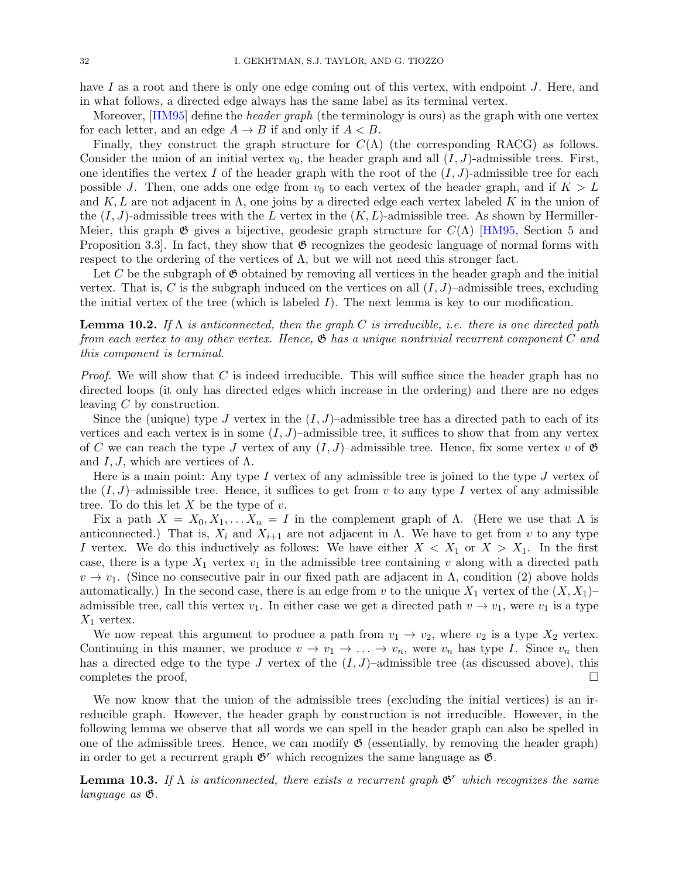have $I$ as a root and there is only one edge coming out of this vertex, with endpoint $J$. Here, and in what follows, a directed edge always has the same label as its terminal vertex.

Moreover, [HM95] define the *header graph* (the terminology is ours) as the graph with one vertex for each letter, and an edge $A \to B$ if and only if $A < B$.

Finally, they construct the graph structure for $C(\Lambda)$ (the corresponding RACG) as follows. Consider the union of an initial vertex $v_0$, the header graph and all $(I, J)$-admissible trees. First, one identifies the vertex $I$ of the header graph with the root of the $(I, J)$-admissible tree for each possible $J$. Then, one adds one edge from $v_0$ to each vertex of the header graph, and if $K > L$ and $K, L$ are not adjacent in $\Lambda$, one joins by a directed edge each vertex labeled $K$ in the union of the $(I, J)$-admissible trees with the $L$ vertex in the $(K, L)$-admissible tree. As shown by Hermiller-Meier, this graph $\mathfrak{G}$ gives a bijective, geodesic graph structure for $C(\Lambda)$ [HM95, Section 5 and Proposition 3.3]. In fact, they show that $\mathfrak{G}$ recognizes the geodesic language of normal forms with respect to the ordering of the vertices of $\Lambda$, but we will not need this stronger fact.

Let $C$ be the subgraph of $\mathfrak{G}$ obtained by removing all vertices in the header graph and the initial vertex. That is, $C$ is the subgraph induced on the vertices on all $(I, J)$–admissible trees, excluding the initial vertex of the tree (which is labeled $I$). The next lemma is key to our modification.

**Lemma 10.2.** *If $\Lambda$ is anticonnected, then the graph $C$ is irreducible, i.e. there is one directed path from each vertex to any other vertex. Hence, $\mathfrak{G}$ has a unique nontrivial recurrent component $C$ and this component is terminal.*

*Proof.* We will show that $C$ is indeed irreducible. This will suffice since the header graph has no directed loops (it only has directed edges which increase in the ordering) and there are no edges leaving $C$ by construction.

Since the (unique) type $J$ vertex in the $(I, J)$–admissible tree has a directed path to each of its vertices and each vertex is in some $(I, J)$–admissible tree, it suffices to show that from any vertex of $C$ we can reach the type $J$ vertex of any $(I, J)$–admissible tree. Hence, fix some vertex $v$ of $\mathfrak{G}$ and $I, J$, which are vertices of $\Lambda$.

Here is a main point: Any type $I$ vertex of any admissible tree is joined to the type $J$ vertex of the $(I, J)$–admissible tree. Hence, it suffices to get from $v$ to any type $I$ vertex of any admissible tree. To do this let $X$ be the type of $v$.

Fix a path $X = X_0, X_1, \dots X_n = I$ in the complement graph of $\Lambda$. (Here we use that $\Lambda$ is anticonnected.) That is, $X_i$ and $X_{i+1}$ are not adjacent in $\Lambda$. We have to get from $v$ to any type $I$ vertex. We do this inductively as follows: We have either $X < X_1$ or $X > X_1$. In the first case, there is a type $X_1$ vertex $v_1$ in the admissible tree containing $v$ along with a directed path $v \to v_1$. (Since no consecutive pair in our fixed path are adjacent in $\Lambda$, condition (2) above holds automatically.) In the second case, there is an edge from $v$ to the unique $X_1$ vertex of the $(X, X_1)$–admissible tree, call this vertex $v_1$. In either case we get a directed path $v \to v_1$, were $v_1$ is a type $X_1$ vertex.

We now repeat this argument to produce a path from $v_1 \to v_2$, where $v_2$ is a type $X_2$ vertex. Continuing in this manner, we produce $v \to v_1 \to \dots \to v_n$, were $v_n$ has type $I$. Since $v_n$ then has a directed edge to the type $J$ vertex of the $(I, J)$–admissible tree (as discussed above), this completes the proof, □

We now know that the union of the admissible trees (excluding the initial vertices) is an irreducible graph. However, the header graph by construction is not irreducible. However, in the following lemma we observe that all words we can spell in the header graph can also be spelled in one of the admissible trees. Hence, we can modify $\mathfrak{G}$ (essentially, by removing the header graph) in order to get a recurrent graph $\mathfrak{G}^r$ which recognizes the same language as $\mathfrak{G}$.

**Lemma 10.3.** *If $\Lambda$ is anticonnected, there exists a recurrent graph $\mathfrak{G}^r$ which recognizes the same language as $\mathfrak{G}$.*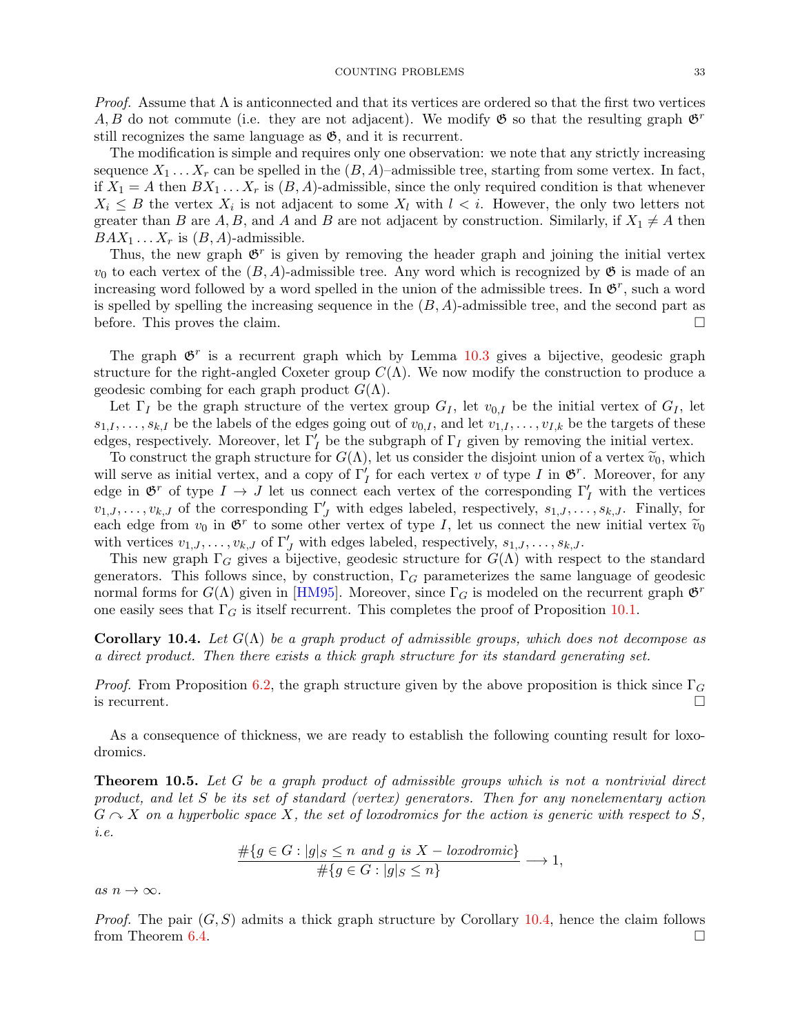*Proof.* Assume that $\Lambda$ is anticonnected and that its vertices are ordered so that the first two vertices $A, B$ do not commute (i.e. they are not adjacent). We modify $\mathfrak{G}$ so that the resulting graph $\mathfrak{G}^r$ still recognizes the same language as $\mathfrak{G}$, and it is recurrent.

The modification is simple and requires only one observation: we note that any strictly increasing sequence $X_1 \dots X_r$ can be spelled in the $(B, A)$–admissible tree, starting from some vertex. In fact, if $X_1 = A$ then $BX_1 \dots X_r$ is $(B, A)$-admissible, since the only required condition is that whenever $X_i \leq B$ the vertex $X_i$ is not adjacent to some $X_l$ with $l < i$. However, the only two letters not greater than $B$ are $A, B$, and $A$ and $B$ are not adjacent by construction. Similarly, if $X_1 \neq A$ then $BAX_1 \dots X_r$ is $(B, A)$-admissible.

Thus, the new graph $\mathfrak{G}^r$ is given by removing the header graph and joining the initial vertex $v_0$ to each vertex of the $(B, A)$-admissible tree. Any word which is recognized by $\mathfrak{G}$ is made of an increasing word followed by a word spelled in the union of the admissible trees. In $\mathfrak{G}^r$, such a word is spelled by spelling the increasing sequence in the $(B, A)$-admissible tree, and the second part as before. This proves the claim. □

The graph $\mathfrak{G}^r$ is a recurrent graph which by Lemma 10.3 gives a bijective, geodesic graph structure for the right-angled Coxeter group $C(\Lambda)$. We now modify the construction to produce a geodesic combing for each graph product $G(\Lambda)$.

Let $\Gamma_I$ be the graph structure of the vertex group $G_I$, let $v_{0,I}$ be the initial vertex of $G_I$, let $s_{1,I}, \dots, s_{k,I}$ be the labels of the edges going out of $v_{0,I}$, and let $v_{1,I}, \dots, v_{I,k}$ be the targets of these edges, respectively. Moreover, let $\Gamma'_I$ be the subgraph of $\Gamma_I$ given by removing the initial vertex.

To construct the graph structure for $G(\Lambda)$, let us consider the disjoint union of a vertex $\widetilde{v}_0$, which will serve as initial vertex, and a copy of $\Gamma'_I$ for each vertex $v$ of type $I$ in $\mathfrak{G}^r$. Moreover, for any edge in $\mathfrak{G}^r$ of type $I \to J$ let us connect each vertex of the corresponding $\Gamma'_I$ with the vertices $v_{1,J}, \dots, v_{k,J}$ of the corresponding $\Gamma'_J$ with edges labeled, respectively, $s_{1,J}, \dots, s_{k,J}$. Finally, for each edge from $v_0$ in $\mathfrak{G}^r$ to some other vertex of type $I$, let us connect the new initial vertex $\widetilde{v}_0$ with vertices $v_{1,J}, \dots, v_{k,J}$ of $\Gamma'_J$ with edges labeled, respectively, $s_{1,J}, \dots, s_{k,J}$.

This new graph $\Gamma_G$ gives a bijective, geodesic structure for $G(\Lambda)$ with respect to the standard generators. This follows since, by construction, $\Gamma_G$ parameterizes the same language of geodesic normal forms for $G(\Lambda)$ given in [HM95]. Moreover, since $\Gamma_G$ is modeled on the recurrent graph $\mathfrak{G}^r$ one easily sees that $\Gamma_G$ is itself recurrent. This completes the proof of Proposition 10.1.

**Corollary 10.4.** *Let $G(\Lambda)$ be a graph product of admissible groups, which does not decompose as a direct product. Then there exists a thick graph structure for its standard generating set.*

*Proof.* From Proposition 6.2, the graph structure given by the above proposition is thick since $\Gamma_G$ is recurrent. □

As a consequence of thickness, we are ready to establish the following counting result for loxodromics.

**Theorem 10.5.** *Let $G$ be a graph product of admissible groups which is not a nontrivial direct product, and let $S$ be its set of standard (vertex) generators. Then for any nonelementary action $G \curvearrowright X$ on a hyperbolic space $X$, the set of loxodromics for the action is generic with respect to $S$, i.e.*

$$\frac{\#\{g \in G : |g|_S \leq n \text{ and } g \text{ is } X-\text{loxodromic}\}}{\#\{g \in G : |g|_S \leq n\}} \longrightarrow 1,$$

*as $n \to \infty$.*

*Proof.* The pair $(G, S)$ admits a thick graph structure by Corollary 10.4, hence the claim follows from Theorem 6.4. □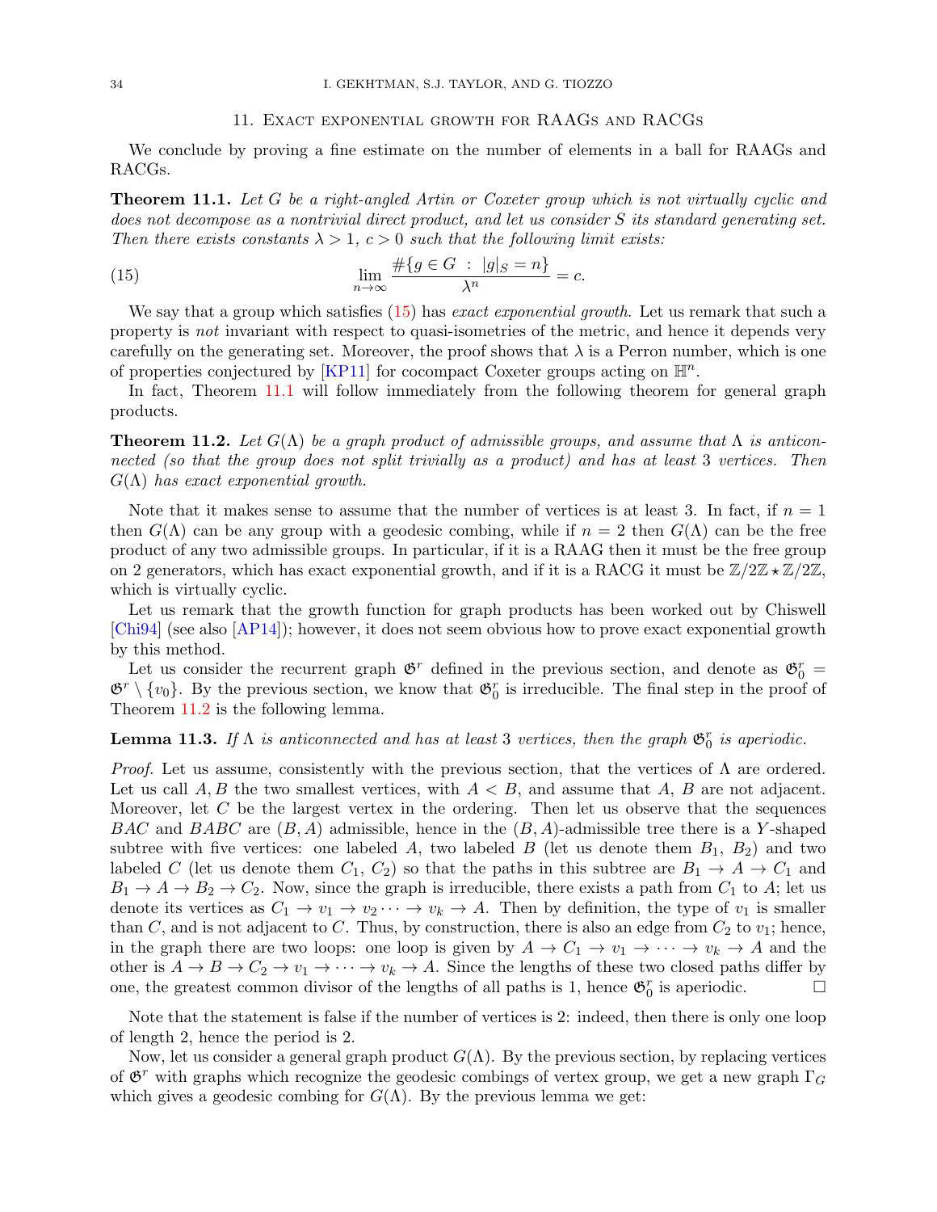## 11. Exact exponential growth for RAAGs and RACGs

We conclude by proving a fine estimate on the number of elements in a ball for RAAGs and RACGs.

**Theorem 11.1.** *Let $G$ be a right-angled Artin or Coxeter group which is not virtually cyclic and does not decompose as a nontrivial direct product, and let us consider $S$ its standard generating set. Then there exists constants $\lambda > 1$, $c > 0$ such that the following limit exists:*

$$\lim_{n \to \infty} \frac{\#\{g \in G \ : \ |g|_S = n\}}{\lambda^n} = c. \tag{15}$$

We say that a group which satisfies (15) has *exact exponential growth*. Let us remark that such a property is *not* invariant with respect to quasi-isometries of the metric, and hence it depends very carefully on the generating set. Moreover, the proof shows that $\lambda$ is a Perron number, which is one of properties conjectured by [KP11] for cocompact Coxeter groups acting on $\mathbb{H}^n$.

In fact, Theorem 11.1 will follow immediately from the following theorem for general graph products.

**Theorem 11.2.** *Let $G(\Lambda)$ be a graph product of admissible groups, and assume that $\Lambda$ is anticonnected (so that the group does not split trivially as a product) and has at least 3 vertices. Then $G(\Lambda)$ has exact exponential growth.*

Note that it makes sense to assume that the number of vertices is at least 3. In fact, if $n = 1$ then $G(\Lambda)$ can be any group with a geodesic combing, while if $n = 2$ then $G(\Lambda)$ can be the free product of any two admissible groups. In particular, if it is a RAAG then it must be the free group on 2 generators, which has exact exponential growth, and if it is a RACG it must be $\mathbb{Z}/2\mathbb{Z} \star \mathbb{Z}/2\mathbb{Z}$, which is virtually cyclic.

Let us remark that the growth function for graph products has been worked out by Chiswell [Chi94] (see also [AP14]); however, it does not seem obvious how to prove exact exponential growth by this method.

Let us consider the recurrent graph $\mathfrak{G}^r$ defined in the previous section, and denote as $\mathfrak{G}^r_0 = \mathfrak{G}^r \setminus \{v_0\}$. By the previous section, we know that $\mathfrak{G}^r_0$ is irreducible. The final step in the proof of Theorem 11.2 is the following lemma.

**Lemma 11.3.** *If $\Lambda$ is anticonnected and has at least 3 vertices, then the graph $\mathfrak{G}^r_0$ is aperiodic.*

*Proof.* Let us assume, consistently with the previous section, that the vertices of $\Lambda$ are ordered. Let us call $A, B$ the two smallest vertices, with $A < B$, and assume that $A$, $B$ are not adjacent. Moreover, let $C$ be the largest vertex in the ordering. Then let us observe that the sequences $BAC$ and $BABC$ are $(B, A)$ admissible, hence in the $(B, A)$-admissible tree there is a $Y$-shaped subtree with five vertices: one labeled $A$, two labeled $B$ (let us denote them $B_1$, $B_2$) and two labeled $C$ (let us denote them $C_1$, $C_2$) so that the paths in this subtree are $B_1 \to A \to C_1$ and $B_1 \to A \to B_2 \to C_2$. Now, since the graph is irreducible, there exists a path from $C_1$ to $A$; let us denote its vertices as $C_1 \to v_1 \to v_2 \cdots \to v_k \to A$. Then by definition, the type of $v_1$ is smaller than $C$, and is not adjacent to $C$. Thus, by construction, there is also an edge from $C_2$ to $v_1$; hence, in the graph there are two loops: one loop is given by $A \to C_1 \to v_1 \to \cdots \to v_k \to A$ and the other is $A \to B \to C_2 \to v_1 \to \cdots \to v_k \to A$. Since the lengths of these two closed paths differ by one, the greatest common divisor of the lengths of all paths is 1, hence $\mathfrak{G}^r_0$ is aperiodic. $\square$

Note that the statement is false if the number of vertices is 2: indeed, then there is only one loop of length 2, hence the period is 2.

Now, let us consider a general graph product $G(\Lambda)$. By the previous section, by replacing vertices of $\mathfrak{G}^r$ with graphs which recognize the geodesic combings of vertex group, we get a new graph $\Gamma_G$ which gives a geodesic combing for $G(\Lambda)$. By the previous lemma we get: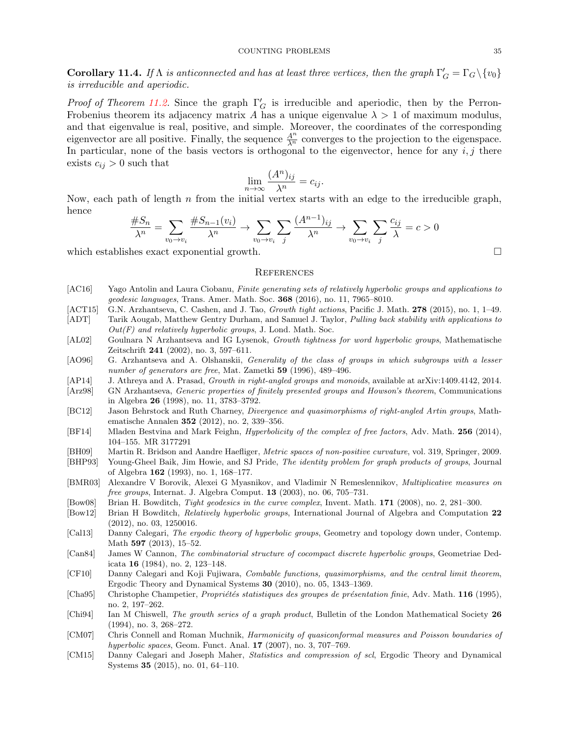**Corollary 11.4.** *If $\Lambda$ is anticonnected and has at least three vertices, then the graph $\Gamma'_G = \Gamma_G \setminus \{v_0\}$ is irreducible and aperiodic.*

*Proof of Theorem 11.2.* Since the graph $\Gamma'_G$ is irreducible and aperiodic, then by the Perron-Frobenius theorem its adjacency matrix $A$ has a unique eigenvalue $\lambda > 1$ of maximum modulus, and that eigenvalue is real, positive, and simple. Moreover, the coordinates of the corresponding eigenvector are all positive. Finally, the sequence $\frac{A^n}{\lambda^n}$ converges to the projection to the eigenspace. In particular, none of the basis vectors is orthogonal to the eigenvector, hence for any $i, j$ there exists $c_{ij} > 0$ such that

$$\lim_{n\to\infty} \frac{(A^n)_{ij}}{\lambda^n} = c_{ij}.$$

Now, each path of length $n$ from the initial vertex starts with an edge to the irreducible graph, hence

$$\frac{\#S_n}{\lambda^n} = \sum_{v_0 \to v_i} \frac{\#S_{n-1}(v_i)}{\lambda^n} \to \sum_{v_0 \to v_i} \sum_j \frac{(A^{n-1})_{ij}}{\lambda^n} \to \sum_{v_0 \to v_i} \sum_j \frac{c_{ij}}{\lambda} = c > 0$$

which establishes exact exponential growth. □

## References

- [AC16] Yago Antolin and Laura Ciobanu, *Finite generating sets of relatively hyperbolic groups and applications to geodesic languages*, Trans. Amer. Math. Soc. **368** (2016), no. 11, 7965–8010.
- [ACT15] G.N. Arzhantseva, C. Cashen, and J. Tao, *Growth tight actions*, Pacific J. Math. **278** (2015), no. 1, 1–49.
- [ADT] Tarik Aougab, Matthew Gentry Durham, and Samuel J. Taylor, *Pulling back stability with applications to Out(F) and relatively hyperbolic groups*, J. Lond. Math. Soc.
- [AL02] Goulnara N Arzhantseva and IG Lysenok, *Growth tightness for word hyperbolic groups*, Mathematische Zeitschrift **241** (2002), no. 3, 597–611.
- [AO96] G. Arzhantseva and A. Olshanskii, *Generality of the class of groups in which subgroups with a lesser number of generators are free*, Mat. Zametki **59** (1996), 489–496.
- [AP14] J. Athreya and A. Prasad, *Growth in right-angled groups and monoids*, available at arXiv:1409.4142, 2014.
- [Arz98] GN Arzhantseva, *Generic properties of finitely presented groups and Howson's theorem*, Communications in Algebra **26** (1998), no. 11, 3783–3792.
- [BC12] Jason Behrstock and Ruth Charney, *Divergence and quasimorphisms of right-angled Artin groups*, Mathematische Annalen **352** (2012), no. 2, 339–356.
- [BF14] Mladen Bestvina and Mark Feighn, *Hyperbolicity of the complex of free factors*, Adv. Math. **256** (2014), 104–155. MR 3177291
- [BH09] Martin R. Bridson and Aandre Haefliger, *Metric spaces of non-positive curvature*, vol. 319, Springer, 2009.
- [BHP93] Young-Gheel Baik, Jim Howie, and SJ Pride, *The identity problem for graph products of groups*, Journal of Algebra **162** (1993), no. 1, 168–177.
- [BMR03] Alexandre V Borovik, Alexei G Myasnikov, and Vladimir N Remeslennikov, *Multiplicative measures on free groups*, Internat. J. Algebra Comput. **13** (2003), no. 06, 705–731.
- [Bow08] Brian H. Bowditch, *Tight geodesics in the curve complex*, Invent. Math. **171** (2008), no. 2, 281–300.
- [Bow12] Brian H Bowditch, *Relatively hyperbolic groups*, International Journal of Algebra and Computation **22** (2012), no. 03, 1250016.
- [Cal13] Danny Calegari, *The ergodic theory of hyperbolic groups*, Geometry and topology down under, Contemp. Math **597** (2013), 15–52.
- [Can84] James W Cannon, *The combinatorial structure of cocompact discrete hyperbolic groups*, Geometriae Dedicata **16** (1984), no. 2, 123–148.
- [CF10] Danny Calegari and Koji Fujiwara, *Combable functions, quasimorphisms, and the central limit theorem*, Ergodic Theory and Dynamical Systems **30** (2010), no. 05, 1343–1369.
- [Cha95] Christophe Champetier, *Propriétés statistiques des groupes de présentation finie*, Adv. Math. **116** (1995), no. 2, 197–262.
- [Chi94] Ian M Chiswell, *The growth series of a graph product*, Bulletin of the London Mathematical Society **26** (1994), no. 3, 268–272.
- [CM07] Chris Connell and Roman Muchnik, *Harmonicity of quasiconformal measures and Poisson boundaries of hyperbolic spaces*, Geom. Funct. Anal. **17** (2007), no. 3, 707–769.
- [CM15] Danny Calegari and Joseph Maher, *Statistics and compression of scl*, Ergodic Theory and Dynamical Systems **35** (2015), no. 01, 64–110.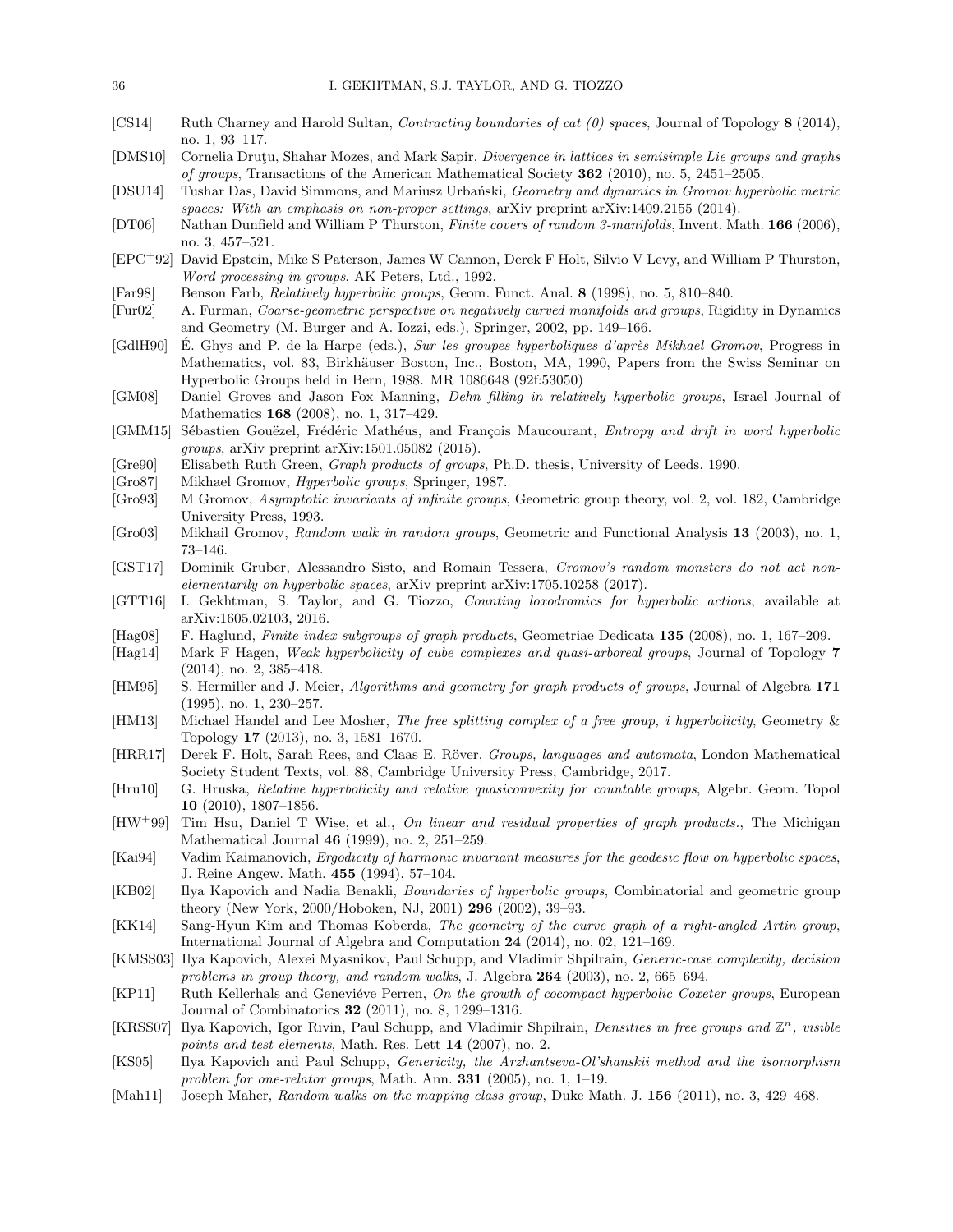[CS14] Ruth Charney and Harold Sultan, *Contracting boundaries of cat (0) spaces*, Journal of Topology **8** (2014), no. 1, 93–117.

[DMS10] Cornelia Druţu, Shahar Mozes, and Mark Sapir, *Divergence in lattices in semisimple Lie groups and graphs of groups*, Transactions of the American Mathematical Society **362** (2010), no. 5, 2451–2505.

[DSU14] Tushar Das, David Simmons, and Mariusz Urbański, *Geometry and dynamics in Gromov hyperbolic metric spaces: With an emphasis on non-proper settings*, arXiv preprint arXiv:1409.2155 (2014).

[DT06] Nathan Dunfield and William P Thurston, *Finite covers of random 3-manifolds*, Invent. Math. **166** (2006), no. 3, 457–521.

[EPC+92] David Epstein, Mike S Paterson, James W Cannon, Derek F Holt, Silvio V Levy, and William P Thurston, *Word processing in groups*, AK Peters, Ltd., 1992.

[Far98] Benson Farb, *Relatively hyperbolic groups*, Geom. Funct. Anal. **8** (1998), no. 5, 810–840.

[Fur02] A. Furman, *Coarse-geometric perspective on negatively curved manifolds and groups*, Rigidity in Dynamics and Geometry (M. Burger and A. Iozzi, eds.), Springer, 2002, pp. 149–166.

[GdlH90] É. Ghys and P. de la Harpe (eds.), *Sur les groupes hyperboliques d'après Mikhael Gromov*, Progress in Mathematics, vol. 83, Birkhäuser Boston, Inc., Boston, MA, 1990, Papers from the Swiss Seminar on Hyperbolic Groups held in Bern, 1988. MR 1086648 (92f:53050)

[GM08] Daniel Groves and Jason Fox Manning, *Dehn filling in relatively hyperbolic groups*, Israel Journal of Mathematics **168** (2008), no. 1, 317–429.

[GMM15] Sébastien Gouëzel, Frédéric Mathéus, and François Maucourant, *Entropy and drift in word hyperbolic groups*, arXiv preprint arXiv:1501.05082 (2015).

[Gre90] Elisabeth Ruth Green, *Graph products of groups*, Ph.D. thesis, University of Leeds, 1990.

[Gro87] Mikhael Gromov, *Hyperbolic groups*, Springer, 1987.

[Gro93] M Gromov, *Asymptotic invariants of infinite groups*, Geometric group theory, vol. 2, vol. 182, Cambridge University Press, 1993.

[Gro03] Mikhail Gromov, *Random walk in random groups*, Geometric and Functional Analysis **13** (2003), no. 1, 73–146.

[GST17] Dominik Gruber, Alessandro Sisto, and Romain Tessera, *Gromov's random monsters do not act non-elementarily on hyperbolic spaces*, arXiv preprint arXiv:1705.10258 (2017).

[GTT16] I. Gekhtman, S. Taylor, and G. Tiozzo, *Counting loxodromics for hyperbolic actions*, available at arXiv:1605.02103, 2016.

[Hag08] F. Haglund, *Finite index subgroups of graph products*, Geometriae Dedicata **135** (2008), no. 1, 167–209.

[Hag14] Mark F Hagen, *Weak hyperbolicity of cube complexes and quasi-arboreal groups*, Journal of Topology **7** (2014), no. 2, 385–418.

[HM95] S. Hermiller and J. Meier, *Algorithms and geometry for graph products of groups*, Journal of Algebra **171** (1995), no. 1, 230–257.

[HM13] Michael Handel and Lee Mosher, *The free splitting complex of a free group, i hyperbolicity*, Geometry & Topology **17** (2013), no. 3, 1581–1670.

[HRR17] Derek F. Holt, Sarah Rees, and Claas E. Röver, *Groups, languages and automata*, London Mathematical Society Student Texts, vol. 88, Cambridge University Press, Cambridge, 2017.

[Hru10] G. Hruska, *Relative hyperbolicity and relative quasiconvexity for countable groups*, Algebr. Geom. Topol **10** (2010), 1807–1856.

[HW+99] Tim Hsu, Daniel T Wise, et al., *On linear and residual properties of graph products.*, The Michigan Mathematical Journal **46** (1999), no. 2, 251–259.

[Kai94] Vadim Kaimanovich, *Ergodicity of harmonic invariant measures for the geodesic flow on hyperbolic spaces*, J. Reine Angew. Math. **455** (1994), 57–104.

[KB02] Ilya Kapovich and Nadia Benakli, *Boundaries of hyperbolic groups*, Combinatorial and geometric group theory (New York, 2000/Hoboken, NJ, 2001) **296** (2002), 39–93.

[KK14] Sang-Hyun Kim and Thomas Koberda, *The geometry of the curve graph of a right-angled Artin group*, International Journal of Algebra and Computation **24** (2014), no. 02, 121–169.

[KMSS03] Ilya Kapovich, Alexei Myasnikov, Paul Schupp, and Vladimir Shpilrain, *Generic-case complexity, decision problems in group theory, and random walks*, J. Algebra **264** (2003), no. 2, 665–694.

[KP11] Ruth Kellerhals and Geneviéve Perren, *On the growth of cocompact hyperbolic Coxeter groups*, European Journal of Combinatorics **32** (2011), no. 8, 1299–1316.

[KRSS07] Ilya Kapovich, Igor Rivin, Paul Schupp, and Vladimir Shpilrain, *Densities in free groups and $\mathbb{Z}^n$, visible points and test elements*, Math. Res. Lett **14** (2007), no. 2.

[KS05] Ilya Kapovich and Paul Schupp, *Genericity, the Arzhantseva-Ol'shanskii method and the isomorphism problem for one-relator groups*, Math. Ann. **331** (2005), no. 1, 1–19.

[Mah11] Joseph Maher, *Random walks on the mapping class group*, Duke Math. J. **156** (2011), no. 3, 429–468.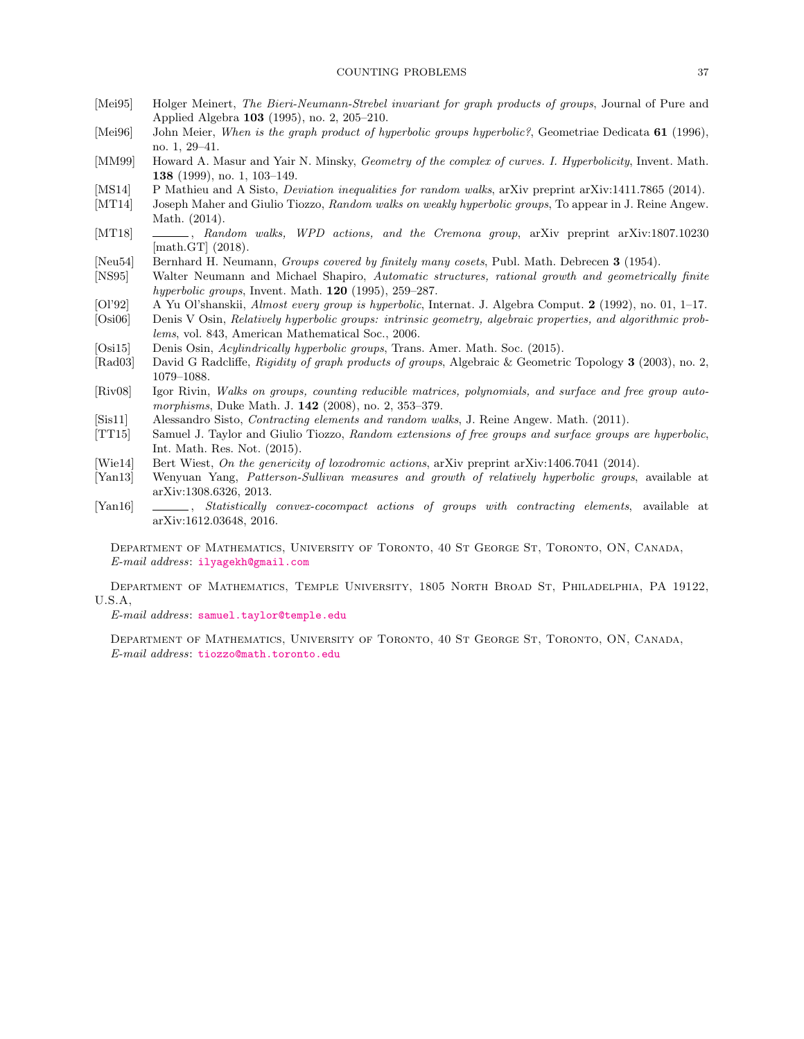[Mei95] Holger Meinert, *The Bieri-Neumann-Strebel invariant for graph products of groups*, Journal of Pure and Applied Algebra **103** (1995), no. 2, 205–210.

[Mei96] John Meier, *When is the graph product of hyperbolic groups hyperbolic?*, Geometriae Dedicata **61** (1996), no. 1, 29–41.

[MM99] Howard A. Masur and Yair N. Minsky, *Geometry of the complex of curves. I. Hyperbolicity*, Invent. Math. **138** (1999), no. 1, 103–149.

[MS14] P Mathieu and A Sisto, *Deviation inequalities for random walks*, arXiv preprint arXiv:1411.7865 (2014).

[MT14] Joseph Maher and Giulio Tiozzo, *Random walks on weakly hyperbolic groups*, To appear in J. Reine Angew. Math. (2014).

[MT18] ______, *Random walks, WPD actions, and the Cremona group*, arXiv preprint arXiv:1807.10230 [math.GT] (2018).

[Neu54] Bernhard H. Neumann, *Groups covered by finitely many cosets*, Publ. Math. Debrecen **3** (1954).

[NS95] Walter Neumann and Michael Shapiro, *Automatic structures, rational growth and geometrically finite hyperbolic groups*, Invent. Math. **120** (1995), 259–287.

[Ol'92] A Yu Ol'shanskii, *Almost every group is hyperbolic*, Internat. J. Algebra Comput. **2** (1992), no. 01, 1–17.

[Osi06] Denis V Osin, *Relatively hyperbolic groups: intrinsic geometry, algebraic properties, and algorithmic problems*, vol. 843, American Mathematical Soc., 2006.

[Osi15] Denis Osin, *Acylindrically hyperbolic groups*, Trans. Amer. Math. Soc. (2015).

[Rad03] David G Radcliffe, *Rigidity of graph products of groups*, Algebraic & Geometric Topology **3** (2003), no. 2, 1079–1088.

[Riv08] Igor Rivin, *Walks on groups, counting reducible matrices, polynomials, and surface and free group automorphisms*, Duke Math. J. **142** (2008), no. 2, 353–379.

[Sis11] Alessandro Sisto, *Contracting elements and random walks*, J. Reine Angew. Math. (2011).

[TT15] Samuel J. Taylor and Giulio Tiozzo, *Random extensions of free groups and surface groups are hyperbolic*, Int. Math. Res. Not. (2015).

[Wie14] Bert Wiest, *On the genericity of loxodromic actions*, arXiv preprint arXiv:1406.7041 (2014).

[Yan13] Wenyuan Yang, *Patterson-Sullivan measures and growth of relatively hyperbolic groups*, available at arXiv:1308.6326, 2013.

[Yan16] ______, *Statistically convex-cocompact actions of groups with contracting elements*, available at arXiv:1612.03648, 2016.

Department of Mathematics, University of Toronto, 40 St George St, Toronto, ON, Canada,
*E-mail address*: ilyagekh@gmail.com

Department of Mathematics, Temple University, 1805 North Broad St, Philadelphia, PA 19122, U.S.A,
*E-mail address*: samuel.taylor@temple.edu

Department of Mathematics, University of Toronto, 40 St George St, Toronto, ON, Canada,
*E-mail address*: tiozzo@math.toronto.edu